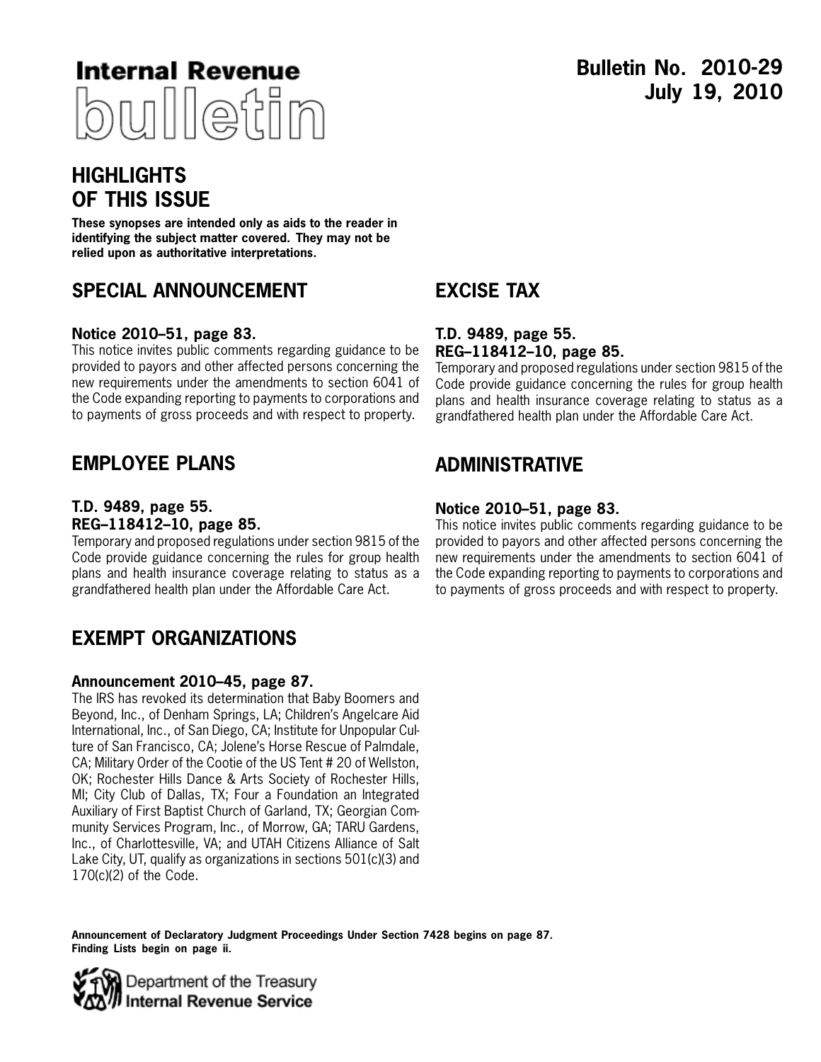# Internal Revenue bulletin

**Bulletin No. 2010-29**
**July 19, 2010**

## HIGHLIGHTS OF THIS ISSUE

**These synopses are intended only as aids to the reader in identifying the subject matter covered. They may not be relied upon as authoritative interpretations.**

## SPECIAL ANNOUNCEMENT

### Notice 2010–51, page 83.

This notice invites public comments regarding guidance to be provided to payors and other affected persons concerning the new requirements under the amendments to section 6041 of the Code expanding reporting to payments to corporations and to payments of gross proceeds and with respect to property.

## EMPLOYEE PLANS

### T.D. 9489, page 55.
### REG–118412–10, page 85.

Temporary and proposed regulations under section 9815 of the Code provide guidance concerning the rules for group health plans and health insurance coverage relating to status as a grandfathered health plan under the Affordable Care Act.

## EXEMPT ORGANIZATIONS

### Announcement 2010–45, page 87.

The IRS has revoked its determination that Baby Boomers and Beyond, Inc., of Denham Springs, LA; Children's Angelcare Aid International, Inc., of San Diego, CA; Institute for Unpopular Culture of San Francisco, CA; Jolene's Horse Rescue of Palmdale, CA; Military Order of the Cootie of the US Tent # 20 of Wellston, OK; Rochester Hills Dance & Arts Society of Rochester Hills, MI; City Club of Dallas, TX; Four a Foundation an Integrated Auxiliary of First Baptist Church of Garland, TX; Georgian Community Services Program, Inc., of Morrow, GA; TARU Gardens, Inc., of Charlottesville, VA; and UTAH Citizens Alliance of Salt Lake City, UT, qualify as organizations in sections 501(c)(3) and 170(c)(2) of the Code.

## EXCISE TAX

### T.D. 9489, page 55.
### REG–118412–10, page 85.

Temporary and proposed regulations under section 9815 of the Code provide guidance concerning the rules for group health plans and health insurance coverage relating to status as a grandfathered health plan under the Affordable Care Act.

## ADMINISTRATIVE

### Notice 2010–51, page 83.

This notice invites public comments regarding guidance to be provided to payors and other affected persons concerning the new requirements under the amendments to section 6041 of the Code expanding reporting to payments to corporations and to payments of gross proceeds and with respect to property.

**Announcement of Declaratory Judgment Proceedings Under Section 7428 begins on page 87.**
**Finding Lists begin on page ii.**

Department of the Treasury
Internal Revenue Service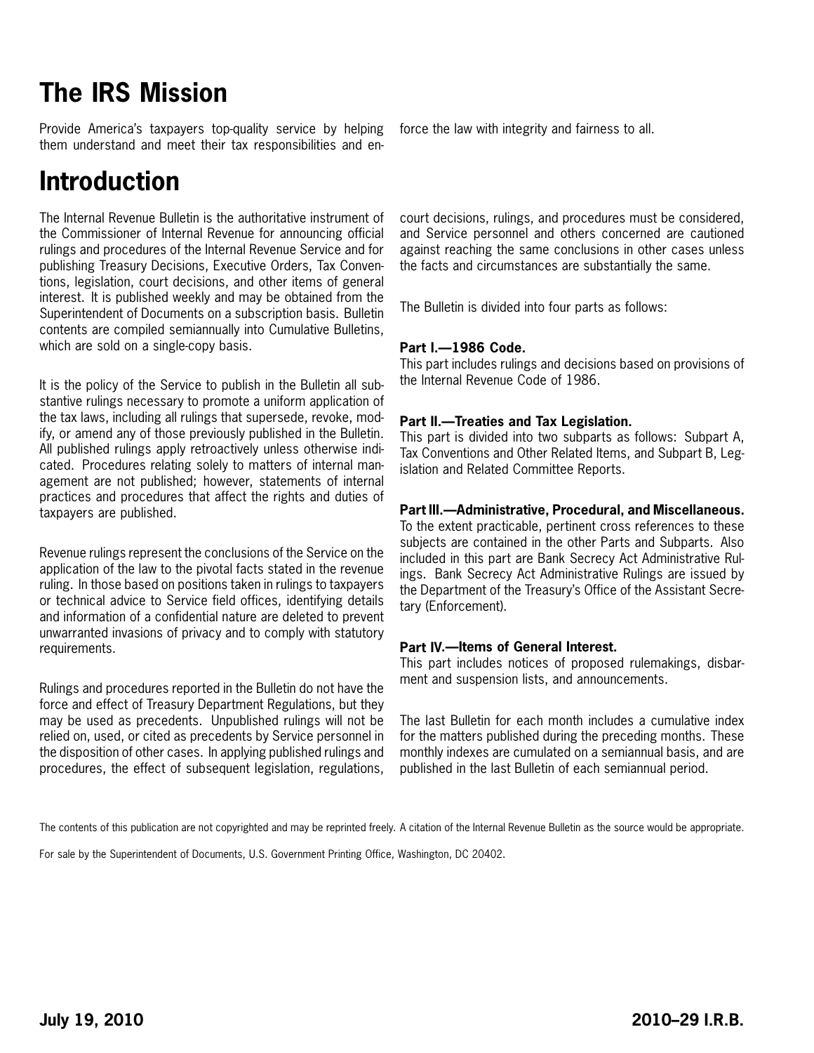# The IRS Mission

Provide America's taxpayers top-quality service by helping them understand and meet their tax responsibilities and enforce the law with integrity and fairness to all.

# Introduction

The Internal Revenue Bulletin is the authoritative instrument of the Commissioner of Internal Revenue for announcing official rulings and procedures of the Internal Revenue Service and for publishing Treasury Decisions, Executive Orders, Tax Conventions, legislation, court decisions, and other items of general interest. It is published weekly and may be obtained from the Superintendent of Documents on a subscription basis. Bulletin contents are compiled semiannually into Cumulative Bulletins, which are sold on a single-copy basis.

It is the policy of the Service to publish in the Bulletin all substantive rulings necessary to promote a uniform application of the tax laws, including all rulings that supersede, revoke, modify, or amend any of those previously published in the Bulletin. All published rulings apply retroactively unless otherwise indicated. Procedures relating solely to matters of internal management are not published; however, statements of internal practices and procedures that affect the rights and duties of taxpayers are published.

Revenue rulings represent the conclusions of the Service on the application of the law to the pivotal facts stated in the revenue ruling. In those based on positions taken in rulings to taxpayers or technical advice to Service field offices, identifying details and information of a confidential nature are deleted to prevent unwarranted invasions of privacy and to comply with statutory requirements.

Rulings and procedures reported in the Bulletin do not have the force and effect of Treasury Department Regulations, but they may be used as precedents. Unpublished rulings will not be relied on, used, or cited as precedents by Service personnel in the disposition of other cases. In applying published rulings and procedures, the effect of subsequent legislation, regulations, court decisions, rulings, and procedures must be considered, and Service personnel and others concerned are cautioned against reaching the same conclusions in other cases unless the facts and circumstances are substantially the same.

The Bulletin is divided into four parts as follows:

**Part I.—1986 Code.**
This part includes rulings and decisions based on provisions of the Internal Revenue Code of 1986.

**Part II.—Treaties and Tax Legislation.**
This part is divided into two subparts as follows: Subpart A, Tax Conventions and Other Related Items, and Subpart B, Legislation and Related Committee Reports.

**Part III.—Administrative, Procedural, and Miscellaneous.**
To the extent practicable, pertinent cross references to these subjects are contained in the other Parts and Subparts. Also included in this part are Bank Secrecy Act Administrative Rulings. Bank Secrecy Act Administrative Rulings are issued by the Department of the Treasury's Office of the Assistant Secretary (Enforcement).

**Part IV.—Items of General Interest.**
This part includes notices of proposed rulemakings, disbarment and suspension lists, and announcements.

The last Bulletin for each month includes a cumulative index for the matters published during the preceding months. These monthly indexes are cumulated on a semiannual basis, and are published in the last Bulletin of each semiannual period.

The contents of this publication are not copyrighted and may be reprinted freely. A citation of the Internal Revenue Bulletin as the source would be appropriate.

For sale by the Superintendent of Documents, U.S. Government Printing Office, Washington, DC 20402.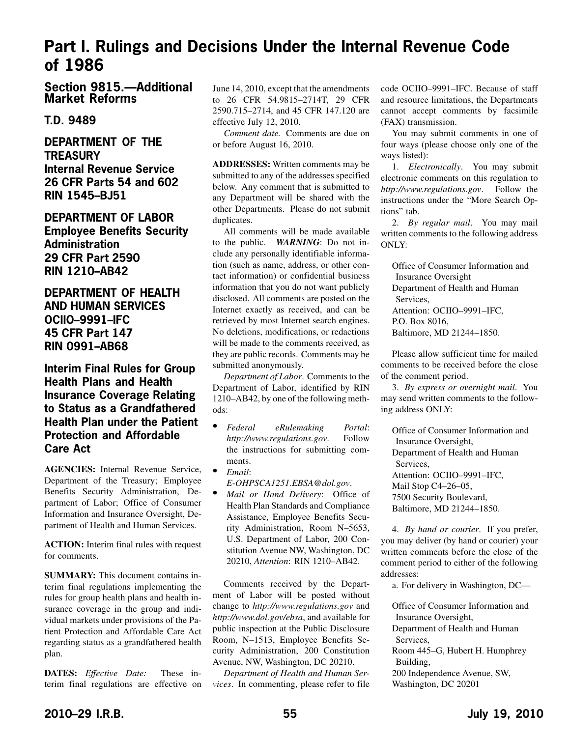# Part I. Rulings and Decisions Under the Internal Revenue Code of 1986

## Section 9815.—Additional Market Reforms

### T.D. 9489

### DEPARTMENT OF THE TREASURY
### Internal Revenue Service
### 26 CFR Parts 54 and 602
### RIN 1545–BJ51

### DEPARTMENT OF LABOR
### Employee Benefits Security Administration
### 29 CFR Part 2590
### RIN 1210–AB42

### DEPARTMENT OF HEALTH AND HUMAN SERVICES
### OCIIO–9991–IFC
### 45 CFR Part 147
### RIN 0991–AB68

## Interim Final Rules for Group Health Plans and Health Insurance Coverage Relating to Status as a Grandfathered Health Plan under the Patient Protection and Affordable Care Act

**AGENCIES:** Internal Revenue Service, Department of the Treasury; Employee Benefits Security Administration, Department of Labor; Office of Consumer Information and Insurance Oversight, Department of Health and Human Services.

**ACTION:** Interim final rules with request for comments.

**SUMMARY:** This document contains interim final regulations implementing the rules for group health plans and health insurance coverage in the group and individual markets under provisions of the Patient Protection and Affordable Care Act regarding status as a grandfathered health plan.

**DATES:** *Effective Date:* These interim final regulations are effective on June 14, 2010, except that the amendments to 26 CFR 54.9815–2714T, 29 CFR 2590.715–2714, and 45 CFR 147.120 are effective July 12, 2010.

*Comment date.* Comments are due on or before August 16, 2010.

**ADDRESSES:** Written comments may be submitted to any of the addresses specified below. Any comment that is submitted to any Department will be shared with the other Departments. Please do not submit duplicates.

All comments will be made available to the public. ***WARNING***: Do not include any personally identifiable information (such as name, address, or other contact information) or confidential business information that you do not want publicly disclosed. All comments are posted on the Internet exactly as received, and can be retrieved by most Internet search engines. No deletions, modifications, or redactions will be made to the comments received, as they are public records. Comments may be submitted anonymously.

*Department of Labor.* Comments to the Department of Labor, identified by RIN 1210–AB42, by one of the following methods:

- *Federal eRulemaking Portal*: *http://www.regulations.gov*. Follow the instructions for submitting comments.
- *Email*: *E-OHPSCA1251.EBSA@dol.gov*.
- *Mail or Hand Delivery*: Office of Health Plan Standards and Compliance Assistance, Employee Benefits Security Administration, Room N–5653, U.S. Department of Labor, 200 Constitution Avenue NW, Washington, DC 20210, *Attention*: RIN 1210–AB42.

Comments received by the Department of Labor will be posted without change to *http://www.regulations.gov* and *http://www.dol.gov/ebsa*, and available for public inspection at the Public Disclosure Room, N–1513, Employee Benefits Security Administration, 200 Constitution Avenue, NW, Washington, DC 20210.

*Department of Health and Human Services*. In commenting, please refer to file code OCIIO–9991–IFC. Because of staff and resource limitations, the Departments cannot accept comments by facsimile (FAX) transmission.

You may submit comments in one of four ways (please choose only one of the ways listed):

1. *Electronically*. You may submit electronic comments on this regulation to *http://www.regulations.gov*. Follow the instructions under the "More Search Options" tab.

2. *By regular mail*. You may mail written comments to the following address ONLY:

   Office of Consumer Information and Insurance Oversight
   Department of Health and Human Services,
   Attention: OCIIO–9991–IFC,
   P.O. Box 8016,
   Baltimore, MD 21244–1850.

   Please allow sufficient time for mailed comments to be received before the close of the comment period.

3. *By express or overnight mail*. You may send written comments to the following address ONLY:

   Office of Consumer Information and Insurance Oversight,
   Department of Health and Human Services,
   Attention: OCIIO–9991–IFC,
   Mail Stop C4–26–05,
   7500 Security Boulevard,
   Baltimore, MD 21244–1850.

4. *By hand or courier*. If you prefer, you may deliver (by hand or courier) your written comments before the close of the comment period to either of the following addresses:

   a. For delivery in Washington, DC—

   Office of Consumer Information and Insurance Oversight,
   Department of Health and Human Services,
   Room 445–G, Hubert H. Humphrey Building,
   200 Independence Avenue, SW,
   Washington, DC 20201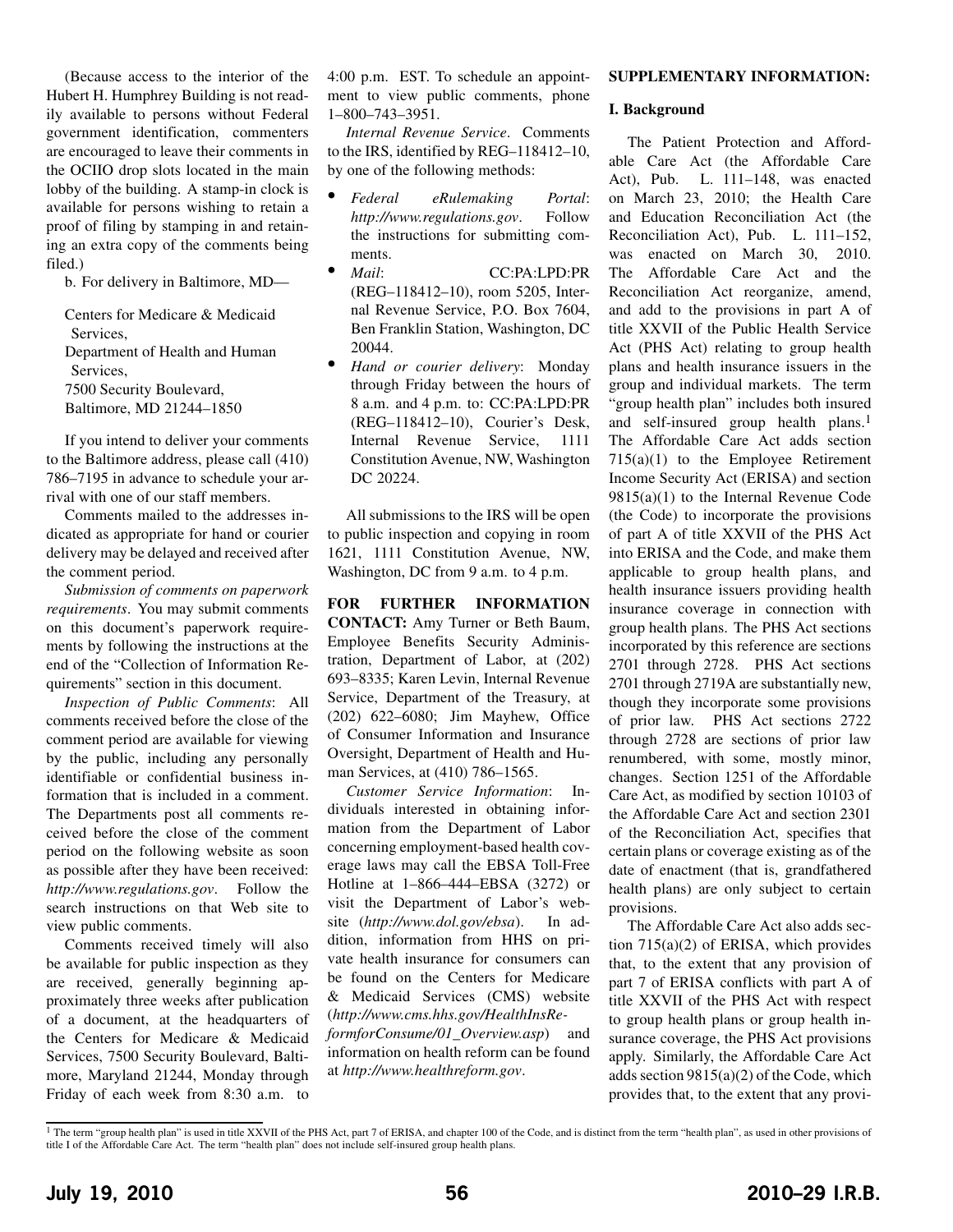(Because access to the interior of the Hubert H. Humphrey Building is not readily available to persons without Federal government identification, commenters are encouraged to leave their comments in the OCIIO drop slots located in the main lobby of the building. A stamp-in clock is available for persons wishing to retain a proof of filing by stamping in and retaining an extra copy of the comments being filed.)

b. For delivery in Baltimore, MD—

Centers for Medicare & Medicaid Services,
Department of Health and Human Services,
7500 Security Boulevard,
Baltimore, MD 21244–1850

If you intend to deliver your comments to the Baltimore address, please call (410) 786–7195 in advance to schedule your arrival with one of our staff members.

Comments mailed to the addresses indicated as appropriate for hand or courier delivery may be delayed and received after the comment period.

*Submission of comments on paperwork requirements*. You may submit comments on this document's paperwork requirements by following the instructions at the end of the "Collection of Information Requirements" section in this document.

*Inspection of Public Comments*: All comments received before the close of the comment period are available for viewing by the public, including any personally identifiable or confidential business information that is included in a comment. The Departments post all comments received before the close of the comment period on the following website as soon as possible after they have been received: *http://www.regulations.gov*. Follow the search instructions on that Web site to view public comments.

Comments received timely will also be available for public inspection as they are received, generally beginning approximately three weeks after publication of a document, at the headquarters of the Centers for Medicare & Medicaid Services, 7500 Security Boulevard, Baltimore, Maryland 21244, Monday through Friday of each week from 8:30 a.m. to 4:00 p.m. EST. To schedule an appointment to view public comments, phone 1–800–743–3951.

*Internal Revenue Service*. Comments to the IRS, identified by REG–118412–10, by one of the following methods:

- *Federal eRulemaking Portal*: *http://www.regulations.gov*. Follow the instructions for submitting comments.
- *Mail*: CC:PA:LPD:PR (REG–118412–10), room 5205, Internal Revenue Service, P.O. Box 7604, Ben Franklin Station, Washington, DC 20044.
- *Hand or courier delivery*: Monday through Friday between the hours of 8 a.m. and 4 p.m. to: CC:PA:LPD:PR (REG–118412–10), Courier's Desk, Internal Revenue Service, 1111 Constitution Avenue, NW, Washington DC 20224.

All submissions to the IRS will be open to public inspection and copying in room 1621, 1111 Constitution Avenue, NW, Washington, DC from 9 a.m. to 4 p.m.

**FOR FURTHER INFORMATION CONTACT:** Amy Turner or Beth Baum, Employee Benefits Security Administration, Department of Labor, at (202) 693–8335; Karen Levin, Internal Revenue Service, Department of the Treasury, at (202) 622–6080; Jim Mayhew, Office of Consumer Information and Insurance Oversight, Department of Health and Human Services, at (410) 786–1565.

*Customer Service Information*: Individuals interested in obtaining information from the Department of Labor concerning employment-based health coverage laws may call the EBSA Toll-Free Hotline at 1–866–444–EBSA (3272) or visit the Department of Labor's website (*http://www.dol.gov/ebsa*). In addition, information from HHS on private health insurance for consumers can be found on the Centers for Medicare & Medicaid Services (CMS) website (*http://www.cms.hhs.gov/HealthInsReformforConsume/01_Overview.asp*) and information on health reform can be found at *http://www.healthreform.gov*.

**SUPPLEMENTARY INFORMATION:**

**I. Background**

The Patient Protection and Affordable Care Act (the Affordable Care Act), Pub. L. 111–148, was enacted on March 23, 2010; the Health Care and Education Reconciliation Act (the Reconciliation Act), Pub. L. 111–152, was enacted on March 30, 2010. The Affordable Care Act and the Reconciliation Act reorganize, amend, and add to the provisions in part A of title XXVII of the Public Health Service Act (PHS Act) relating to group health plans and health insurance issuers in the group and individual markets. The term "group health plan" includes both insured and self-insured group health plans.[1] The Affordable Care Act adds section 715(a)(1) to the Employee Retirement Income Security Act (ERISA) and section 9815(a)(1) to the Internal Revenue Code (the Code) to incorporate the provisions of part A of title XXVII of the PHS Act into ERISA and the Code, and make them applicable to group health plans, and health insurance issuers providing health insurance coverage in connection with group health plans. The PHS Act sections incorporated by this reference are sections 2701 through 2728. PHS Act sections 2701 through 2719A are substantially new, though they incorporate some provisions of prior law. PHS Act sections 2722 through 2728 are sections of prior law renumbered, with some, mostly minor, changes. Section 1251 of the Affordable Care Act, as modified by section 10103 of the Affordable Care Act and section 2301 of the Reconciliation Act, specifies that certain plans or coverage existing as of the date of enactment (that is, grandfathered health plans) are only subject to certain provisions.

The Affordable Care Act also adds section 715(a)(2) of ERISA, which provides that, to the extent that any provision of part 7 of ERISA conflicts with part A of title XXVII of the PHS Act with respect to group health plans or group health insurance coverage, the PHS Act provisions apply. Similarly, the Affordable Care Act adds section 9815(a)(2) of the Code, which provides that, to the extent that any provi-

[1] The term "group health plan" is used in title XXVII of the PHS Act, part 7 of ERISA, and chapter 100 of the Code, and is distinct from the term "health plan", as used in other provisions of title I of the Affordable Care Act. The term "health plan" does not include self-insured group health plans.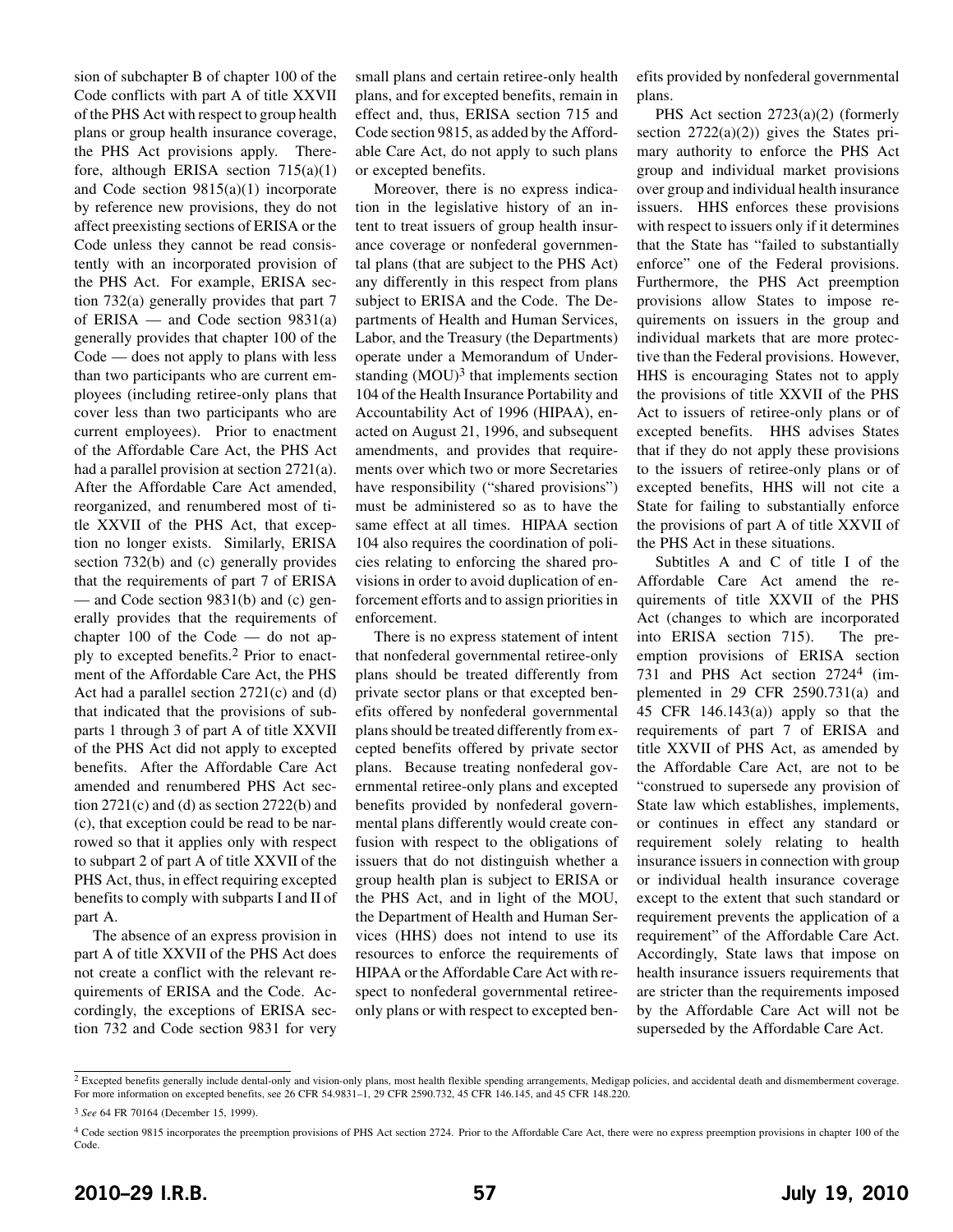sion of subchapter B of chapter 100 of the Code conflicts with part A of title XXVII of the PHS Act with respect to group health plans or group health insurance coverage, the PHS Act provisions apply. Therefore, although ERISA section 715(a)(1) and Code section 9815(a)(1) incorporate by reference new provisions, they do not affect preexisting sections of ERISA or the Code unless they cannot be read consistently with an incorporated provision of the PHS Act. For example, ERISA section 732(a) generally provides that part 7 of ERISA — and Code section 9831(a) generally provides that chapter 100 of the Code — does not apply to plans with less than two participants who are current employees (including retiree-only plans that cover less than two participants who are current employees). Prior to enactment of the Affordable Care Act, the PHS Act had a parallel provision at section 2721(a). After the Affordable Care Act amended, reorganized, and renumbered most of title XXVII of the PHS Act, that exception no longer exists. Similarly, ERISA section 732(b) and (c) generally provides that the requirements of part 7 of ERISA — and Code section 9831(b) and (c) generally provides that the requirements of chapter 100 of the Code — do not apply to excepted benefits.[2] Prior to enactment of the Affordable Care Act, the PHS Act had a parallel section 2721(c) and (d) that indicated that the provisions of subparts 1 through 3 of part A of title XXVII of the PHS Act did not apply to excepted benefits. After the Affordable Care Act amended and renumbered PHS Act section 2721(c) and (d) as section 2722(b) and (c), that exception could be read to be narrowed so that it applies only with respect to subpart 2 of part A of title XXVII of the PHS Act, thus, in effect requiring excepted benefits to comply with subparts I and II of part A.

The absence of an express provision in part A of title XXVII of the PHS Act does not create a conflict with the relevant requirements of ERISA and the Code. Accordingly, the exceptions of ERISA section 732 and Code section 9831 for very small plans and certain retiree-only health plans, and for excepted benefits, remain in effect and, thus, ERISA section 715 and Code section 9815, as added by the Affordable Care Act, do not apply to such plans or excepted benefits.

Moreover, there is no express indication in the legislative history of an intent to treat issuers of group health insurance coverage or nonfederal governmental plans (that are subject to the PHS Act) any differently in this respect from plans subject to ERISA and the Code. The Departments of Health and Human Services, Labor, and the Treasury (the Departments) operate under a Memorandum of Understanding (MOU)[3] that implements section 104 of the Health Insurance Portability and Accountability Act of 1996 (HIPAA), enacted on August 21, 1996, and subsequent amendments, and provides that requirements over which two or more Secretaries have responsibility ("shared provisions") must be administered so as to have the same effect at all times. HIPAA section 104 also requires the coordination of policies relating to enforcing the shared provisions in order to avoid duplication of enforcement efforts and to assign priorities in enforcement.

There is no express statement of intent that nonfederal governmental retiree-only plans should be treated differently from private sector plans or that excepted benefits offered by nonfederal governmental plans should be treated differently from excepted benefits offered by private sector plans. Because treating nonfederal governmental retiree-only plans and excepted benefits provided by nonfederal governmental plans differently would create confusion with respect to the obligations of issuers that do not distinguish whether a group health plan is subject to ERISA or the PHS Act, and in light of the MOU, the Department of Health and Human Services (HHS) does not intend to use its resources to enforce the requirements of HIPAA or the Affordable Care Act with respect to nonfederal governmental retiree-only plans or with respect to excepted benefits provided by nonfederal governmental plans.

PHS Act section 2723(a)(2) (formerly section 2722(a)(2)) gives the States primary authority to enforce the PHS Act group and individual market provisions over group and individual health insurance issuers. HHS enforces these provisions with respect to issuers only if it determines that the State has "failed to substantially enforce" one of the Federal provisions. Furthermore, the PHS Act preemption provisions allow States to impose requirements on issuers in the group and individual markets that are more protective than the Federal provisions. However, HHS is encouraging States not to apply the provisions of title XXVII of the PHS Act to issuers of retiree-only plans or of excepted benefits. HHS advises States that if they do not apply these provisions to the issuers of retiree-only plans or of excepted benefits, HHS will not cite a State for failing to substantially enforce the provisions of part A of title XXVII of the PHS Act in these situations.

Subtitles A and C of title I of the Affordable Care Act amend the requirements of title XXVII of the PHS Act (changes to which are incorporated into ERISA section 715). The preemption provisions of ERISA section 731 and PHS Act section 2724[4] (implemented in 29 CFR 2590.731(a) and 45 CFR 146.143(a)) apply so that the requirements of part 7 of ERISA and title XXVII of PHS Act, as amended by the Affordable Care Act, are not to be "construed to supersede any provision of State law which establishes, implements, or continues in effect any standard or requirement solely relating to health insurance issuers in connection with group or individual health insurance coverage except to the extent that such standard or requirement prevents the application of a requirement" of the Affordable Care Act. Accordingly, State laws that impose on health insurance issuers requirements that are stricter than the requirements imposed by the Affordable Care Act will not be superseded by the Affordable Care Act.

---

[2] Excepted benefits generally include dental-only and vision-only plans, most health flexible spending arrangements, Medigap policies, and accidental death and dismemberment coverage. For more information on excepted benefits, see 26 CFR 54.9831–1, 29 CFR 2590.732, 45 CFR 146.145, and 45 CFR 148.220.

[3] *See* 64 FR 70164 (December 15, 1999).

[4] Code section 9815 incorporates the preemption provisions of PHS Act section 2724. Prior to the Affordable Care Act, there were no express preemption provisions in chapter 100 of the Code.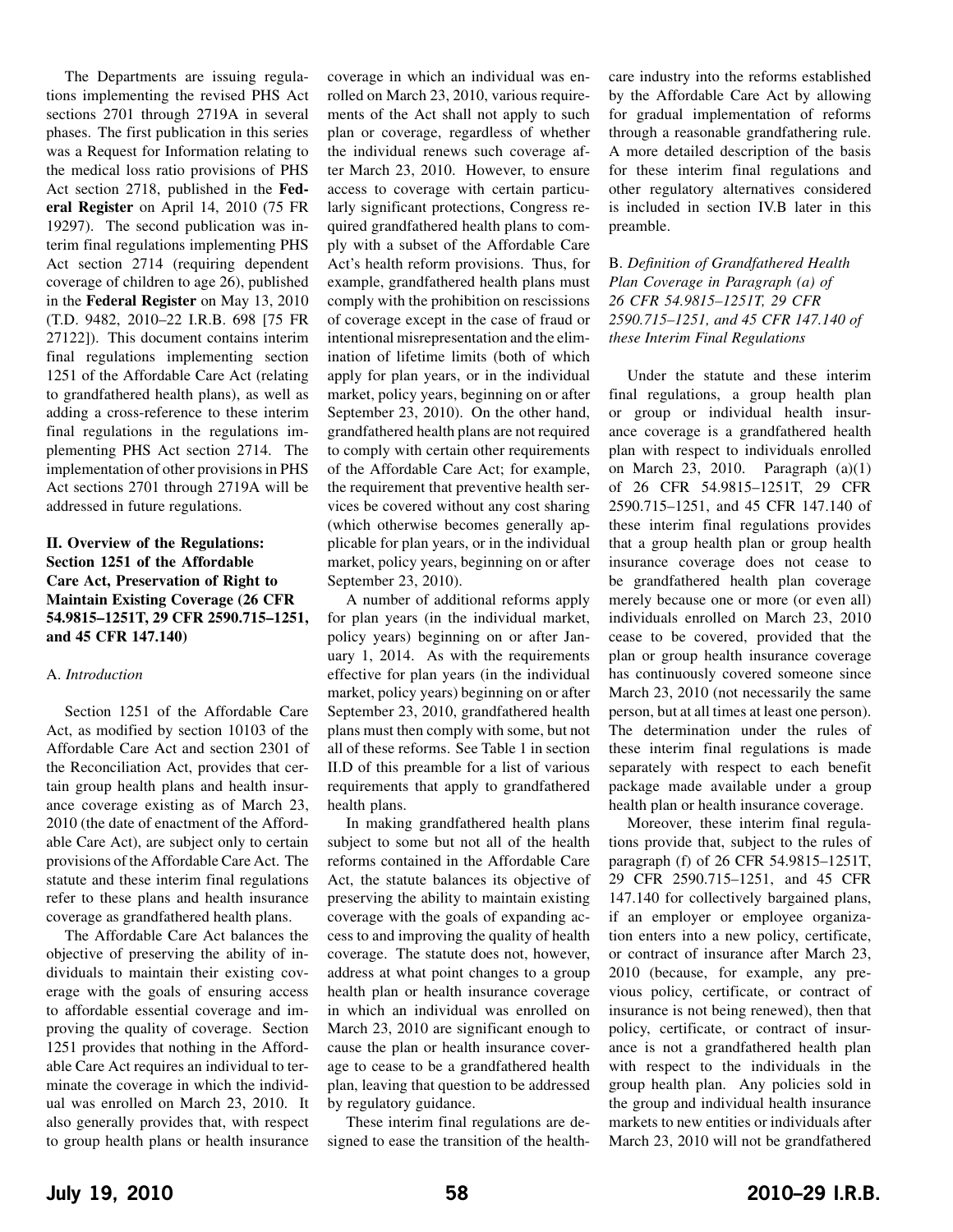The Departments are issuing regulations implementing the revised PHS Act sections 2701 through 2719A in several phases. The first publication in this series was a Request for Information relating to the medical loss ratio provisions of PHS Act section 2718, published in the **Federal Register** on April 14, 2010 (75 FR 19297). The second publication was interim final regulations implementing PHS Act section 2714 (requiring dependent coverage of children to age 26), published in the **Federal Register** on May 13, 2010 (T.D. 9482, 2010–22 I.R.B. 698 [75 FR 27122]). This document contains interim final regulations implementing section 1251 of the Affordable Care Act (relating to grandfathered health plans), as well as adding a cross-reference to these interim final regulations in the regulations implementing PHS Act section 2714. The implementation of other provisions in PHS Act sections 2701 through 2719A will be addressed in future regulations.

## II. Overview of the Regulations: Section 1251 of the Affordable Care Act, Preservation of Right to Maintain Existing Coverage (26 CFR 54.9815–1251T, 29 CFR 2590.715–1251, and 45 CFR 147.140)

### A. *Introduction*

Section 1251 of the Affordable Care Act, as modified by section 10103 of the Affordable Care Act and section 2301 of the Reconciliation Act, provides that certain group health plans and health insurance coverage existing as of March 23, 2010 (the date of enactment of the Affordable Care Act), are subject only to certain provisions of the Affordable Care Act. The statute and these interim final regulations refer to these plans and health insurance coverage as grandfathered health plans.

The Affordable Care Act balances the objective of preserving the ability of individuals to maintain their existing coverage with the goals of ensuring access to affordable essential coverage and improving the quality of coverage. Section 1251 provides that nothing in the Affordable Care Act requires an individual to terminate the coverage in which the individual was enrolled on March 23, 2010. It also generally provides that, with respect to group health plans or health insurance coverage in which an individual was enrolled on March 23, 2010, various requirements of the Act shall not apply to such plan or coverage, regardless of whether the individual renews such coverage after March 23, 2010. However, to ensure access to coverage with certain particularly significant protections, Congress required grandfathered health plans to comply with a subset of the Affordable Care Act's health reform provisions. Thus, for example, grandfathered health plans must comply with the prohibition on rescissions of coverage except in the case of fraud or intentional misrepresentation and the elimination of lifetime limits (both of which apply for plan years, or in the individual market, policy years, beginning on or after September 23, 2010). On the other hand, grandfathered health plans are not required to comply with certain other requirements of the Affordable Care Act; for example, the requirement that preventive health services be covered without any cost sharing (which otherwise becomes generally applicable for plan years, or in the individual market, policy years, beginning on or after September 23, 2010).

A number of additional reforms apply for plan years (in the individual market, policy years) beginning on or after January 1, 2014. As with the requirements effective for plan years (in the individual market, policy years) beginning on or after September 23, 2010, grandfathered health plans must then comply with some, but not all of these reforms. See Table 1 in section II.D of this preamble for a list of various requirements that apply to grandfathered health plans.

In making grandfathered health plans subject to some but not all of the health reforms contained in the Affordable Care Act, the statute balances its objective of preserving the ability to maintain existing coverage with the goals of expanding access to and improving the quality of health coverage. The statute does not, however, address at what point changes to a group health plan or health insurance coverage in which an individual was enrolled on March 23, 2010 are significant enough to cause the plan or health insurance coverage to cease to be a grandfathered health plan, leaving that question to be addressed by regulatory guidance.

These interim final regulations are designed to ease the transition of the healthcare industry into the reforms established by the Affordable Care Act by allowing for gradual implementation of reforms through a reasonable grandfathering rule. A more detailed description of the basis for these interim final regulations and other regulatory alternatives considered is included in section IV.B later in this preamble.

### B. *Definition of Grandfathered Health Plan Coverage in Paragraph (a) of 26 CFR 54.9815–1251T, 29 CFR 2590.715–1251, and 45 CFR 147.140 of these Interim Final Regulations*

Under the statute and these interim final regulations, a group health plan or group or individual health insurance coverage is a grandfathered health plan with respect to individuals enrolled on March 23, 2010. Paragraph (a)(1) of 26 CFR 54.9815–1251T, 29 CFR 2590.715–1251, and 45 CFR 147.140 of these interim final regulations provides that a group health plan or group health insurance coverage does not cease to be grandfathered health plan coverage merely because one or more (or even all) individuals enrolled on March 23, 2010 cease to be covered, provided that the plan or group health insurance coverage has continuously covered someone since March 23, 2010 (not necessarily the same person, but at all times at least one person). The determination under the rules of these interim final regulations is made separately with respect to each benefit package made available under a group health plan or health insurance coverage.

Moreover, these interim final regulations provide that, subject to the rules of paragraph (f) of 26 CFR 54.9815–1251T, 29 CFR 2590.715–1251, and 45 CFR 147.140 for collectively bargained plans, if an employer or employee organization enters into a new policy, certificate, or contract of insurance after March 23, 2010 (because, for example, any previous policy, certificate, or contract of insurance is not being renewed), then that policy, certificate, or contract of insurance is not a grandfathered health plan with respect to the individuals in the group health plan. Any policies sold in the group and individual health insurance markets to new entities or individuals after March 23, 2010 will not be grandfathered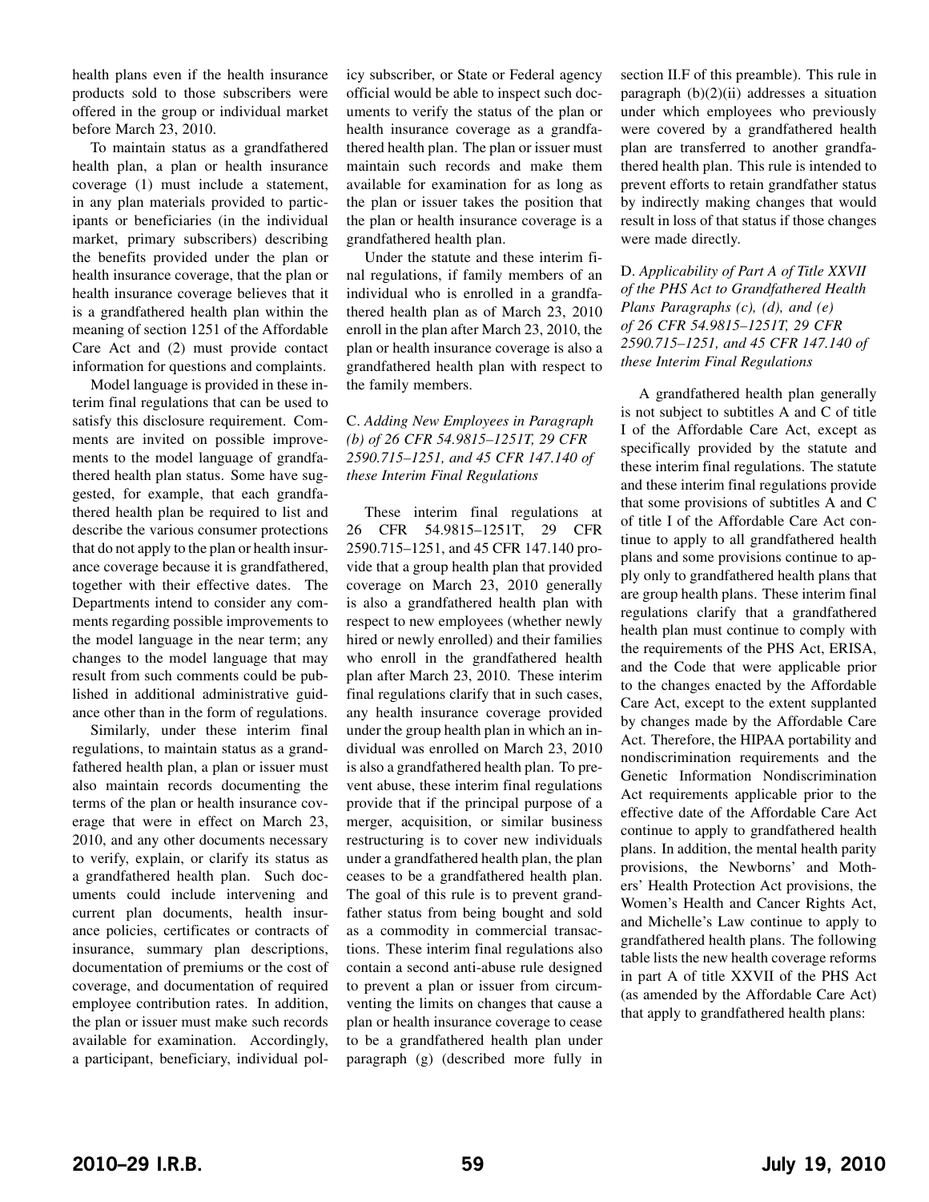health plans even if the health insurance products sold to those subscribers were offered in the group or individual market before March 23, 2010.

To maintain status as a grandfathered health plan, a plan or health insurance coverage (1) must include a statement, in any plan materials provided to participants or beneficiaries (in the individual market, primary subscribers) describing the benefits provided under the plan or health insurance coverage, that the plan or health insurance coverage believes that it is a grandfathered health plan within the meaning of section 1251 of the Affordable Care Act and (2) must provide contact information for questions and complaints.

Model language is provided in these interim final regulations that can be used to satisfy this disclosure requirement. Comments are invited on possible improvements to the model language of grandfathered health plan status. Some have suggested, for example, that each grandfathered health plan be required to list and describe the various consumer protections that do not apply to the plan or health insurance coverage because it is grandfathered, together with their effective dates. The Departments intend to consider any comments regarding possible improvements to the model language in the near term; any changes to the model language that may result from such comments could be published in additional administrative guidance other than in the form of regulations.

Similarly, under these interim final regulations, to maintain status as a grandfathered health plan, a plan or issuer must also maintain records documenting the terms of the plan or health insurance coverage that were in effect on March 23, 2010, and any other documents necessary to verify, explain, or clarify its status as a grandfathered health plan. Such documents could include intervening and current plan documents, health insurance policies, certificates or contracts of insurance, summary plan descriptions, documentation of premiums or the cost of coverage, and documentation of required employee contribution rates. In addition, the plan or issuer must make such records available for examination. Accordingly, a participant, beneficiary, individual policy subscriber, or State or Federal agency official would be able to inspect such documents to verify the status of the plan or health insurance coverage as a grandfathered health plan. The plan or issuer must maintain such records and make them available for examination for as long as the plan or issuer takes the position that the plan or health insurance coverage is a grandfathered health plan.

Under the statute and these interim final regulations, if family members of an individual who is enrolled in a grandfathered health plan as of March 23, 2010 enroll in the plan after March 23, 2010, the plan or health insurance coverage is also a grandfathered health plan with respect to the family members.

### C. *Adding New Employees in Paragraph (b) of 26 CFR 54.9815–1251T, 29 CFR 2590.715–1251, and 45 CFR 147.140 of these Interim Final Regulations*

These interim final regulations at 26 CFR 54.9815–1251T, 29 CFR 2590.715–1251, and 45 CFR 147.140 provide that a group health plan that provided coverage on March 23, 2010 generally is also a grandfathered health plan with respect to new employees (whether newly hired or newly enrolled) and their families who enroll in the grandfathered health plan after March 23, 2010. These interim final regulations clarify that in such cases, any health insurance coverage provided under the group health plan in which an individual was enrolled on March 23, 2010 is also a grandfathered health plan. To prevent abuse, these interim final regulations provide that if the principal purpose of a merger, acquisition, or similar business restructuring is to cover new individuals under a grandfathered health plan, the plan ceases to be a grandfathered health plan. The goal of this rule is to prevent grandfather status from being bought and sold as a commodity in commercial transactions. These interim final regulations also contain a second anti-abuse rule designed to prevent a plan or issuer from circumventing the limits on changes that cause a plan or health insurance coverage to cease to be a grandfathered health plan under paragraph (g) (described more fully in section II.F of this preamble). This rule in paragraph (b)(2)(ii) addresses a situation under which employees who previously were covered by a grandfathered health plan are transferred to another grandfathered health plan. This rule is intended to prevent efforts to retain grandfather status by indirectly making changes that would result in loss of that status if those changes were made directly.

### D. *Applicability of Part A of Title XXVII of the PHS Act to Grandfathered Health Plans Paragraphs (c), (d), and (e) of 26 CFR 54.9815–1251T, 29 CFR 2590.715–1251, and 45 CFR 147.140 of these Interim Final Regulations*

A grandfathered health plan generally is not subject to subtitles A and C of title I of the Affordable Care Act, except as specifically provided by the statute and these interim final regulations. The statute and these interim final regulations provide that some provisions of subtitles A and C of title I of the Affordable Care Act continue to apply to all grandfathered health plans and some provisions continue to apply only to grandfathered health plans that are group health plans. These interim final regulations clarify that a grandfathered health plan must continue to comply with the requirements of the PHS Act, ERISA, and the Code that were applicable prior to the changes enacted by the Affordable Care Act, except to the extent supplanted by changes made by the Affordable Care Act. Therefore, the HIPAA portability and nondiscrimination requirements and the Genetic Information Nondiscrimination Act requirements applicable prior to the effective date of the Affordable Care Act continue to apply to grandfathered health plans. In addition, the mental health parity provisions, the Newborns' and Mothers' Health Protection Act provisions, the Women's Health and Cancer Rights Act, and Michelle's Law continue to apply to grandfathered health plans. The following table lists the new health coverage reforms in part A of title XXVII of the PHS Act (as amended by the Affordable Care Act) that apply to grandfathered health plans: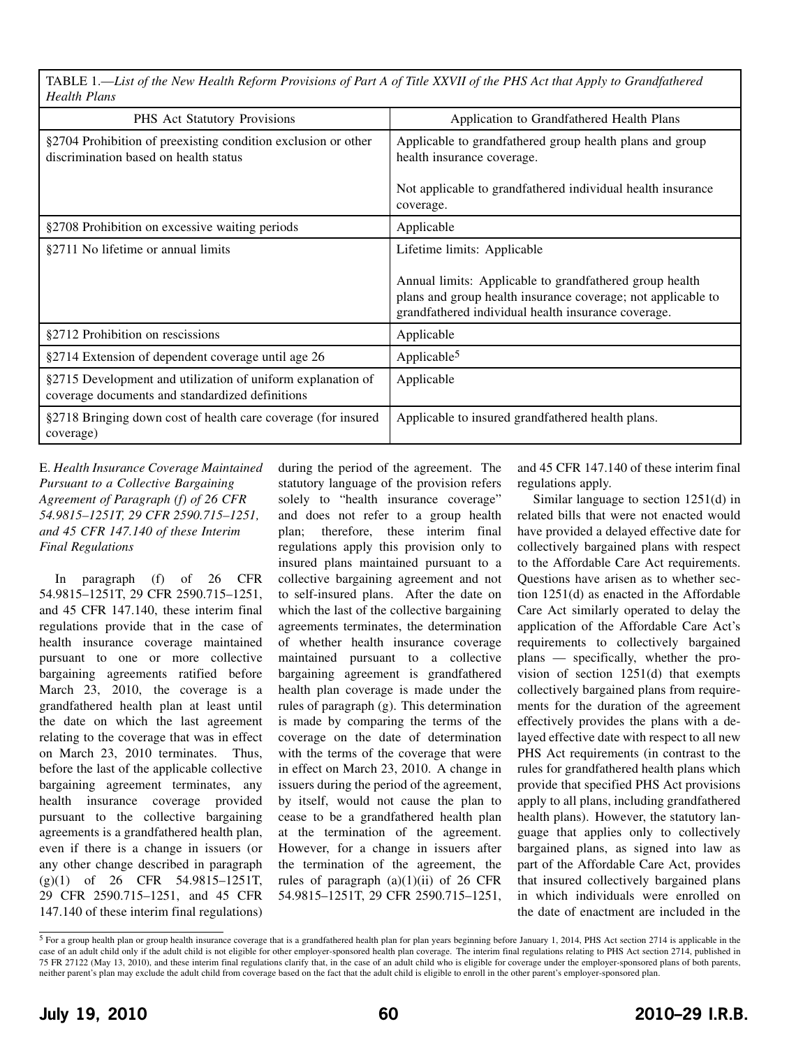TABLE 1.—*List of the New Health Reform Provisions of Part A of Title XXVII of the PHS Act that Apply to Grandfathered Health Plans*

| PHS Act Statutory Provisions | Application to Grandfathered Health Plans |
|---|---|
| §2704 Prohibition of preexisting condition exclusion or other discrimination based on health status | Applicable to grandfathered group health plans and group health insurance coverage.<br><br>Not applicable to grandfathered individual health insurance coverage. |
| §2708 Prohibition on excessive waiting periods | Applicable |
| §2711 No lifetime or annual limits | Lifetime limits: Applicable<br><br>Annual limits: Applicable to grandfathered group health plans and group health insurance coverage; not applicable to grandfathered individual health insurance coverage. |
| §2712 Prohibition on rescissions | Applicable |
| §2714 Extension of dependent coverage until age 26 | Applicable[5] |
| §2715 Development and utilization of uniform explanation of coverage documents and standardized definitions | Applicable |
| §2718 Bringing down cost of health care coverage (for insured coverage) | Applicable to insured grandfathered health plans. |

E. *Health Insurance Coverage Maintained Pursuant to a Collective Bargaining Agreement of Paragraph (f) of 26 CFR 54.9815–1251T, 29 CFR 2590.715–1251, and 45 CFR 147.140 of these Interim Final Regulations*

In paragraph (f) of 26 CFR 54.9815–1251T, 29 CFR 2590.715–1251, and 45 CFR 147.140, these interim final regulations provide that in the case of health insurance coverage maintained pursuant to one or more collective bargaining agreements ratified before March 23, 2010, the coverage is a grandfathered health plan at least until the date on which the last agreement relating to the coverage that was in effect on March 23, 2010 terminates. Thus, before the last of the applicable collective bargaining agreement terminates, any health insurance coverage provided pursuant to the collective bargaining agreements is a grandfathered health plan, even if there is a change in issuers (or any other change described in paragraph (g)(1) of 26 CFR 54.9815–1251T, 29 CFR 2590.715–1251, and 45 CFR 147.140 of these interim final regulations) during the period of the agreement. The statutory language of the provision refers solely to "health insurance coverage" and does not refer to a group health plan; therefore, these interim final regulations apply this provision only to insured plans maintained pursuant to a collective bargaining agreement and not to self-insured plans. After the date on which the last of the collective bargaining agreements terminates, the determination of whether health insurance coverage maintained pursuant to a collective bargaining agreement is grandfathered health plan coverage is made under the rules of paragraph (g). This determination is made by comparing the terms of the coverage on the date of determination with the terms of the coverage that were in effect on March 23, 2010. A change in issuers during the period of the agreement, by itself, would not cause the plan to cease to be a grandfathered health plan at the termination of the agreement. However, for a change in issuers after the termination of the agreement, the rules of paragraph (a)(1)(ii) of 26 CFR 54.9815–1251T, 29 CFR 2590.715–1251, and 45 CFR 147.140 of these interim final regulations apply.

Similar language to section 1251(d) in related bills that were not enacted would have provided a delayed effective date for collectively bargained plans with respect to the Affordable Care Act requirements. Questions have arisen as to whether section 1251(d) as enacted in the Affordable Care Act similarly operated to delay the application of the Affordable Care Act's requirements to collectively bargained plans — specifically, whether the provision of section 1251(d) that exempts collectively bargained plans from requirements for the duration of the agreement effectively provides the plans with a delayed effective date with respect to all new PHS Act requirements (in contrast to the rules for grandfathered health plans which provide that specified PHS Act provisions apply to all plans, including grandfathered health plans). However, the statutory language that applies only to collectively bargained plans, as signed into law as part of the Affordable Care Act, provides that insured collectively bargained plans in which individuals were enrolled on the date of enactment are included in the

[5] For a group health plan or group health insurance coverage that is a grandfathered health plan for plan years beginning before January 1, 2014, PHS Act section 2714 is applicable in the case of an adult child only if the adult child is not eligible for other employer-sponsored health plan coverage. The interim final regulations relating to PHS Act section 2714, published in 75 FR 27122 (May 13, 2010), and these interim final regulations clarify that, in the case of an adult child who is eligible for coverage under the employer-sponsored plans of both parents, neither parent's plan may exclude the adult child from coverage based on the fact that the adult child is eligible to enroll in the other parent's employer-sponsored plan.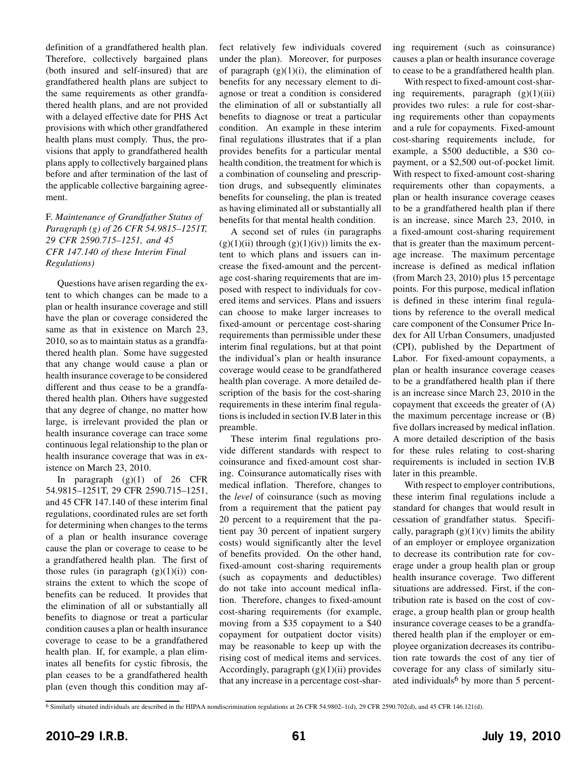definition of a grandfathered health plan. Therefore, collectively bargained plans (both insured and self-insured) that are grandfathered health plans are subject to the same requirements as other grandfathered health plans, and are not provided with a delayed effective date for PHS Act provisions with which other grandfathered health plans must comply. Thus, the provisions that apply to grandfathered health plans apply to collectively bargained plans before and after termination of the last of the applicable collective bargaining agreement.

### F. *Maintenance of Grandfather Status of Paragraph (g) of 26 CFR 54.9815–1251T, 29 CFR 2590.715–1251, and 45 CFR 147.140 of these Interim Final Regulations)*

Questions have arisen regarding the extent to which changes can be made to a plan or health insurance coverage and still have the plan or coverage considered the same as that in existence on March 23, 2010, so as to maintain status as a grandfathered health plan. Some have suggested that any change would cause a plan or health insurance coverage to be considered different and thus cease to be a grandfathered health plan. Others have suggested that any degree of change, no matter how large, is irrelevant provided the plan or health insurance coverage can trace some continuous legal relationship to the plan or health insurance coverage that was in existence on March 23, 2010.

In paragraph (g)(1) of 26 CFR 54.9815–1251T, 29 CFR 2590.715–1251, and 45 CFR 147.140 of these interim final regulations, coordinated rules are set forth for determining when changes to the terms of a plan or health insurance coverage cause the plan or coverage to cease to be a grandfathered health plan. The first of those rules (in paragraph (g)(1)(i)) constrains the extent to which the scope of benefits can be reduced. It provides that the elimination of all or substantially all benefits to diagnose or treat a particular condition causes a plan or health insurance coverage to cease to be a grandfathered health plan. If, for example, a plan eliminates all benefits for cystic fibrosis, the plan ceases to be a grandfathered health plan (even though this condition may affect relatively few individuals covered under the plan). Moreover, for purposes of paragraph (g)(1)(i), the elimination of benefits for any necessary element to diagnose or treat a condition is considered the elimination of all or substantially all benefits to diagnose or treat a particular condition. An example in these interim final regulations illustrates that if a plan provides benefits for a particular mental health condition, the treatment for which is a combination of counseling and prescription drugs, and subsequently eliminates benefits for counseling, the plan is treated as having eliminated all or substantially all benefits for that mental health condition.

A second set of rules (in paragraphs (g)(1)(ii) through (g)(1)(iv)) limits the extent to which plans and issuers can increase the fixed-amount and the percentage cost-sharing requirements that are imposed with respect to individuals for covered items and services. Plans and issuers can choose to make larger increases to fixed-amount or percentage cost-sharing requirements than permissible under these interim final regulations, but at that point the individual's plan or health insurance coverage would cease to be grandfathered health plan coverage. A more detailed description of the basis for the cost-sharing requirements in these interim final regulations is included in section IV.B later in this preamble.

These interim final regulations provide different standards with respect to coinsurance and fixed-amount cost sharing. Coinsurance automatically rises with medical inflation. Therefore, changes to the *level* of coinsurance (such as moving from a requirement that the patient pay 20 percent to a requirement that the patient pay 30 percent of inpatient surgery costs) would significantly alter the level of benefits provided. On the other hand, fixed-amount cost-sharing requirements (such as copayments and deductibles) do not take into account medical inflation. Therefore, changes to fixed-amount cost-sharing requirements (for example, moving from a $35 copayment to a $40 copayment for outpatient doctor visits) may be reasonable to keep up with the rising cost of medical items and services. Accordingly, paragraph (g)(1)(ii) provides that any increase in a percentage cost-sharing requirement (such as coinsurance) causes a plan or health insurance coverage to cease to be a grandfathered health plan.

With respect to fixed-amount cost-sharing requirements, paragraph (g)(1)(iii) provides two rules: a rule for cost-sharing requirements other than copayments and a rule for copayments. Fixed-amount cost-sharing requirements include, for example, a $500 deductible, a $30 copayment, or a $2,500 out-of-pocket limit. With respect to fixed-amount cost-sharing requirements other than copayments, a plan or health insurance coverage ceases to be a grandfathered health plan if there is an increase, since March 23, 2010, in a fixed-amount cost-sharing requirement that is greater than the maximum percentage increase. The maximum percentage increase is defined as medical inflation (from March 23, 2010) plus 15 percentage points. For this purpose, medical inflation is defined in these interim final regulations by reference to the overall medical care component of the Consumer Price Index for All Urban Consumers, unadjusted (CPI), published by the Department of Labor. For fixed-amount copayments, a plan or health insurance coverage ceases to be a grandfathered health plan if there is an increase since March 23, 2010 in the copayment that exceeds the greater of (A) the maximum percentage increase or (B) five dollars increased by medical inflation. A more detailed description of the basis for these rules relating to cost-sharing requirements is included in section IV.B later in this preamble.

With respect to employer contributions, these interim final regulations include a standard for changes that would result in cessation of grandfather status. Specifically, paragraph (g)(1)(v) limits the ability of an employer or employee organization to decrease its contribution rate for coverage under a group health plan or group health insurance coverage. Two different situations are addressed. First, if the contribution rate is based on the cost of coverage, a group health plan or group health insurance coverage ceases to be a grandfathered health plan if the employer or employee organization decreases its contribution rate towards the cost of any tier of coverage for any class of similarly situated individuals[6] by more than 5 percent-

[6] Similarly situated individuals are described in the HIPAA nondiscrimination regulations at 26 CFR 54.9802–1(d), 29 CFR 2590.702(d), and 45 CFR 146.121(d).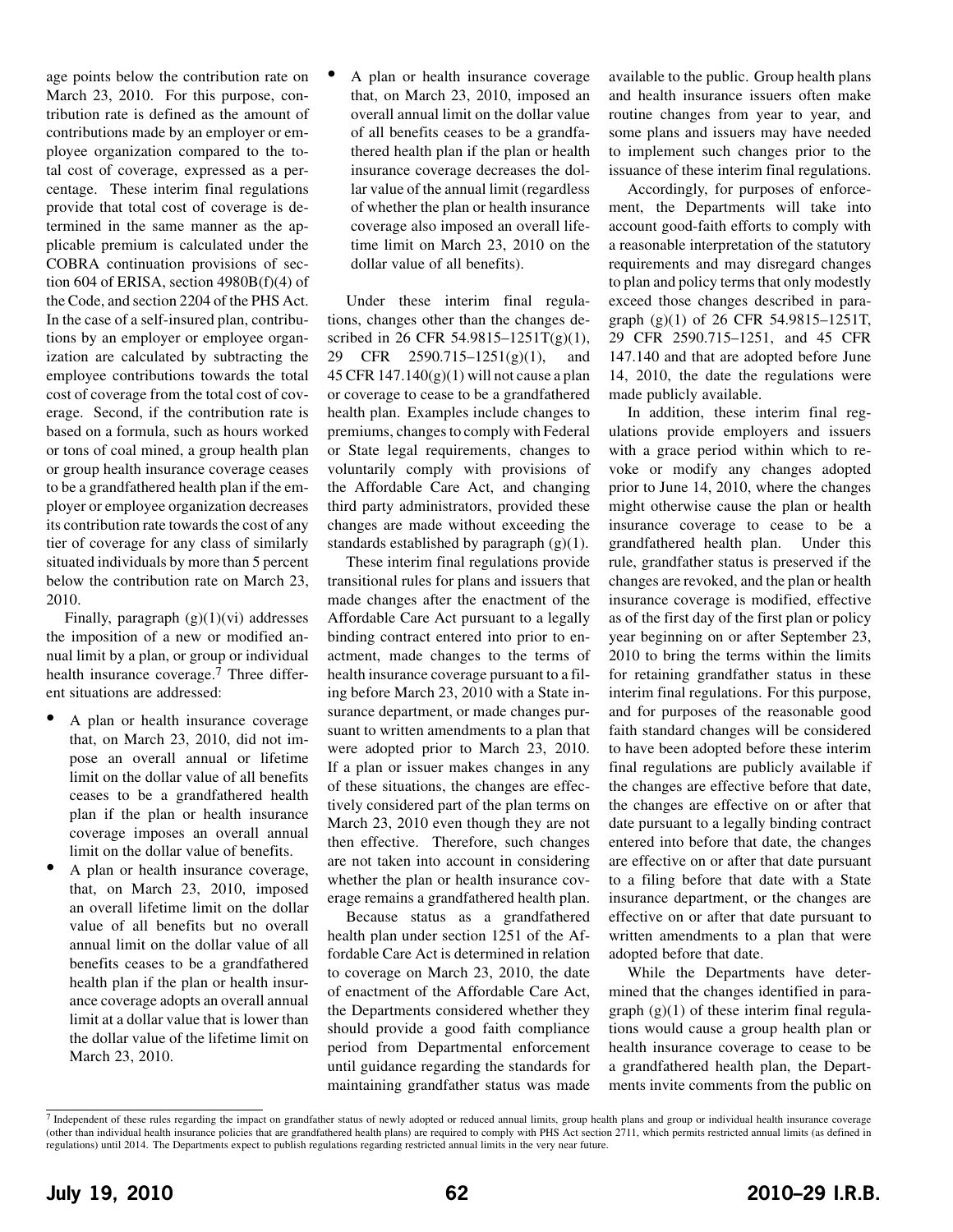age points below the contribution rate on March 23, 2010. For this purpose, contribution rate is defined as the amount of contributions made by an employer or employee organization compared to the total cost of coverage, expressed as a percentage. These interim final regulations provide that total cost of coverage is determined in the same manner as the applicable premium is calculated under the COBRA continuation provisions of section 604 of ERISA, section 4980B(f)(4) of the Code, and section 2204 of the PHS Act. In the case of a self-insured plan, contributions by an employer or employee organization are calculated by subtracting the employee contributions towards the total cost of coverage from the total cost of coverage. Second, if the contribution rate is based on a formula, such as hours worked or tons of coal mined, a group health plan or group health insurance coverage ceases to be a grandfathered health plan if the employer or employee organization decreases its contribution rate towards the cost of any tier of coverage for any class of similarly situated individuals by more than 5 percent below the contribution rate on March 23, 2010.

Finally, paragraph (g)(1)(vi) addresses the imposition of a new or modified annual limit by a plan, or group or individual health insurance coverage.[7] Three different situations are addressed:

- A plan or health insurance coverage that, on March 23, 2010, did not impose an overall annual or lifetime limit on the dollar value of all benefits ceases to be a grandfathered health plan if the plan or health insurance coverage imposes an overall annual limit on the dollar value of benefits.
- A plan or health insurance coverage, that, on March 23, 2010, imposed an overall lifetime limit on the dollar value of all benefits but no overall annual limit on the dollar value of all benefits ceases to be a grandfathered health plan if the plan or health insurance coverage adopts an overall annual limit at a dollar value that is lower than the dollar value of the lifetime limit on March 23, 2010.
- A plan or health insurance coverage that, on March 23, 2010, imposed an overall annual limit on the dollar value of all benefits ceases to be a grandfathered health plan if the plan or health insurance coverage decreases the dollar value of the annual limit (regardless of whether the plan or health insurance coverage also imposed an overall lifetime limit on March 23, 2010 on the dollar value of all benefits).

Under these interim final regulations, changes other than the changes described in 26 CFR 54.9815–1251T(g)(1), 29 CFR 2590.715–1251(g)(1), and 45 CFR 147.140(g)(1) will not cause a plan or coverage to cease to be a grandfathered health plan. Examples include changes to premiums, changes to comply with Federal or State legal requirements, changes to voluntarily comply with provisions of the Affordable Care Act, and changing third party administrators, provided these changes are made without exceeding the standards established by paragraph (g)(1).

These interim final regulations provide transitional rules for plans and issuers that made changes after the enactment of the Affordable Care Act pursuant to a legally binding contract entered into prior to enactment, made changes to the terms of health insurance coverage pursuant to a filing before March 23, 2010 with a State insurance department, or made changes pursuant to written amendments to a plan that were adopted prior to March 23, 2010. If a plan or issuer makes changes in any of these situations, the changes are effectively considered part of the plan terms on March 23, 2010 even though they are not then effective. Therefore, such changes are not taken into account in considering whether the plan or health insurance coverage remains a grandfathered health plan.

Because status as a grandfathered health plan under section 1251 of the Affordable Care Act is determined in relation to coverage on March 23, 2010, the date of enactment of the Affordable Care Act, the Departments considered whether they should provide a good faith compliance period from Departmental enforcement until guidance regarding the standards for maintaining grandfather status was made available to the public. Group health plans and health insurance issuers often make routine changes from year to year, and some plans and issuers may have needed to implement such changes prior to the issuance of these interim final regulations.

Accordingly, for purposes of enforcement, the Departments will take into account good-faith efforts to comply with a reasonable interpretation of the statutory requirements and may disregard changes to plan and policy terms that only modestly exceed those changes described in paragraph (g)(1) of 26 CFR 54.9815–1251T, 29 CFR 2590.715–1251, and 45 CFR 147.140 and that are adopted before June 14, 2010, the date the regulations were made publicly available.

In addition, these interim final regulations provide employers and issuers with a grace period within which to revoke or modify any changes adopted prior to June 14, 2010, where the changes might otherwise cause the plan or health insurance coverage to cease to be a grandfathered health plan. Under this rule, grandfather status is preserved if the changes are revoked, and the plan or health insurance coverage is modified, effective as of the first day of the first plan or policy year beginning on or after September 23, 2010 to bring the terms within the limits for retaining grandfather status in these interim final regulations. For this purpose, and for purposes of the reasonable good faith standard changes will be considered to have been adopted before these interim final regulations are publicly available if the changes are effective before that date, the changes are effective on or after that date pursuant to a legally binding contract entered into before that date, the changes are effective on or after that date pursuant to a filing before that date with a State insurance department, or the changes are effective on or after that date pursuant to written amendments to a plan that were adopted before that date.

While the Departments have determined that the changes identified in paragraph (g)(1) of these interim final regulations would cause a group health plan or health insurance coverage to cease to be a grandfathered health plan, the Departments invite comments from the public on

[7] Independent of these rules regarding the impact on grandfather status of newly adopted or reduced annual limits, group health plans and group or individual health insurance coverage (other than individual health insurance policies that are grandfathered health plans) are required to comply with PHS Act section 2711, which permits restricted annual limits (as defined in regulations) until 2014. The Departments expect to publish regulations regarding restricted annual limits in the very near future.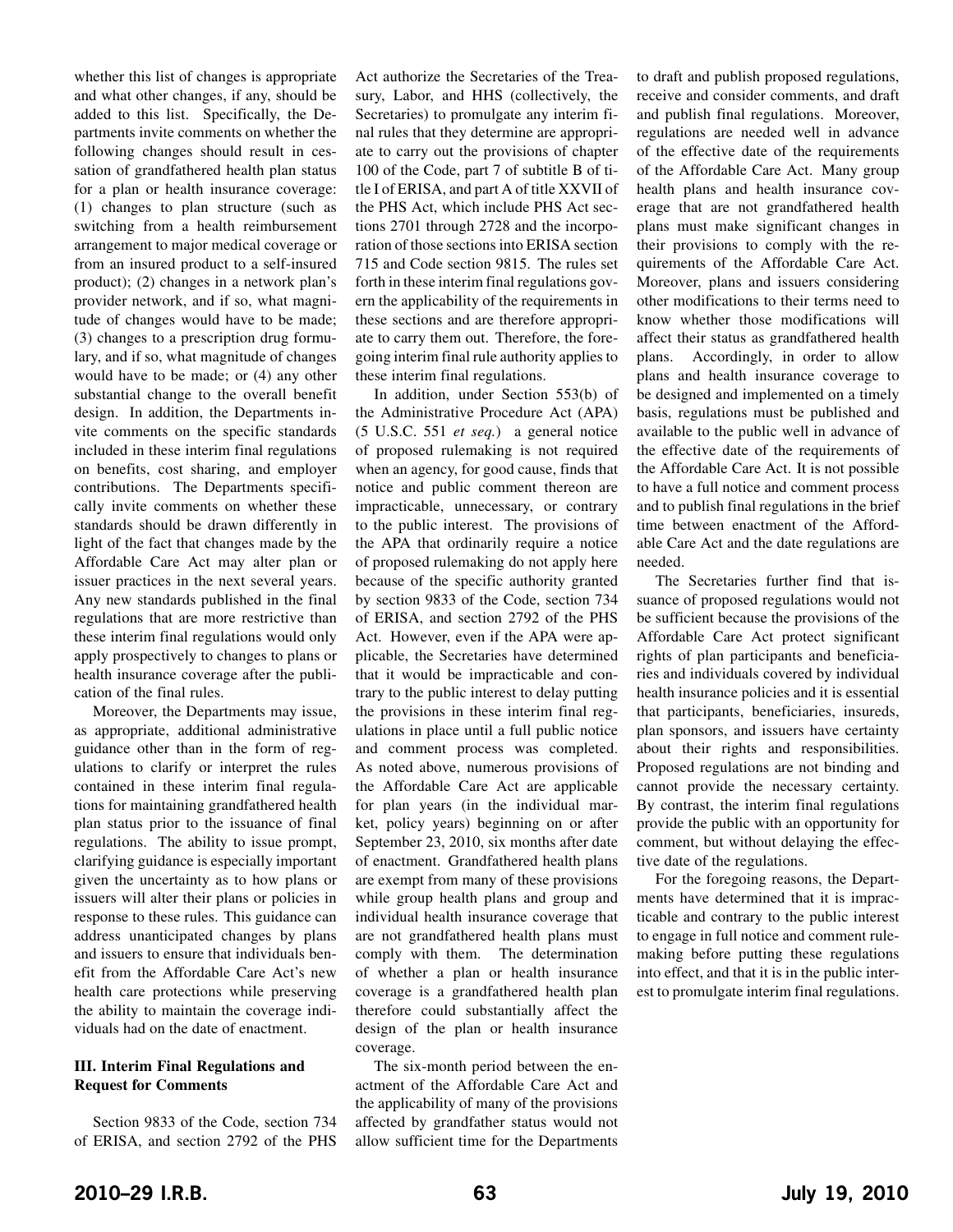whether this list of changes is appropriate and what other changes, if any, should be added to this list. Specifically, the Departments invite comments on whether the following changes should result in cessation of grandfathered health plan status for a plan or health insurance coverage: (1) changes to plan structure (such as switching from a health reimbursement arrangement to major medical coverage or from an insured product to a self-insured product); (2) changes in a network plan's provider network, and if so, what magnitude of changes would have to be made; (3) changes to a prescription drug formulary, and if so, what magnitude of changes would have to be made; or (4) any other substantial change to the overall benefit design. In addition, the Departments invite comments on the specific standards included in these interim final regulations on benefits, cost sharing, and employer contributions. The Departments specifically invite comments on whether these standards should be drawn differently in light of the fact that changes made by the Affordable Care Act may alter plan or issuer practices in the next several years. Any new standards published in the final regulations that are more restrictive than these interim final regulations would only apply prospectively to changes to plans or health insurance coverage after the publication of the final rules.

Moreover, the Departments may issue, as appropriate, additional administrative guidance other than in the form of regulations to clarify or interpret the rules contained in these interim final regulations for maintaining grandfathered health plan status prior to the issuance of final regulations. The ability to issue prompt, clarifying guidance is especially important given the uncertainty as to how plans or issuers will alter their plans or policies in response to these rules. This guidance can address unanticipated changes by plans and issuers to ensure that individuals benefit from the Affordable Care Act's new health care protections while preserving the ability to maintain the coverage individuals had on the date of enactment.

**III. Interim Final Regulations and Request for Comments**

Section 9833 of the Code, section 734 of ERISA, and section 2792 of the PHS Act authorize the Secretaries of the Treasury, Labor, and HHS (collectively, the Secretaries) to promulgate any interim final rules that they determine are appropriate to carry out the provisions of chapter 100 of the Code, part 7 of subtitle B of title I of ERISA, and part A of title XXVII of the PHS Act, which include PHS Act sections 2701 through 2728 and the incorporation of those sections into ERISA section 715 and Code section 9815. The rules set forth in these interim final regulations govern the applicability of the requirements in these sections and are therefore appropriate to carry them out. Therefore, the foregoing interim final rule authority applies to these interim final regulations.

In addition, under Section 553(b) of the Administrative Procedure Act (APA) (5 U.S.C. 551 *et seq.*) a general notice of proposed rulemaking is not required when an agency, for good cause, finds that notice and public comment thereon are impracticable, unnecessary, or contrary to the public interest. The provisions of the APA that ordinarily require a notice of proposed rulemaking do not apply here because of the specific authority granted by section 9833 of the Code, section 734 of ERISA, and section 2792 of the PHS Act. However, even if the APA were applicable, the Secretaries have determined that it would be impracticable and contrary to the public interest to delay putting the provisions in these interim final regulations in place until a full public notice and comment process was completed. As noted above, numerous provisions of the Affordable Care Act are applicable for plan years (in the individual market, policy years) beginning on or after September 23, 2010, six months after date of enactment. Grandfathered health plans are exempt from many of these provisions while group health plans and group and individual health insurance coverage that are not grandfathered health plans must comply with them. The determination of whether a plan or health insurance coverage is a grandfathered health plan therefore could substantially affect the design of the plan or health insurance coverage.

The six-month period between the enactment of the Affordable Care Act and the applicability of many of the provisions affected by grandfather status would not allow sufficient time for the Departments to draft and publish proposed regulations, receive and consider comments, and draft and publish final regulations. Moreover, regulations are needed well in advance of the effective date of the requirements of the Affordable Care Act. Many group health plans and health insurance coverage that are not grandfathered health plans must make significant changes in their provisions to comply with the requirements of the Affordable Care Act. Moreover, plans and issuers considering other modifications to their terms need to know whether those modifications will affect their status as grandfathered health plans. Accordingly, in order to allow plans and health insurance coverage to be designed and implemented on a timely basis, regulations must be published and available to the public well in advance of the effective date of the requirements of the Affordable Care Act. It is not possible to have a full notice and comment process and to publish final regulations in the brief time between enactment of the Affordable Care Act and the date regulations are needed.

The Secretaries further find that issuance of proposed regulations would not be sufficient because the provisions of the Affordable Care Act protect significant rights of plan participants and beneficiaries and individuals covered by individual health insurance policies and it is essential that participants, beneficiaries, insureds, plan sponsors, and issuers have certainty about their rights and responsibilities. Proposed regulations are not binding and cannot provide the necessary certainty. By contrast, the interim final regulations provide the public with an opportunity for comment, but without delaying the effective date of the regulations.

For the foregoing reasons, the Departments have determined that it is impracticable and contrary to the public interest to engage in full notice and comment rulemaking before putting these regulations into effect, and that it is in the public interest to promulgate interim final regulations.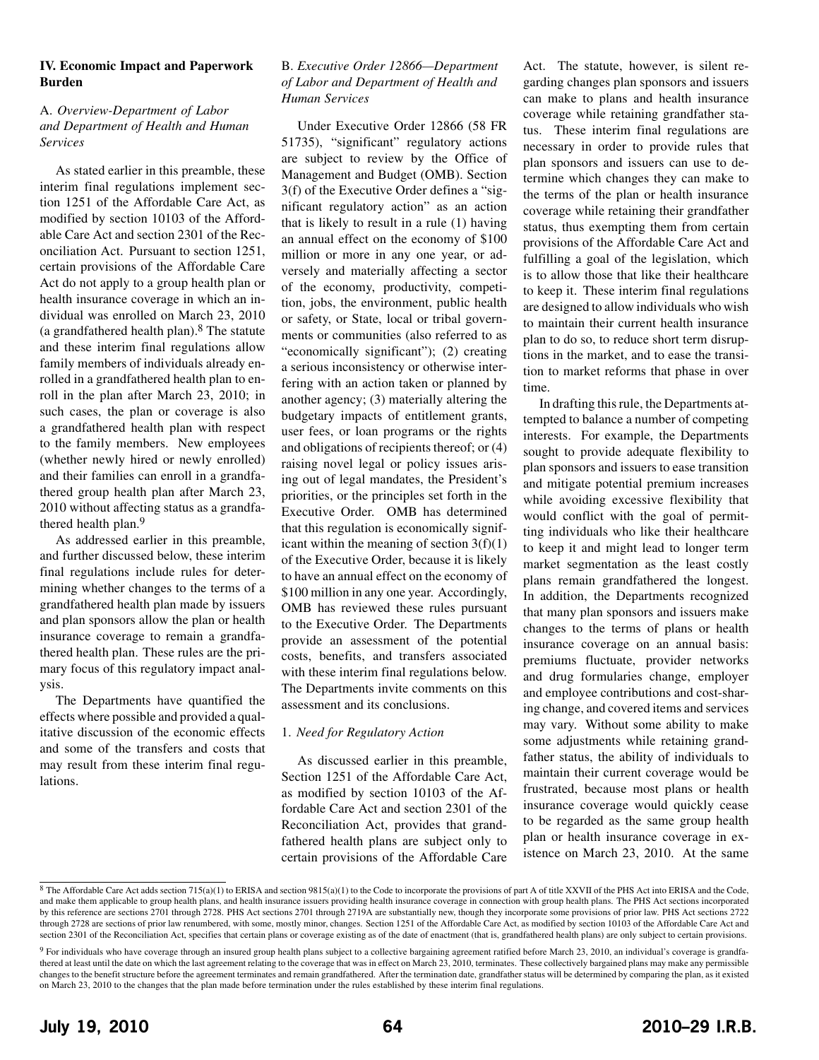### IV. Economic Impact and Paperwork Burden

#### A. *Overview-Department of Labor and Department of Health and Human Services*

As stated earlier in this preamble, these interim final regulations implement section 1251 of the Affordable Care Act, as modified by section 10103 of the Affordable Care Act and section 2301 of the Reconciliation Act. Pursuant to section 1251, certain provisions of the Affordable Care Act do not apply to a group health plan or health insurance coverage in which an individual was enrolled on March 23, 2010 (a grandfathered health plan).[8] The statute and these interim final regulations allow family members of individuals already enrolled in a grandfathered health plan to enroll in the plan after March 23, 2010; in such cases, the plan or coverage is also a grandfathered health plan with respect to the family members. New employees (whether newly hired or newly enrolled) and their families can enroll in a grandfathered group health plan after March 23, 2010 without affecting status as a grandfathered health plan.[9]

As addressed earlier in this preamble, and further discussed below, these interim final regulations include rules for determining whether changes to the terms of a grandfathered health plan made by issuers and plan sponsors allow the plan or health insurance coverage to remain a grandfathered health plan. These rules are the primary focus of this regulatory impact analysis.

The Departments have quantified the effects where possible and provided a qualitative discussion of the economic effects and some of the transfers and costs that may result from these interim final regulations.

#### B. *Executive Order 12866—Department of Labor and Department of Health and Human Services*

Under Executive Order 12866 (58 FR 51735), "significant" regulatory actions are subject to review by the Office of Management and Budget (OMB). Section 3(f) of the Executive Order defines a "significant regulatory action" as an action that is likely to result in a rule (1) having an annual effect on the economy of $100 million or more in any one year, or adversely and materially affecting a sector of the economy, productivity, competition, jobs, the environment, public health or safety, or State, local or tribal governments or communities (also referred to as "economically significant"); (2) creating a serious inconsistency or otherwise interfering with an action taken or planned by another agency; (3) materially altering the budgetary impacts of entitlement grants, user fees, or loan programs or the rights and obligations of recipients thereof; or (4) raising novel legal or policy issues arising out of legal mandates, the President's priorities, or the principles set forth in the Executive Order. OMB has determined that this regulation is economically significant within the meaning of section 3(f)(1) of the Executive Order, because it is likely to have an annual effect on the economy of $100 million in any one year. Accordingly, OMB has reviewed these rules pursuant to the Executive Order. The Departments provide an assessment of the potential costs, benefits, and transfers associated with these interim final regulations below. The Departments invite comments on this assessment and its conclusions.

##### 1. *Need for Regulatory Action*

As discussed earlier in this preamble, Section 1251 of the Affordable Care Act, as modified by section 10103 of the Affordable Care Act and section 2301 of the Reconciliation Act, provides that grandfathered health plans are subject only to certain provisions of the Affordable Care Act. The statute, however, is silent regarding changes plan sponsors and issuers can make to plans and health insurance coverage while retaining grandfather status. These interim final regulations are necessary in order to provide rules that plan sponsors and issuers can use to determine which changes they can make to the terms of the plan or health insurance coverage while retaining their grandfather status, thus exempting them from certain provisions of the Affordable Care Act and fulfilling a goal of the legislation, which is to allow those that like their healthcare to keep it. These interim final regulations are designed to allow individuals who wish to maintain their current health insurance plan to do so, to reduce short term disruptions in the market, and to ease the transition to market reforms that phase in over time.

In drafting this rule, the Departments attempted to balance a number of competing interests. For example, the Departments sought to provide adequate flexibility to plan sponsors and issuers to ease transition and mitigate potential premium increases while avoiding excessive flexibility that would conflict with the goal of permitting individuals who like their healthcare to keep it and might lead to longer term market segmentation as the least costly plans remain grandfathered the longest. In addition, the Departments recognized that many plan sponsors and issuers make changes to the terms of plans or health insurance coverage on an annual basis: premiums fluctuate, provider networks and drug formularies change, employer and employee contributions and cost-sharing change, and covered items and services may vary. Without some ability to make some adjustments while retaining grandfather status, the ability of individuals to maintain their current coverage would be frustrated, because most plans or health insurance coverage would quickly cease to be regarded as the same group health plan or health insurance coverage in existence on March 23, 2010. At the same

---

[8] The Affordable Care Act adds section 715(a)(1) to ERISA and section 9815(a)(1) to the Code to incorporate the provisions of part A of title XXVII of the PHS Act into ERISA and the Code, and make them applicable to group health plans, and health insurance issuers providing health insurance coverage in connection with group health plans. The PHS Act sections incorporated by this reference are sections 2701 through 2728. PHS Act sections 2701 through 2719A are substantially new, though they incorporate some provisions of prior law. PHS Act sections 2722 through 2728 are sections of prior law renumbered, with some, mostly minor, changes. Section 1251 of the Affordable Care Act, as modified by section 10103 of the Affordable Care Act and section 2301 of the Reconciliation Act, specifies that certain plans or coverage existing as of the date of enactment (that is, grandfathered health plans) are only subject to certain provisions.

[9] For individuals who have coverage through an insured group health plans subject to a collective bargaining agreement ratified before March 23, 2010, an individual's coverage is grandfathered at least until the date on which the last agreement relating to the coverage that was in effect on March 23, 2010, terminates. These collectively bargained plans may make any permissible changes to the benefit structure before the agreement terminates and remain grandfathered. After the termination date, grandfather status will be determined by comparing the plan, as it existed on March 23, 2010 to the changes that the plan made before termination under the rules established by these interim final regulations.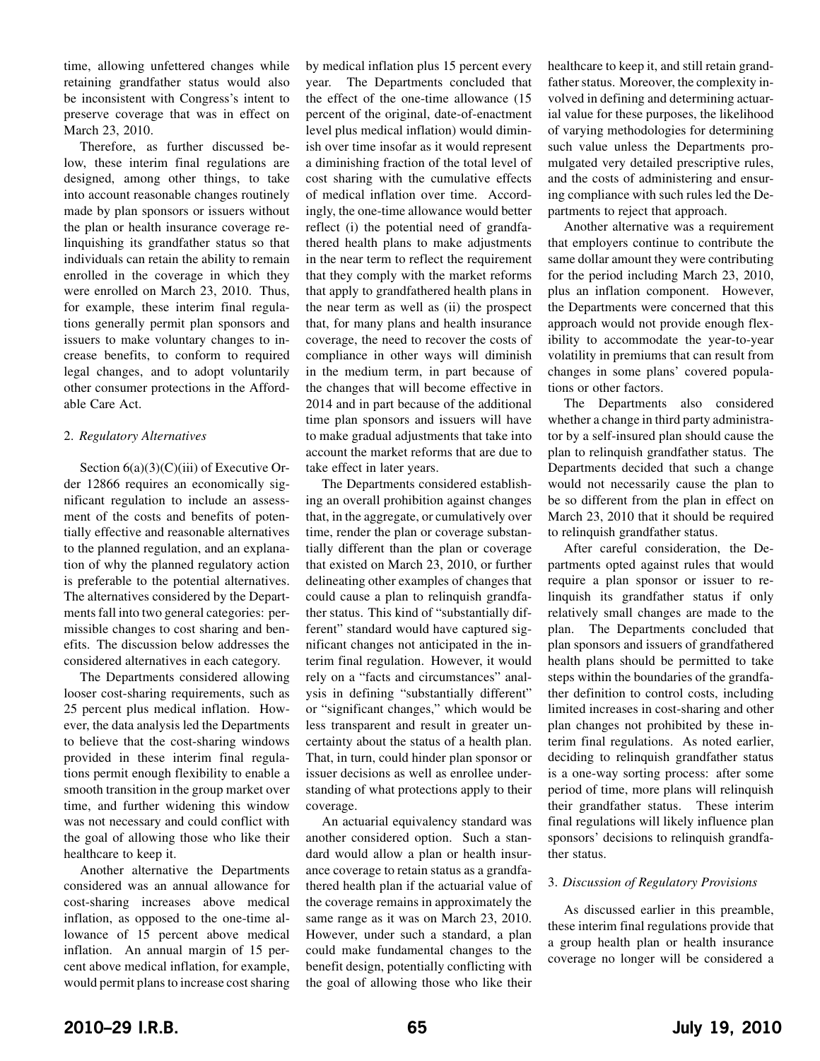time, allowing unfettered changes while retaining grandfather status would also be inconsistent with Congress's intent to preserve coverage that was in effect on March 23, 2010.

Therefore, as further discussed below, these interim final regulations are designed, among other things, to take into account reasonable changes routinely made by plan sponsors or issuers without the plan or health insurance coverage relinquishing its grandfather status so that individuals can retain the ability to remain enrolled in the coverage in which they were enrolled on March 23, 2010. Thus, for example, these interim final regulations generally permit plan sponsors and issuers to make voluntary changes to increase benefits, to conform to required legal changes, and to adopt voluntarily other consumer protections in the Affordable Care Act.

2. *Regulatory Alternatives*

Section 6(a)(3)(C)(iii) of Executive Order 12866 requires an economically significant regulation to include an assessment of the costs and benefits of potentially effective and reasonable alternatives to the planned regulation, and an explanation of why the planned regulatory action is preferable to the potential alternatives. The alternatives considered by the Departments fall into two general categories: permissible changes to cost sharing and benefits. The discussion below addresses the considered alternatives in each category.

The Departments considered allowing looser cost-sharing requirements, such as 25 percent plus medical inflation. However, the data analysis led the Departments to believe that the cost-sharing windows provided in these interim final regulations permit enough flexibility to enable a smooth transition in the group market over time, and further widening this window was not necessary and could conflict with the goal of allowing those who like their healthcare to keep it.

Another alternative the Departments considered was an annual allowance for cost-sharing increases above medical inflation, as opposed to the one-time allowance of 15 percent above medical inflation. An annual margin of 15 percent above medical inflation, for example, would permit plans to increase cost sharing by medical inflation plus 15 percent every year. The Departments concluded that the effect of the one-time allowance (15 percent of the original, date-of-enactment level plus medical inflation) would diminish over time insofar as it would represent a diminishing fraction of the total level of cost sharing with the cumulative effects of medical inflation over time. Accordingly, the one-time allowance would better reflect (i) the potential need of grandfathered health plans to make adjustments in the near term to reflect the requirement that they comply with the market reforms that apply to grandfathered health plans in the near term as well as (ii) the prospect that, for many plans and health insurance coverage, the need to recover the costs of compliance in other ways will diminish in the medium term, in part because of the changes that will become effective in 2014 and in part because of the additional time plan sponsors and issuers will have to make gradual adjustments that take into account the market reforms that are due to take effect in later years.

The Departments considered establishing an overall prohibition against changes that, in the aggregate, or cumulatively over time, render the plan or coverage substantially different than the plan or coverage that existed on March 23, 2010, or further delineating other examples of changes that could cause a plan to relinquish grandfather status. This kind of "substantially different" standard would have captured significant changes not anticipated in the interim final regulation. However, it would rely on a "facts and circumstances" analysis in defining "substantially different" or "significant changes," which would be less transparent and result in greater uncertainty about the status of a health plan. That, in turn, could hinder plan sponsor or issuer decisions as well as enrollee understanding of what protections apply to their coverage.

An actuarial equivalency standard was another considered option. Such a standard would allow a plan or health insurance coverage to retain status as a grandfathered health plan if the actuarial value of the coverage remains in approximately the same range as it was on March 23, 2010. However, under such a standard, a plan could make fundamental changes to the benefit design, potentially conflicting with the goal of allowing those who like their healthcare to keep it, and still retain grandfather status. Moreover, the complexity involved in defining and determining actuarial value for these purposes, the likelihood of varying methodologies for determining such value unless the Departments promulgated very detailed prescriptive rules, and the costs of administering and ensuring compliance with such rules led the Departments to reject that approach.

Another alternative was a requirement that employers continue to contribute the same dollar amount they were contributing for the period including March 23, 2010, plus an inflation component. However, the Departments were concerned that this approach would not provide enough flexibility to accommodate the year-to-year volatility in premiums that can result from changes in some plans' covered populations or other factors.

The Departments also considered whether a change in third party administrator by a self-insured plan should cause the plan to relinquish grandfather status. The Departments decided that such a change would not necessarily cause the plan to be so different from the plan in effect on March 23, 2010 that it should be required to relinquish grandfather status.

After careful consideration, the Departments opted against rules that would require a plan sponsor or issuer to relinquish its grandfather status if only relatively small changes are made to the plan. The Departments concluded that plan sponsors and issuers of grandfathered health plans should be permitted to take steps within the boundaries of the grandfather definition to control costs, including limited increases in cost-sharing and other plan changes not prohibited by these interim final regulations. As noted earlier, deciding to relinquish grandfather status is a one-way sorting process: after some period of time, more plans will relinquish their grandfather status. These interim final regulations will likely influence plan sponsors' decisions to relinquish grandfather status.

3. *Discussion of Regulatory Provisions*

As discussed earlier in this preamble, these interim final regulations provide that a group health plan or health insurance coverage no longer will be considered a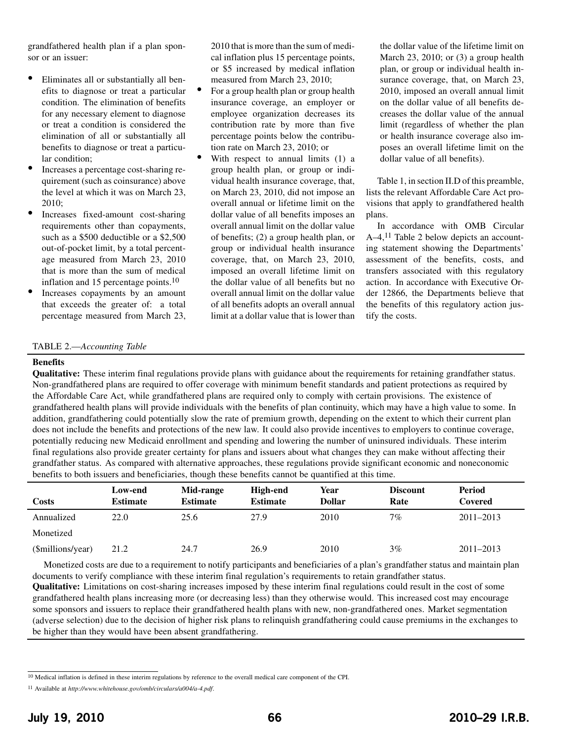grandfathered health plan if a plan sponsor or an issuer:

- Eliminates all or substantially all benefits to diagnose or treat a particular condition. The elimination of benefits for any necessary element to diagnose or treat a condition is considered the elimination of all or substantially all benefits to diagnose or treat a particular condition;
- Increases a percentage cost-sharing requirement (such as coinsurance) above the level at which it was on March 23, 2010;
- Increases fixed-amount cost-sharing requirements other than copayments, such as a $500 deductible or a $2,500 out-of-pocket limit, by a total percentage measured from March 23, 2010 that is more than the sum of medical inflation and 15 percentage points.[10]
- Increases copayments by an amount that exceeds the greater of: a total percentage measured from March 23, 2010 that is more than the sum of medical inflation plus 15 percentage points, or $5 increased by medical inflation measured from March 23, 2010;
- For a group health plan or group health insurance coverage, an employer or employee organization decreases its contribution rate by more than five percentage points below the contribution rate on March 23, 2010; or
- With respect to annual limits (1) a group health plan, or group or individual health insurance coverage, that, on March 23, 2010, did not impose an overall annual or lifetime limit on the dollar value of all benefits imposes an overall annual limit on the dollar value of benefits; (2) a group health plan, or group or individual health insurance coverage, that, on March 23, 2010, imposed an overall lifetime limit on the dollar value of all benefits but no overall annual limit on the dollar value of all benefits adopts an overall annual limit at a dollar value that is lower than the dollar value of the lifetime limit on March 23, 2010; or (3) a group health plan, or group or individual health insurance coverage, that, on March 23, 2010, imposed an overall annual limit on the dollar value of all benefits decreases the dollar value of the annual limit (regardless of whether the plan or health insurance coverage also imposes an overall lifetime limit on the dollar value of all benefits).

Table 1, in section II.D of this preamble, lists the relevant Affordable Care Act provisions that apply to grandfathered health plans.

In accordance with OMB Circular A–4,[11] Table 2 below depicts an accounting statement showing the Departments' assessment of the benefits, costs, and transfers associated with this regulatory action. In accordance with Executive Order 12866, the Departments believe that the benefits of this regulatory action justify the costs.

TABLE 2.—*Accounting Table*

**Benefits**

**Qualitative:** These interim final regulations provide plans with guidance about the requirements for retaining grandfather status. Non-grandfathered plans are required to offer coverage with minimum benefit standards and patient protections as required by the Affordable Care Act, while grandfathered plans are required only to comply with certain provisions. The existence of grandfathered health plans will provide individuals with the benefits of plan continuity, which may have a high value to some. In addition, grandfathering could potentially slow the rate of premium growth, depending on the extent to which their current plan does not include the benefits and protections of the new law. It could also provide incentives to employers to continue coverage, potentially reducing new Medicaid enrollment and spending and lowering the number of uninsured individuals. These interim final regulations also provide greater certainty for plans and issuers about what changes they can make without affecting their grandfather status. As compared with alternative approaches, these regulations provide significant economic and noneconomic benefits to both issuers and beneficiaries, though these benefits cannot be quantified at this time.

| Costs | Low-end Estimate | Mid-range Estimate | High-end Estimate | Year Dollar | Discount Rate | Period Covered |
|---|---|---|---|---|---|---|
| Annualized Monetized ($millions/year) | 22.0 | 25.6 | 27.9 | 2010 | 7% | 2011–2013 |
| | 21.2 | 24.7 | 26.9 | 2010 | 3% | 2011–2013 |

Monetized costs are due to a requirement to notify participants and beneficiaries of a plan's grandfather status and maintain plan documents to verify compliance with these interim final regulation's requirements to retain grandfather status.

**Qualitative:** Limitations on cost-sharing increases imposed by these interim final regulations could result in the cost of some grandfathered health plans increasing more (or decreasing less) than they otherwise would. This increased cost may encourage some sponsors and issuers to replace their grandfathered health plans with new, non-grandfathered ones. Market segmentation (adverse selection) due to the decision of higher risk plans to relinquish grandfathering could cause premiums in the exchanges to be higher than they would have been absent grandfathering.

[10] Medical inflation is defined in these interim regulations by reference to the overall medical care component of the CPI.

[11] Available at *http://www.whitehouse.gov/omb/circulars/a004/a-4.pdf*.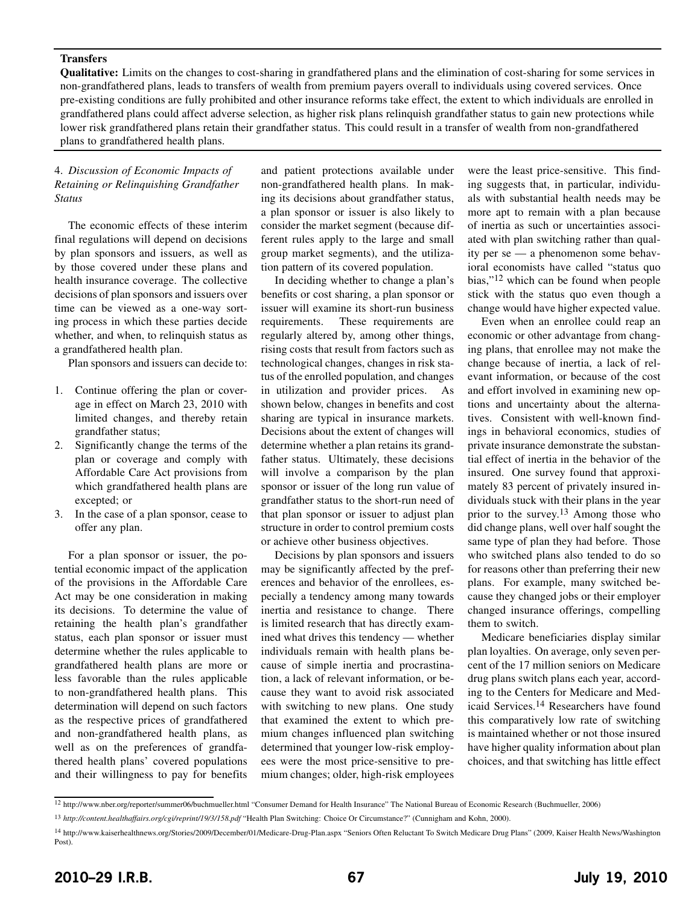**Transfers**

**Qualitative:** Limits on the changes to cost-sharing in grandfathered plans and the elimination of cost-sharing for some services in non-grandfathered plans, leads to transfers of wealth from premium payers overall to individuals using covered services. Once pre-existing conditions are fully prohibited and other insurance reforms take effect, the extent to which individuals are enrolled in grandfathered plans could affect adverse selection, as higher risk plans relinquish grandfather status to gain new protections while lower risk grandfathered plans retain their grandfather status. This could result in a transfer of wealth from non-grandfathered plans to grandfathered health plans.

4. *Discussion of Economic Impacts of Retaining or Relinquishing Grandfather Status*

The economic effects of these interim final regulations will depend on decisions by plan sponsors and issuers, as well as by those covered under these plans and health insurance coverage. The collective decisions of plan sponsors and issuers over time can be viewed as a one-way sorting process in which these parties decide whether, and when, to relinquish status as a grandfathered health plan.

Plan sponsors and issuers can decide to:

1. Continue offering the plan or coverage in effect on March 23, 2010 with limited changes, and thereby retain grandfather status;
2. Significantly change the terms of the plan or coverage and comply with Affordable Care Act provisions from which grandfathered health plans are excepted; or
3. In the case of a plan sponsor, cease to offer any plan.

For a plan sponsor or issuer, the potential economic impact of the application of the provisions in the Affordable Care Act may be one consideration in making its decisions. To determine the value of retaining the health plan's grandfather status, each plan sponsor or issuer must determine whether the rules applicable to grandfathered health plans are more or less favorable than the rules applicable to non-grandfathered health plans. This determination will depend on such factors as the respective prices of grandfathered and non-grandfathered health plans, as well as on the preferences of grandfathered health plans' covered populations and their willingness to pay for benefits and patient protections available under non-grandfathered health plans. In making its decisions about grandfather status, a plan sponsor or issuer is also likely to consider the market segment (because different rules apply to the large and small group market segments), and the utilization pattern of its covered population.

In deciding whether to change a plan's benefits or cost sharing, a plan sponsor or issuer will examine its short-run business requirements. These requirements are regularly altered by, among other things, rising costs that result from factors such as technological changes, changes in risk status of the enrolled population, and changes in utilization and provider prices. As shown below, changes in benefits and cost sharing are typical in insurance markets. Decisions about the extent of changes will determine whether a plan retains its grandfather status. Ultimately, these decisions will involve a comparison by the plan sponsor or issuer of the long run value of grandfather status to the short-run need of that plan sponsor or issuer to adjust plan structure in order to control premium costs or achieve other business objectives.

Decisions by plan sponsors and issuers may be significantly affected by the preferences and behavior of the enrollees, especially a tendency among many towards inertia and resistance to change. There is limited research that has directly examined what drives this tendency — whether individuals remain with health plans because of simple inertia and procrastination, a lack of relevant information, or because they want to avoid risk associated with switching to new plans. One study that examined the extent to which premium changes influenced plan switching determined that younger low-risk employees were the most price-sensitive to premium changes; older, high-risk employees were the least price-sensitive. This finding suggests that, in particular, individuals with substantial health needs may be more apt to remain with a plan because of inertia as such or uncertainties associated with plan switching rather than quality per se — a phenomenon some behavioral economists have called "status quo bias,"[12] which can be found when people stick with the status quo even though a change would have higher expected value.

Even when an enrollee could reap an economic or other advantage from changing plans, that enrollee may not make the change because of inertia, a lack of relevant information, or because of the cost and effort involved in examining new options and uncertainty about the alternatives. Consistent with well-known findings in behavioral economics, studies of private insurance demonstrate the substantial effect of inertia in the behavior of the insured. One survey found that approximately 83 percent of privately insured individuals stuck with their plans in the year prior to the survey.[13] Among those who did change plans, well over half sought the same type of plan they had before. Those who switched plans also tended to do so for reasons other than preferring their new plans. For example, many switched because they changed jobs or their employer changed insurance offerings, compelling them to switch.

Medicare beneficiaries display similar plan loyalties. On average, only seven percent of the 17 million seniors on Medicare drug plans switch plans each year, according to the Centers for Medicare and Medicaid Services.[14] Researchers have found this comparatively low rate of switching is maintained whether or not those insured have higher quality information about plan choices, and that switching has little effect

---

[12] http://www.nber.org/reporter/summer06/buchmueller.html "Consumer Demand for Health Insurance" The National Bureau of Economic Research (Buchmueller, 2006)

[13] *http://content.healthaffairs.org/cgi/reprint/19/3/158.pdf* "Health Plan Switching: Choice Or Circumstance?" (Cunnigham and Kohn, 2000).

[14] http://www.kaiserhealthnews.org/Stories/2009/December/01/Medicare-Drug-Plan.aspx "Seniors Often Reluctant To Switch Medicare Drug Plans" (2009, Kaiser Health News/Washington Post).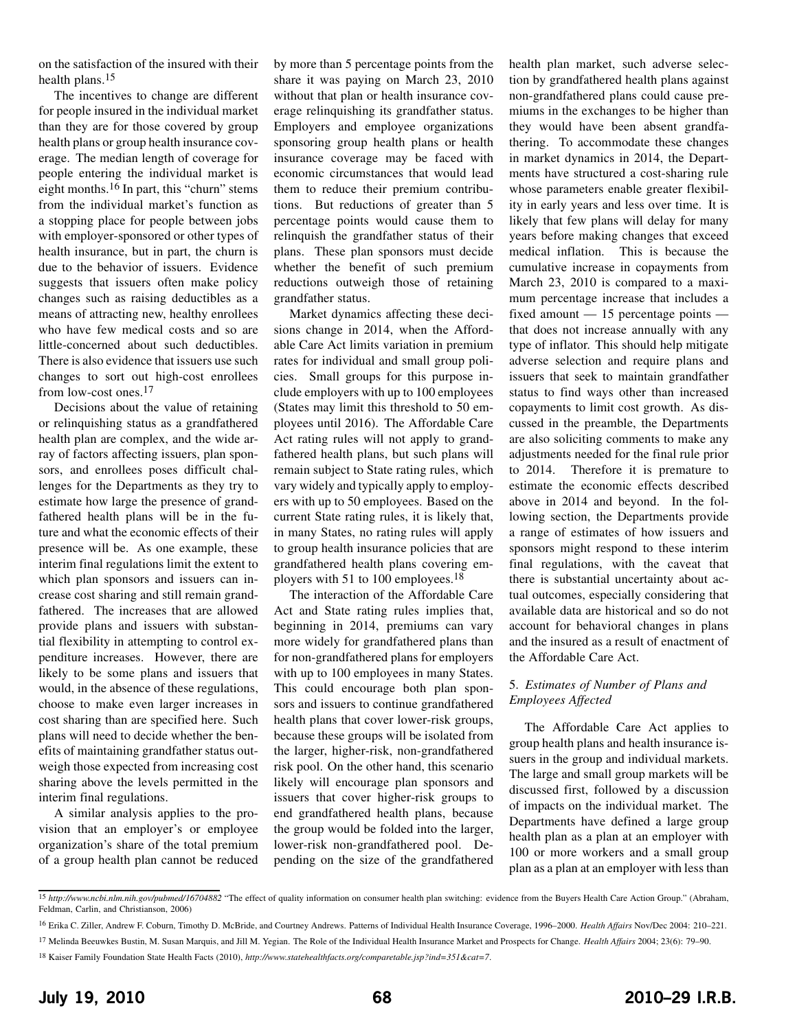on the satisfaction of the insured with their health plans.[15]

The incentives to change are different for people insured in the individual market than they are for those covered by group health plans or group health insurance coverage. The median length of coverage for people entering the individual market is eight months.[16] In part, this "churn" stems from the individual market's function as a stopping place for people between jobs with employer-sponsored or other types of health insurance, but in part, the churn is due to the behavior of issuers. Evidence suggests that issuers often make policy changes such as raising deductibles as a means of attracting new, healthy enrollees who have few medical costs and so are little-concerned about such deductibles. There is also evidence that issuers use such changes to sort out high-cost enrollees from low-cost ones.[17]

Decisions about the value of retaining or relinquishing status as a grandfathered health plan are complex, and the wide array of factors affecting issuers, plan sponsors, and enrollees poses difficult challenges for the Departments as they try to estimate how large the presence of grandfathered health plans will be in the future and what the economic effects of their presence will be. As one example, these interim final regulations limit the extent to which plan sponsors and issuers can increase cost sharing and still remain grandfathered. The increases that are allowed provide plans and issuers with substantial flexibility in attempting to control expenditure increases. However, there are likely to be some plans and issuers that would, in the absence of these regulations, choose to make even larger increases in cost sharing than are specified here. Such plans will need to decide whether the benefits of maintaining grandfather status outweigh those expected from increasing cost sharing above the levels permitted in the interim final regulations.

A similar analysis applies to the provision that an employer's or employee organization's share of the total premium of a group health plan cannot be reduced by more than 5 percentage points from the share it was paying on March 23, 2010 without that plan or health insurance coverage relinquishing its grandfather status. Employers and employee organizations sponsoring group health plans or health insurance coverage may be faced with economic circumstances that would lead them to reduce their premium contributions. But reductions of greater than 5 percentage points would cause them to relinquish the grandfather status of their plans. These plan sponsors must decide whether the benefit of such premium reductions outweigh those of retaining grandfather status.

Market dynamics affecting these decisions change in 2014, when the Affordable Care Act limits variation in premium rates for individual and small group policies. Small groups for this purpose include employers with up to 100 employees (States may limit this threshold to 50 employees until 2016). The Affordable Care Act rating rules will not apply to grandfathered health plans, but such plans will remain subject to State rating rules, which vary widely and typically apply to employers with up to 50 employees. Based on the current State rating rules, it is likely that, in many States, no rating rules will apply to group health insurance policies that are grandfathered health plans covering employers with 51 to 100 employees.[18]

The interaction of the Affordable Care Act and State rating rules implies that, beginning in 2014, premiums can vary more widely for grandfathered plans than for non-grandfathered plans for employers with up to 100 employees in many States. This could encourage both plan sponsors and issuers to continue grandfathered health plans that cover lower-risk groups, because these groups will be isolated from the larger, higher-risk, non-grandfathered risk pool. On the other hand, this scenario likely will encourage plan sponsors and issuers that cover higher-risk groups to end grandfathered health plans, because the group would be folded into the larger, lower-risk non-grandfathered pool. Depending on the size of the grandfathered health plan market, such adverse selection by grandfathered health plans against non-grandfathered plans could cause premiums in the exchanges to be higher than they would have been absent grandfathering. To accommodate these changes in market dynamics in 2014, the Departments have structured a cost-sharing rule whose parameters enable greater flexibility in early years and less over time. It is likely that few plans will delay for many years before making changes that exceed medical inflation. This is because the cumulative increase in copayments from March 23, 2010 is compared to a maximum percentage increase that includes a fixed amount — 15 percentage points — that does not increase annually with any type of inflator. This should help mitigate adverse selection and require plans and issuers that seek to maintain grandfather status to find ways other than increased copayments to limit cost growth. As discussed in the preamble, the Departments are also soliciting comments to make any adjustments needed for the final rule prior to 2014. Therefore it is premature to estimate the economic effects described above in 2014 and beyond. In the following section, the Departments provide a range of estimates of how issuers and sponsors might respond to these interim final regulations, with the caveat that there is substantial uncertainty about actual outcomes, especially considering that available data are historical and so do not account for behavioral changes in plans and the insured as a result of enactment of the Affordable Care Act.

5. *Estimates of Number of Plans and Employees Affected*

The Affordable Care Act applies to group health plans and health insurance issuers in the group and individual markets. The large and small group markets will be discussed first, followed by a discussion of impacts on the individual market. The Departments have defined a large group health plan as a plan at an employer with 100 or more workers and a small group plan as a plan at an employer with less than

---

[15] *http://www.ncbi.nlm.nih.gov/pubmed/16704882* "The effect of quality information on consumer health plan switching: evidence from the Buyers Health Care Action Group." (Abraham, Feldman, Carlin, and Christianson, 2006)

[16] Erika C. Ziller, Andrew F. Coburn, Timothy D. McBride, and Courtney Andrews. Patterns of Individual Health Insurance Coverage, 1996–2000. *Health Affairs* Nov/Dec 2004: 210–221.

[17] Melinda Beeuwkes Bustin, M. Susan Marquis, and Jill M. Yegian. The Role of the Individual Health Insurance Market and Prospects for Change. *Health Affairs* 2004; 23(6): 79–90.

[18] Kaiser Family Foundation State Health Facts (2010), *http://www.statehealthfacts.org/comparetable.jsp?ind=351&cat=7*.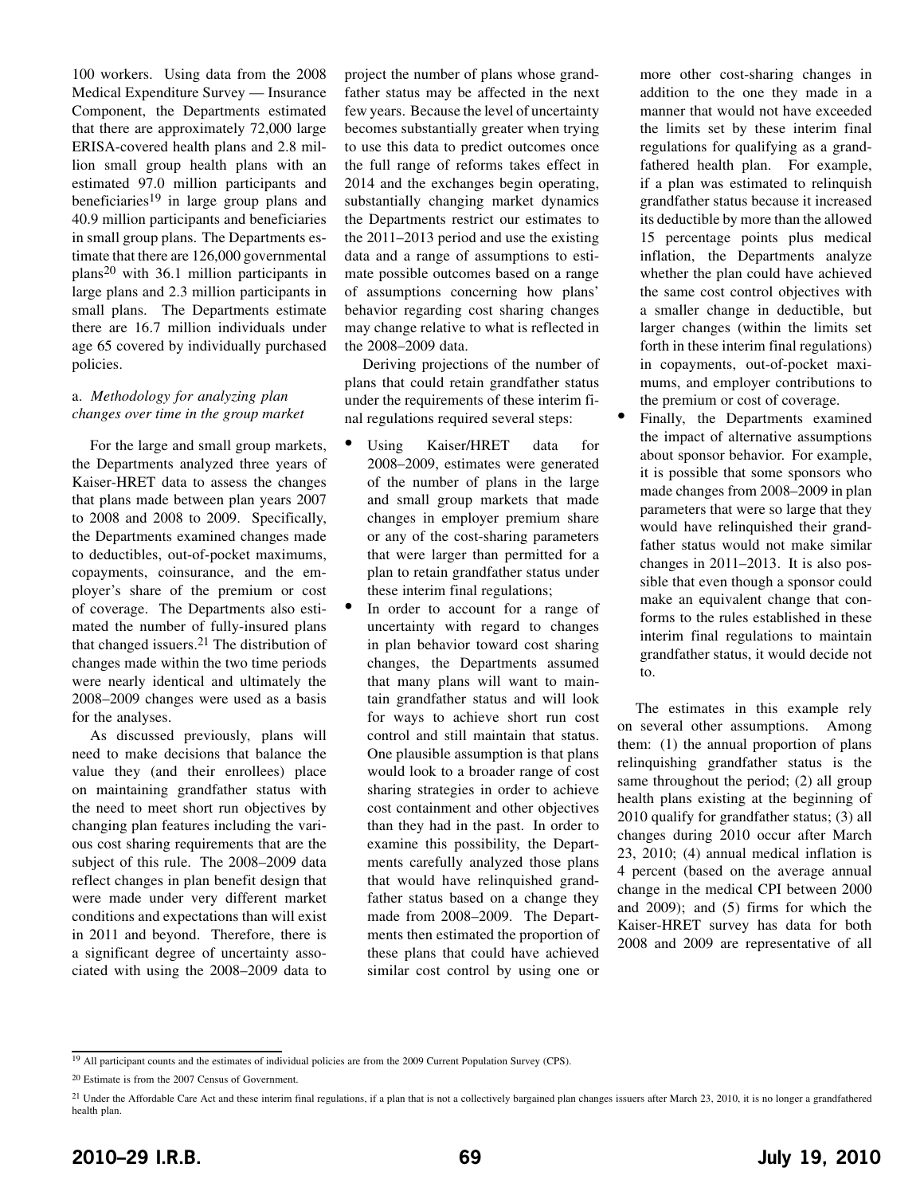100 workers. Using data from the 2008 Medical Expenditure Survey — Insurance Component, the Departments estimated that there are approximately 72,000 large ERISA-covered health plans and 2.8 million small group health plans with an estimated 97.0 million participants and beneficiaries[19] in large group plans and 40.9 million participants and beneficiaries in small group plans. The Departments estimate that there are 126,000 governmental plans[20] with 36.1 million participants in large plans and 2.3 million participants in small plans. The Departments estimate there are 16.7 million individuals under age 65 covered by individually purchased policies.

a. *Methodology for analyzing plan changes over time in the group market*

For the large and small group markets, the Departments analyzed three years of Kaiser-HRET data to assess the changes that plans made between plan years 2007 to 2008 and 2008 to 2009. Specifically, the Departments examined changes made to deductibles, out-of-pocket maximums, copayments, coinsurance, and the employer's share of the premium or cost of coverage. The Departments also estimated the number of fully-insured plans that changed issuers.[21] The distribution of changes made within the two time periods were nearly identical and ultimately the 2008–2009 changes were used as a basis for the analyses.

As discussed previously, plans will need to make decisions that balance the value they (and their enrollees) place on maintaining grandfather status with the need to meet short run objectives by changing plan features including the various cost sharing requirements that are the subject of this rule. The 2008–2009 data reflect changes in plan benefit design that were made under very different market conditions and expectations than will exist in 2011 and beyond. Therefore, there is a significant degree of uncertainty associated with using the 2008–2009 data to project the number of plans whose grandfather status may be affected in the next few years. Because the level of uncertainty becomes substantially greater when trying to use this data to predict outcomes once the full range of reforms takes effect in 2014 and the exchanges begin operating, substantially changing market dynamics the Departments restrict our estimates to the 2011–2013 period and use the existing data and a range of assumptions to estimate possible outcomes based on a range of assumptions concerning how plans' behavior regarding cost sharing changes may change relative to what is reflected in the 2008–2009 data.

Deriving projections of the number of plans that could retain grandfather status under the requirements of these interim final regulations required several steps:

- Using Kaiser/HRET data for 2008–2009, estimates were generated of the number of plans in the large and small group markets that made changes in employer premium share or any of the cost-sharing parameters that were larger than permitted for a plan to retain grandfather status under these interim final regulations;
- In order to account for a range of uncertainty with regard to changes in plan behavior toward cost sharing changes, the Departments assumed that many plans will want to maintain grandfather status and will look for ways to achieve short run cost control and still maintain that status. One plausible assumption is that plans would look to a broader range of cost sharing strategies in order to achieve cost containment and other objectives than they had in the past. In order to examine this possibility, the Departments carefully analyzed those plans that would have relinquished grandfather status based on a change they made from 2008–2009. The Departments then estimated the proportion of these plans that could have achieved similar cost control by using one or more other cost-sharing changes in addition to the one they made in a manner that would not have exceeded the limits set by these interim final regulations for qualifying as a grandfathered health plan. For example, if a plan was estimated to relinquish grandfather status because it increased its deductible by more than the allowed 15 percentage points plus medical inflation, the Departments analyze whether the plan could have achieved the same cost control objectives with a smaller change in deductible, but larger changes (within the limits set forth in these interim final regulations) in copayments, out-of-pocket maximums, and employer contributions to the premium or cost of coverage.
- Finally, the Departments examined the impact of alternative assumptions about sponsor behavior. For example, it is possible that some sponsors who made changes from 2008–2009 in plan parameters that were so large that they would have relinquished their grandfather status would not make similar changes in 2011–2013. It is also possible that even though a sponsor could make an equivalent change that conforms to the rules established in these interim final regulations to maintain grandfather status, it would decide not to.

The estimates in this example rely on several other assumptions. Among them: (1) the annual proportion of plans relinquishing grandfather status is the same throughout the period; (2) all group health plans existing at the beginning of 2010 qualify for grandfather status; (3) all changes during 2010 occur after March 23, 2010; (4) annual medical inflation is 4 percent (based on the average annual change in the medical CPI between 2000 and 2009); and (5) firms for which the Kaiser-HRET survey has data for both 2008 and 2009 are representative of all

---

[19] All participant counts and the estimates of individual policies are from the 2009 Current Population Survey (CPS).

[20] Estimate is from the 2007 Census of Government.

[21] Under the Affordable Care Act and these interim final regulations, if a plan that is not a collectively bargained plan changes issuers after March 23, 2010, it is no longer a grandfathered health plan.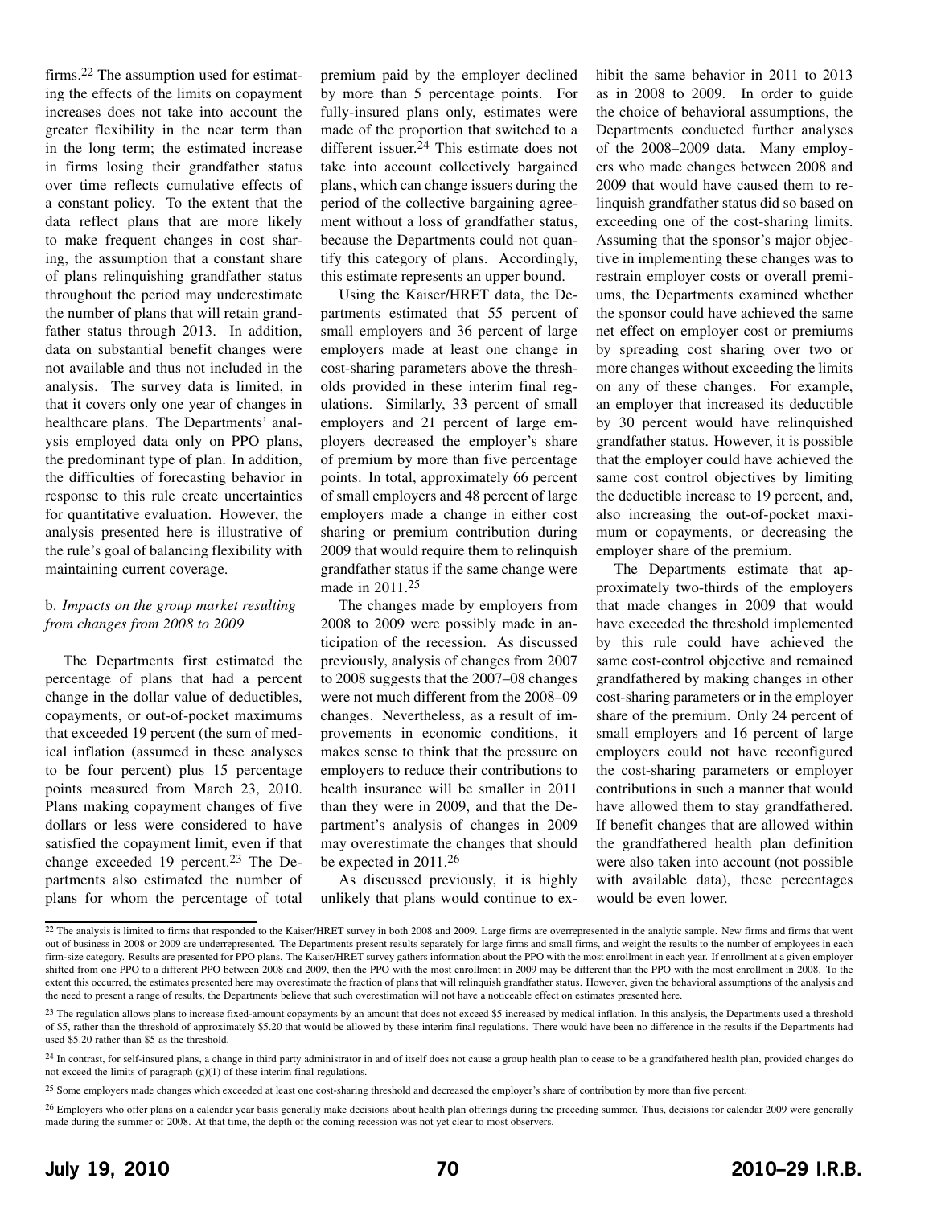firms.[22] The assumption used for estimating the effects of the limits on copayment increases does not take into account the greater flexibility in the near term than in the long term; the estimated increase in firms losing their grandfather status over time reflects cumulative effects of a constant policy. To the extent that the data reflect plans that are more likely to make frequent changes in cost sharing, the assumption that a constant share of plans relinquishing grandfather status throughout the period may underestimate the number of plans that will retain grandfather status through 2013. In addition, data on substantial benefit changes were not available and thus not included in the analysis. The survey data is limited, in that it covers only one year of changes in healthcare plans. The Departments' analysis employed data only on PPO plans, the predominant type of plan. In addition, the difficulties of forecasting behavior in response to this rule create uncertainties for quantitative evaluation. However, the analysis presented here is illustrative of the rule's goal of balancing flexibility with maintaining current coverage.

b. *Impacts on the group market resulting from changes from 2008 to 2009*

The Departments first estimated the percentage of plans that had a percent change in the dollar value of deductibles, copayments, or out-of-pocket maximums that exceeded 19 percent (the sum of medical inflation (assumed in these analyses to be four percent) plus 15 percentage points measured from March 23, 2010. Plans making copayment changes of five dollars or less were considered to have satisfied the copayment limit, even if that change exceeded 19 percent.[23] The Departments also estimated the number of plans for whom the percentage of total premium paid by the employer declined by more than 5 percentage points. For fully-insured plans only, estimates were made of the proportion that switched to a different issuer.[24] This estimate does not take into account collectively bargained plans, which can change issuers during the period of the collective bargaining agreement without a loss of grandfather status, because the Departments could not quantify this category of plans. Accordingly, this estimate represents an upper bound.

Using the Kaiser/HRET data, the Departments estimated that 55 percent of small employers and 36 percent of large employers made at least one change in cost-sharing parameters above the thresholds provided in these interim final regulations. Similarly, 33 percent of small employers and 21 percent of large employers decreased the employer's share of premium by more than five percentage points. In total, approximately 66 percent of small employers and 48 percent of large employers made a change in either cost sharing or premium contribution during 2009 that would require them to relinquish grandfather status if the same change were made in 2011.[25]

The changes made by employers from 2008 to 2009 were possibly made in anticipation of the recession. As discussed previously, analysis of changes from 2007 to 2008 suggests that the 2007–08 changes were not much different from the 2008–09 changes. Nevertheless, as a result of improvements in economic conditions, it makes sense to think that the pressure on employers to reduce their contributions to health insurance will be smaller in 2011 than they were in 2009, and that the Department's analysis of changes in 2009 may overestimate the changes that should be expected in 2011.[26]

As discussed previously, it is highly unlikely that plans would continue to exhibit the same behavior in 2011 to 2013 as in 2008 to 2009. In order to guide the choice of behavioral assumptions, the Departments conducted further analyses of the 2008–2009 data. Many employers who made changes between 2008 and 2009 that would have caused them to relinquish grandfather status did so based on exceeding one of the cost-sharing limits. Assuming that the sponsor's major objective in implementing these changes was to restrain employer costs or overall premiums, the Departments examined whether the sponsor could have achieved the same net effect on employer cost or premiums by spreading cost sharing over two or more changes without exceeding the limits on any of these changes. For example, an employer that increased its deductible by 30 percent would have relinquished grandfather status. However, it is possible that the employer could have achieved the same cost control objectives by limiting the deductible increase to 19 percent, and, also increasing the out-of-pocket maximum or copayments, or decreasing the employer share of the premium.

The Departments estimate that approximately two-thirds of the employers that made changes in 2009 that would have exceeded the threshold implemented by this rule could have achieved the same cost-control objective and remained grandfathered by making changes in other cost-sharing parameters or in the employer share of the premium. Only 24 percent of small employers and 16 percent of large employers could not have reconfigured the cost-sharing parameters or employer contributions in such a manner that would have allowed them to stay grandfathered. If benefit changes that are allowed within the grandfathered health plan definition were also taken into account (not possible with available data), these percentages would be even lower.

---

[22] The analysis is limited to firms that responded to the Kaiser/HRET survey in both 2008 and 2009. Large firms are overrepresented in the analytic sample. New firms and firms that went out of business in 2008 or 2009 are underrepresented. The Departments present results separately for large firms and small firms, and weight the results to the number of employees in each firm-size category. Results are presented for PPO plans. The Kaiser/HRET survey gathers information about the PPO with the most enrollment in each year. If enrollment at a given employer shifted from one PPO to a different PPO between 2008 and 2009, then the PPO with the most enrollment in 2009 may be different than the PPO with the most enrollment in 2008. To the extent this occurred, the estimates presented here may overestimate the fraction of plans that will relinquish grandfather status. However, given the behavioral assumptions of the analysis and the need to present a range of results, the Departments believe that such overestimation will not have a noticeable effect on estimates presented here.

[23] The regulation allows plans to increase fixed-amount copayments by an amount that does not exceed $5 increased by medical inflation. In this analysis, the Departments used a threshold of $5, rather than the threshold of approximately $5.20 that would be allowed by these interim final regulations. There would have been no difference in the results if the Departments had used $5.20 rather than $5 as the threshold.

[24] In contrast, for self-insured plans, a change in third party administrator in and of itself does not cause a group health plan to cease to be a grandfathered health plan, provided changes do not exceed the limits of paragraph (g)(1) of these interim final regulations.

[25] Some employers made changes which exceeded at least one cost-sharing threshold and decreased the employer's share of contribution by more than five percent.

[26] Employers who offer plans on a calendar year basis generally make decisions about health plan offerings during the preceding summer. Thus, decisions for calendar 2009 were generally made during the summer of 2008. At that time, the depth of the coming recession was not yet clear to most observers.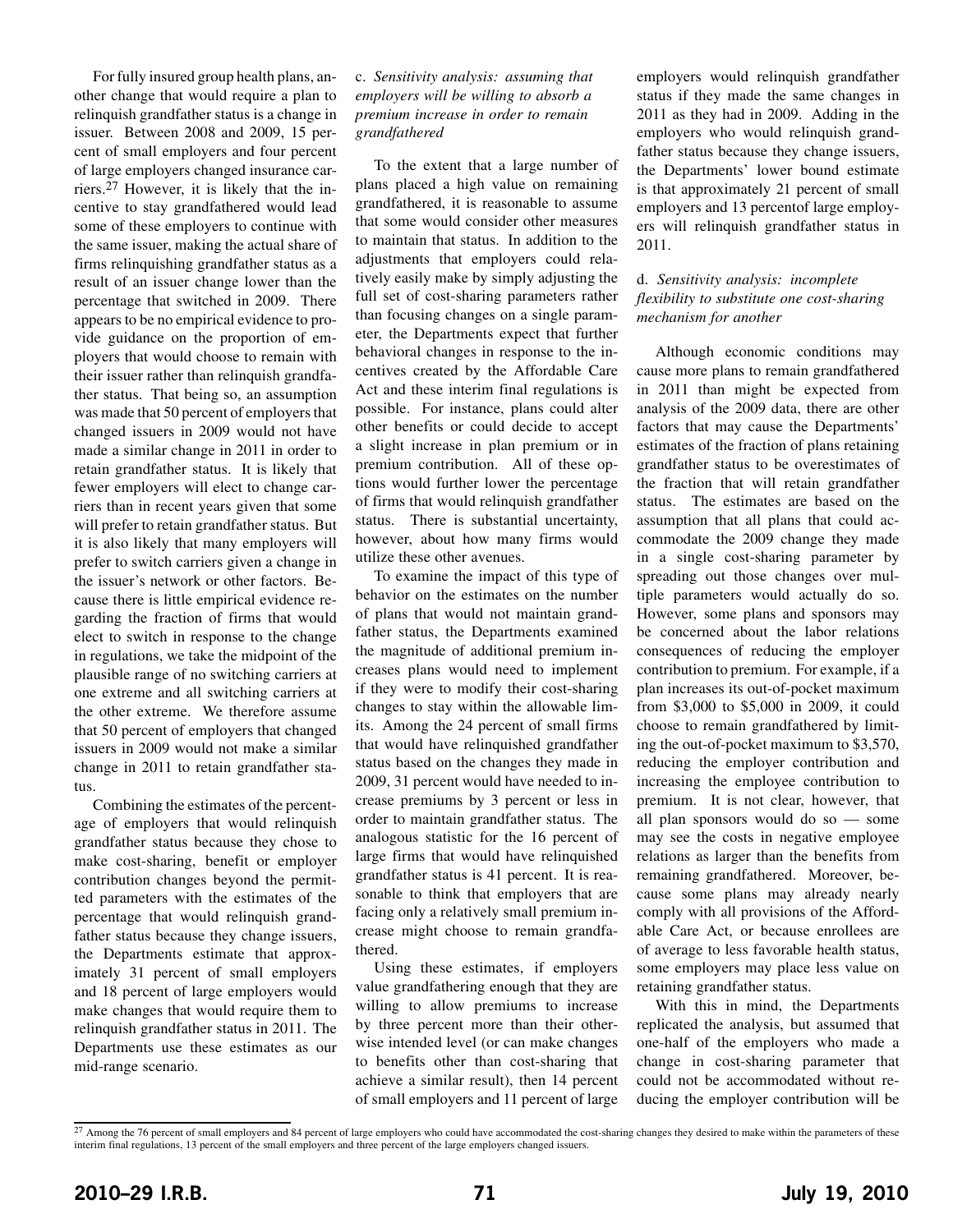For fully insured group health plans, another change that would require a plan to relinquish grandfather status is a change in issuer. Between 2008 and 2009, 15 percent of small employers and four percent of large employers changed insurance carriers.[27] However, it is likely that the incentive to stay grandfathered would lead some of these employers to continue with the same issuer, making the actual share of firms relinquishing grandfather status as a result of an issuer change lower than the percentage that switched in 2009. There appears to be no empirical evidence to provide guidance on the proportion of employers that would choose to remain with their issuer rather than relinquish grandfather status. That being so, an assumption was made that 50 percent of employers that changed issuers in 2009 would not have made a similar change in 2011 in order to retain grandfather status. It is likely that fewer employers will elect to change carriers than in recent years given that some will prefer to retain grandfather status. But it is also likely that many employers will prefer to switch carriers given a change in the issuer's network or other factors. Because there is little empirical evidence regarding the fraction of firms that would elect to switch in response to the change in regulations, we take the midpoint of the plausible range of no switching carriers at one extreme and all switching carriers at the other extreme. We therefore assume that 50 percent of employers that changed issuers in 2009 would not make a similar change in 2011 to retain grandfather status.

Combining the estimates of the percentage of employers that would relinquish grandfather status because they chose to make cost-sharing, benefit or employer contribution changes beyond the permitted parameters with the estimates of the percentage that would relinquish grandfather status because they change issuers, the Departments estimate that approximately 31 percent of small employers and 18 percent of large employers would make changes that would require them to relinquish grandfather status in 2011. The Departments use these estimates as our mid-range scenario.

c. *Sensitivity analysis: assuming that employers will be willing to absorb a premium increase in order to remain grandfathered*

To the extent that a large number of plans placed a high value on remaining grandfathered, it is reasonable to assume that some would consider other measures to maintain that status. In addition to the adjustments that employers could relatively easily make by simply adjusting the full set of cost-sharing parameters rather than focusing changes on a single parameter, the Departments expect that further behavioral changes in response to the incentives created by the Affordable Care Act and these interim final regulations is possible. For instance, plans could alter other benefits or could decide to accept a slight increase in plan premium or in premium contribution. All of these options would further lower the percentage of firms that would relinquish grandfather status. There is substantial uncertainty, however, about how many firms would utilize these other avenues.

To examine the impact of this type of behavior on the estimates on the number of plans that would not maintain grandfather status, the Departments examined the magnitude of additional premium increases plans would need to implement if they were to modify their cost-sharing changes to stay within the allowable limits. Among the 24 percent of small firms that would have relinquished grandfather status based on the changes they made in 2009, 31 percent would have needed to increase premiums by 3 percent or less in order to maintain grandfather status. The analogous statistic for the 16 percent of large firms that would have relinquished grandfather status is 41 percent. It is reasonable to think that employers that are facing only a relatively small premium increase might choose to remain grandfathered.

Using these estimates, if employers value grandfathering enough that they are willing to allow premiums to increase by three percent more than their otherwise intended level (or can make changes to benefits other than cost-sharing that achieve a similar result), then 14 percent of small employers and 11 percent of large employers would relinquish grandfather status if they made the same changes in 2011 as they had in 2009. Adding in the employers who would relinquish grandfather status because they change issuers, the Departments' lower bound estimate is that approximately 21 percent of small employers and 13 percentof large employers will relinquish grandfather status in 2011.

d. *Sensitivity analysis: incomplete flexibility to substitute one cost-sharing mechanism for another*

Although economic conditions may cause more plans to remain grandfathered in 2011 than might be expected from analysis of the 2009 data, there are other factors that may cause the Departments' estimates of the fraction of plans retaining grandfather status to be overestimates of the fraction that will retain grandfather status. The estimates are based on the assumption that all plans that could accommodate the 2009 change they made in a single cost-sharing parameter by spreading out those changes over multiple parameters would actually do so. However, some plans and sponsors may be concerned about the labor relations consequences of reducing the employer contribution to premium. For example, if a plan increases its out-of-pocket maximum from $3,000 to $5,000 in 2009, it could choose to remain grandfathered by limiting the out-of-pocket maximum to $3,570, reducing the employer contribution and increasing the employee contribution to premium. It is not clear, however, that all plan sponsors would do so — some may see the costs in negative employee relations as larger than the benefits from remaining grandfathered. Moreover, because some plans may already nearly comply with all provisions of the Affordable Care Act, or because enrollees are of average to less favorable health status, some employers may place less value on retaining grandfather status.

With this in mind, the Departments replicated the analysis, but assumed that one-half of the employers who made a change in cost-sharing parameter that could not be accommodated without reducing the employer contribution will be

[27] Among the 76 percent of small employers and 84 percent of large employers who could have accommodated the cost-sharing changes they desired to make within the parameters of these interim final regulations, 13 percent of the small employers and three percent of the large employers changed issuers.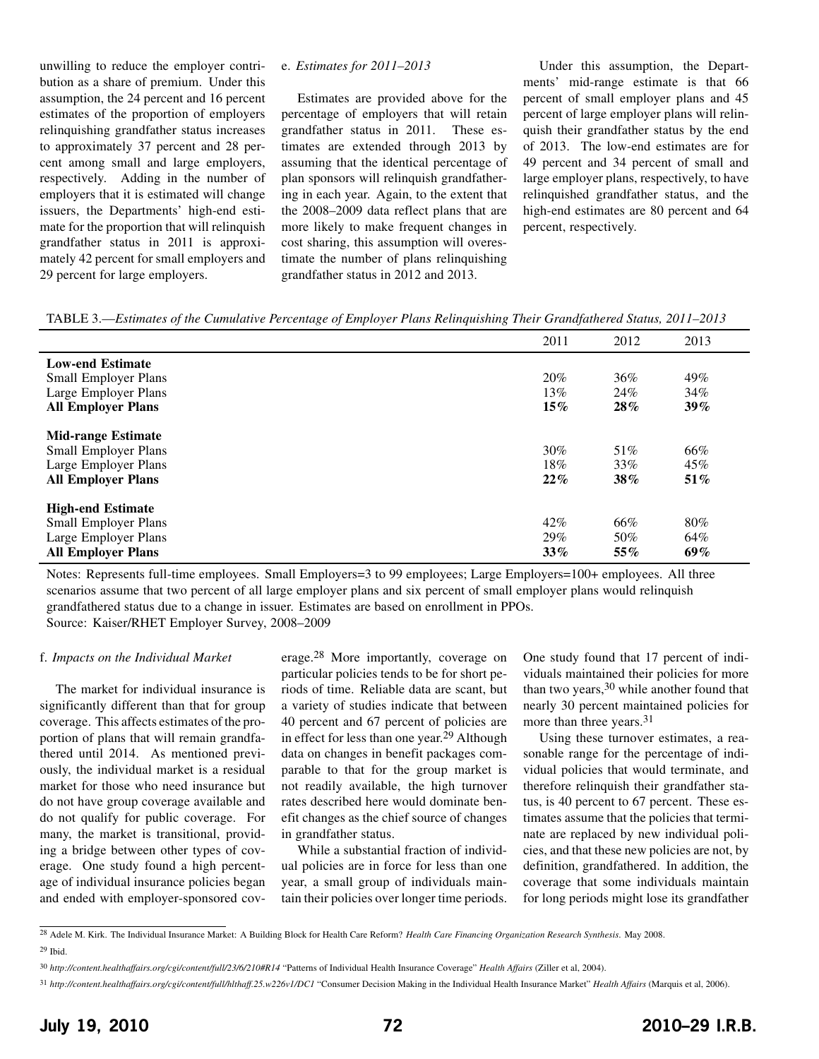unwilling to reduce the employer contribution as a share of premium. Under this assumption, the 24 percent and 16 percent estimates of the proportion of employers relinquishing grandfather status increases to approximately 37 percent and 28 percent among small and large employers, respectively. Adding in the number of employers that it is estimated will change issuers, the Departments' high-end estimate for the proportion that will relinquish grandfather status in 2011 is approximately 42 percent for small employers and 29 percent for large employers.

e. *Estimates for 2011–2013*

Estimates are provided above for the percentage of employers that will retain grandfather status in 2011. These estimates are extended through 2013 by assuming that the identical percentage of plan sponsors will relinquish grandfathering in each year. Again, to the extent that the 2008–2009 data reflect plans that are more likely to make frequent changes in cost sharing, this assumption will overestimate the number of plans relinquishing grandfather status in 2012 and 2013.

Under this assumption, the Departments' mid-range estimate is that 66 percent of small employer plans and 45 percent of large employer plans will relinquish their grandfather status by the end of 2013. The low-end estimates are for 49 percent and 34 percent of small and large employer plans, respectively, to have relinquished grandfather status, and the high-end estimates are 80 percent and 64 percent, respectively.

TABLE 3.—*Estimates of the Cumulative Percentage of Employer Plans Relinquishing Their Grandfathered Status, 2011–2013*

| | 2011 | 2012 | 2013 |
|---|---|---|---|
| **Low-end Estimate** | | | |
| Small Employer Plans | 20% | 36% | 49% |
| Large Employer Plans | 13% | 24% | 34% |
| **All Employer Plans** | **15%** | **28%** | **39%** |
| **Mid-range Estimate** | | | |
| Small Employer Plans | 30% | 51% | 66% |
| Large Employer Plans | 18% | 33% | 45% |
| **All Employer Plans** | **22%** | **38%** | **51%** |
| **High-end Estimate** | | | |
| Small Employer Plans | 42% | 66% | 80% |
| Large Employer Plans | 29% | 50% | 64% |
| **All Employer Plans** | **33%** | **55%** | **69%** |

Notes: Represents full-time employees. Small Employers=3 to 99 employees; Large Employers=100+ employees. All three scenarios assume that two percent of all large employer plans and six percent of small employer plans would relinquish grandfathered status due to a change in issuer. Estimates are based on enrollment in PPOs.
Source: Kaiser/RHET Employer Survey, 2008–2009

f. *Impacts on the Individual Market*

The market for individual insurance is significantly different than that for group coverage. This affects estimates of the proportion of plans that will remain grandfathered until 2014. As mentioned previously, the individual market is a residual market for those who need insurance but do not have group coverage available and do not qualify for public coverage. For many, the market is transitional, providing a bridge between other types of coverage. One study found a high percentage of individual insurance policies began and ended with employer-sponsored coverage.[28] More importantly, coverage on particular policies tends to be for short periods of time. Reliable data are scant, but a variety of studies indicate that between 40 percent and 67 percent of policies are in effect for less than one year.[29] Although data on changes in benefit packages comparable to that for the group market is not readily available, the high turnover rates described here would dominate benefit changes as the chief source of changes in grandfather status.

While a substantial fraction of individual policies are in force for less than one year, a small group of individuals maintain their policies over longer time periods. One study found that 17 percent of individuals maintained their policies for more than two years,[30] while another found that nearly 30 percent maintained policies for more than three years.[31]

Using these turnover estimates, a reasonable range for the percentage of individual policies that would terminate, and therefore relinquish their grandfather status, is 40 percent to 67 percent. These estimates assume that the policies that terminate are replaced by new individual policies, and that these new policies are not, by definition, grandfathered. In addition, the coverage that some individuals maintain for long periods might lose its grandfather

[28] Adele M. Kirk. The Individual Insurance Market: A Building Block for Health Care Reform? *Health Care Financing Organization Research Synthesis.* May 2008.

[29] Ibid.

[30] *http://content.healthaffairs.org/cgi/content/full/23/6/210#R14* "Patterns of Individual Health Insurance Coverage" *Health Affairs* (Ziller et al, 2004).

[31] *http://content.healthaffairs.org/cgi/content/full/hlthaff.25.w226v1/DC1* "Consumer Decision Making in the Individual Health Insurance Market" *Health Affairs* (Marquis et al, 2006).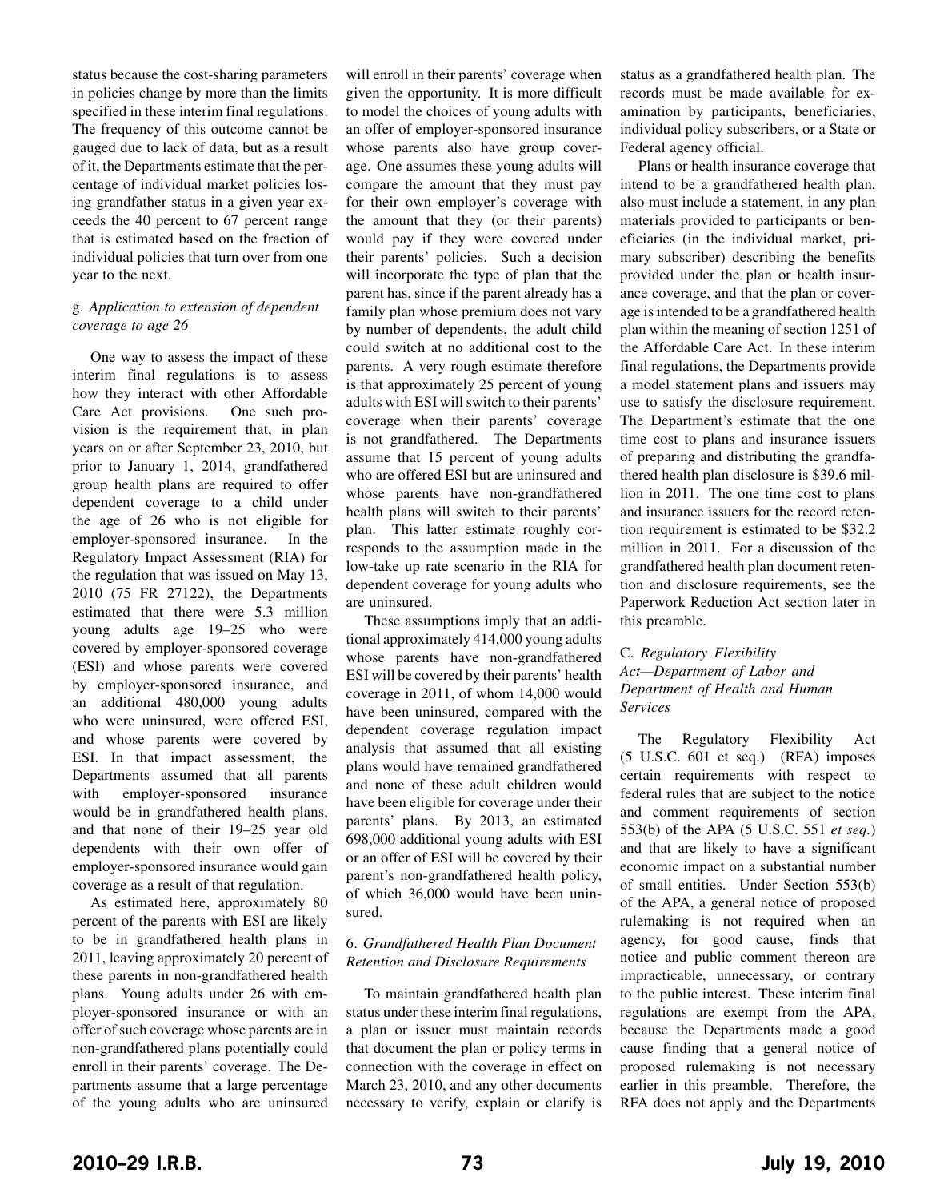status because the cost-sharing parameters in policies change by more than the limits specified in these interim final regulations. The frequency of this outcome cannot be gauged due to lack of data, but as a result of it, the Departments estimate that the percentage of individual market policies losing grandfather status in a given year exceeds the 40 percent to 67 percent range that is estimated based on the fraction of individual policies that turn over from one year to the next.

g. *Application to extension of dependent coverage to age 26*

One way to assess the impact of these interim final regulations is to assess how they interact with other Affordable Care Act provisions. One such provision is the requirement that, in plan years on or after September 23, 2010, but prior to January 1, 2014, grandfathered group health plans are required to offer dependent coverage to a child under the age of 26 who is not eligible for employer-sponsored insurance. In the Regulatory Impact Assessment (RIA) for the regulation that was issued on May 13, 2010 (75 FR 27122), the Departments estimated that there were 5.3 million young adults age 19–25 who were covered by employer-sponsored coverage (ESI) and whose parents were covered by employer-sponsored insurance, and an additional 480,000 young adults who were uninsured, were offered ESI, and whose parents were covered by ESI. In that impact assessment, the Departments assumed that all parents with employer-sponsored insurance would be in grandfathered health plans, and that none of their 19–25 year old dependents with their own offer of employer-sponsored insurance would gain coverage as a result of that regulation.

As estimated here, approximately 80 percent of the parents with ESI are likely to be in grandfathered health plans in 2011, leaving approximately 20 percent of these parents in non-grandfathered health plans. Young adults under 26 with employer-sponsored insurance or with an offer of such coverage whose parents are in non-grandfathered plans potentially could enroll in their parents' coverage. The Departments assume that a large percentage of the young adults who are uninsured will enroll in their parents' coverage when given the opportunity. It is more difficult to model the choices of young adults with an offer of employer-sponsored insurance whose parents also have group coverage. One assumes these young adults will compare the amount that they must pay for their own employer's coverage with the amount that they (or their parents) would pay if they were covered under their parents' policies. Such a decision will incorporate the type of plan that the parent has, since if the parent already has a family plan whose premium does not vary by number of dependents, the adult child could switch at no additional cost to the parents. A very rough estimate therefore is that approximately 25 percent of young adults with ESI will switch to their parents' coverage when their parents' coverage is not grandfathered. The Departments assume that 15 percent of young adults who are offered ESI but are uninsured and whose parents have non-grandfathered health plans will switch to their parents' plan. This latter estimate roughly corresponds to the assumption made in the low-take up rate scenario in the RIA for dependent coverage for young adults who are uninsured.

These assumptions imply that an additional approximately 414,000 young adults whose parents have non-grandfathered ESI will be covered by their parents' health coverage in 2011, of whom 14,000 would have been uninsured, compared with the dependent coverage regulation impact analysis that assumed that all existing plans would have remained grandfathered and none of these adult children would have been eligible for coverage under their parents' plans. By 2013, an estimated 698,000 additional young adults with ESI or an offer of ESI will be covered by their parent's non-grandfathered health policy, of which 36,000 would have been uninsured.

6. *Grandfathered Health Plan Document Retention and Disclosure Requirements*

To maintain grandfathered health plan status under these interim final regulations, a plan or issuer must maintain records that document the plan or policy terms in connection with the coverage in effect on March 23, 2010, and any other documents necessary to verify, explain or clarify is status as a grandfathered health plan. The records must be made available for examination by participants, beneficiaries, individual policy subscribers, or a State or Federal agency official.

Plans or health insurance coverage that intend to be a grandfathered health plan, also must include a statement, in any plan materials provided to participants or beneficiaries (in the individual market, primary subscriber) describing the benefits provided under the plan or health insurance coverage, and that the plan or coverage is intended to be a grandfathered health plan within the meaning of section 1251 of the Affordable Care Act. In these interim final regulations, the Departments provide a model statement plans and issuers may use to satisfy the disclosure requirement. The Department's estimate that the one time cost to plans and insurance issuers of preparing and distributing the grandfathered health plan disclosure is \$39.6 million in 2011. The one time cost to plans and insurance issuers for the record retention requirement is estimated to be \$32.2 million in 2011. For a discussion of the grandfathered health plan document retention and disclosure requirements, see the Paperwork Reduction Act section later in this preamble.

C. *Regulatory Flexibility Act—Department of Labor and Department of Health and Human Services*

The Regulatory Flexibility Act (5 U.S.C. 601 et seq.) (RFA) imposes certain requirements with respect to federal rules that are subject to the notice and comment requirements of section 553(b) of the APA (5 U.S.C. 551 *et seq.*) and that are likely to have a significant economic impact on a substantial number of small entities. Under Section 553(b) of the APA, a general notice of proposed rulemaking is not required when an agency, for good cause, finds that notice and public comment thereon are impracticable, unnecessary, or contrary to the public interest. These interim final regulations are exempt from the APA, because the Departments made a good cause finding that a general notice of proposed rulemaking is not necessary earlier in this preamble. Therefore, the RFA does not apply and the Departments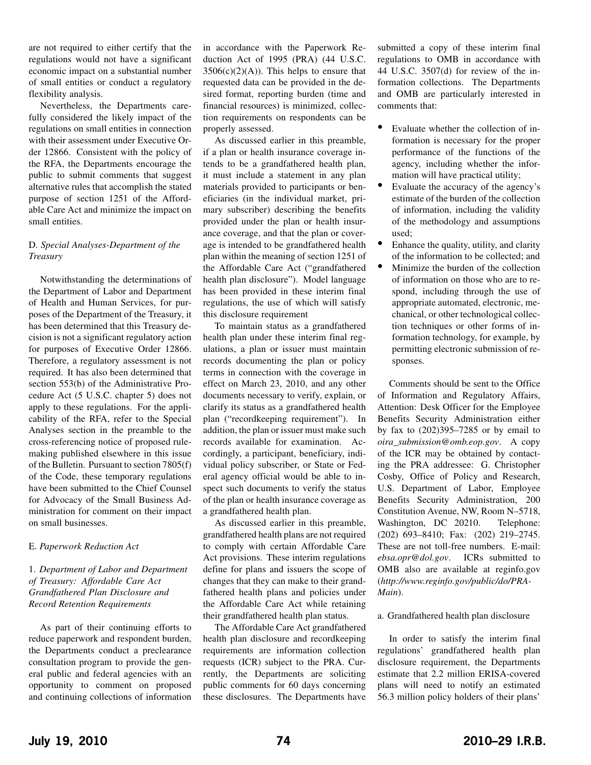are not required to either certify that the regulations would not have a significant economic impact on a substantial number of small entities or conduct a regulatory flexibility analysis.

Nevertheless, the Departments carefully considered the likely impact of the regulations on small entities in connection with their assessment under Executive Order 12866. Consistent with the policy of the RFA, the Departments encourage the public to submit comments that suggest alternative rules that accomplish the stated purpose of section 1251 of the Affordable Care Act and minimize the impact on small entities.

### D. *Special Analyses-Department of the Treasury*

Notwithstanding the determinations of the Department of Labor and Department of Health and Human Services, for purposes of the Department of the Treasury, it has been determined that this Treasury decision is not a significant regulatory action for purposes of Executive Order 12866. Therefore, a regulatory assessment is not required. It has also been determined that section 553(b) of the Administrative Procedure Act (5 U.S.C. chapter 5) does not apply to these regulations. For the applicability of the RFA, refer to the Special Analyses section in the preamble to the cross-referencing notice of proposed rulemaking published elsewhere in this issue of the Bulletin. Pursuant to section 7805(f) of the Code, these temporary regulations have been submitted to the Chief Counsel for Advocacy of the Small Business Administration for comment on their impact on small businesses.

### E. *Paperwork Reduction Act*

#### 1. *Department of Labor and Department of Treasury: Affordable Care Act Grandfathered Plan Disclosure and Record Retention Requirements*

As part of their continuing efforts to reduce paperwork and respondent burden, the Departments conduct a preclearance consultation program to provide the general public and federal agencies with an opportunity to comment on proposed and continuing collections of information in accordance with the Paperwork Reduction Act of 1995 (PRA) (44 U.S.C. 3506(c)(2)(A)). This helps to ensure that requested data can be provided in the desired format, reporting burden (time and financial resources) is minimized, collection requirements on respondents can be properly assessed.

As discussed earlier in this preamble, if a plan or health insurance coverage intends to be a grandfathered health plan, it must include a statement in any plan materials provided to participants or beneficiaries (in the individual market, primary subscriber) describing the benefits provided under the plan or health insurance coverage, and that the plan or coverage is intended to be grandfathered health plan within the meaning of section 1251 of the Affordable Care Act ("grandfathered health plan disclosure"). Model language has been provided in these interim final regulations, the use of which will satisfy this disclosure requirement

To maintain status as a grandfathered health plan under these interim final regulations, a plan or issuer must maintain records documenting the plan or policy terms in connection with the coverage in effect on March 23, 2010, and any other documents necessary to verify, explain, or clarify its status as a grandfathered health plan ("recordkeeping requirement"). In addition, the plan or issuer must make such records available for examination. Accordingly, a participant, beneficiary, individual policy subscriber, or State or Federal agency official would be able to inspect such documents to verify the status of the plan or health insurance coverage as a grandfathered health plan.

As discussed earlier in this preamble, grandfathered health plans are not required to comply with certain Affordable Care Act provisions. These interim regulations define for plans and issuers the scope of changes that they can make to their grandfathered health plans and policies under the Affordable Care Act while retaining their grandfathered health plan status.

The Affordable Care Act grandfathered health plan disclosure and recordkeeping requirements are information collection requests (ICR) subject to the PRA. Currently, the Departments are soliciting public comments for 60 days concerning these disclosures. The Departments have submitted a copy of these interim final regulations to OMB in accordance with 44 U.S.C. 3507(d) for review of the information collections. The Departments and OMB are particularly interested in comments that:

- Evaluate whether the collection of information is necessary for the proper performance of the functions of the agency, including whether the information will have practical utility;
- Evaluate the accuracy of the agency's estimate of the burden of the collection of information, including the validity of the methodology and assumptions used;
- Enhance the quality, utility, and clarity of the information to be collected; and
- Minimize the burden of the collection of information on those who are to respond, including through the use of appropriate automated, electronic, mechanical, or other technological collection techniques or other forms of information technology, for example, by permitting electronic submission of responses.

Comments should be sent to the Office of Information and Regulatory Affairs, Attention: Desk Officer for the Employee Benefits Security Administration either by fax to (202)395–7285 or by email to *oira_submission@omb.eop.gov*. A copy of the ICR may be obtained by contacting the PRA addressee: G. Christopher Cosby, Office of Policy and Research, U.S. Department of Labor, Employee Benefits Security Administration, 200 Constitution Avenue, NW, Room N–5718, Washington, DC 20210. Telephone: (202) 693–8410; Fax: (202) 219–2745. These are not toll-free numbers. E-mail: *ebsa.opr@dol.gov*. ICRs submitted to OMB also are available at reginfo.gov (*http://www.reginfo.gov/public/do/PRAMain*).

##### a. Grandfathered health plan disclosure

In order to satisfy the interim final regulations' grandfathered health plan disclosure requirement, the Departments estimate that 2.2 million ERISA-covered plans will need to notify an estimated 56.3 million policy holders of their plans'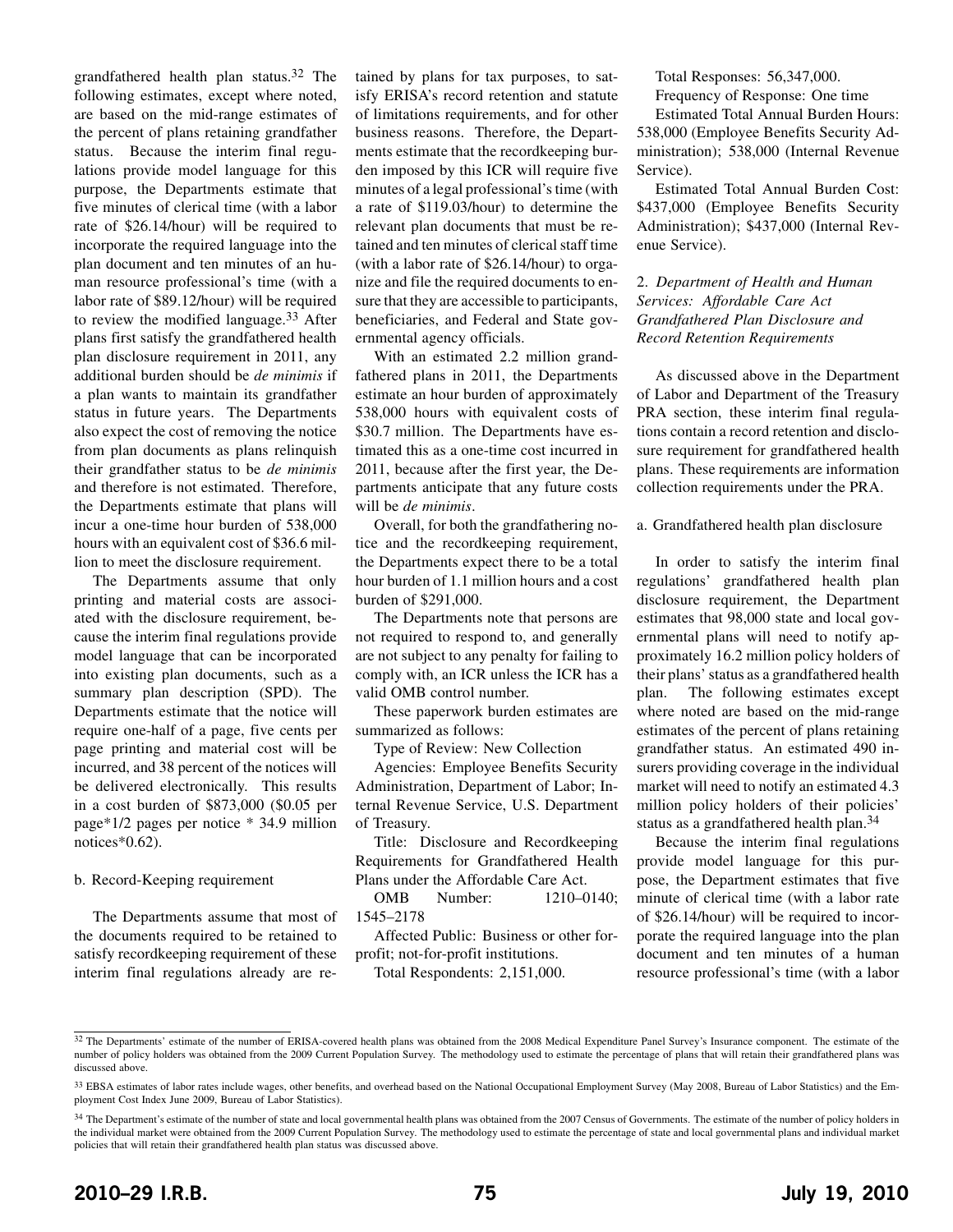grandfathered health plan status.[32] The following estimates, except where noted, are based on the mid-range estimates of the percent of plans retaining grandfather status. Because the interim final regulations provide model language for this purpose, the Departments estimate that five minutes of clerical time (with a labor rate of $26.14/hour) will be required to incorporate the required language into the plan document and ten minutes of an human resource professional's time (with a labor rate of $89.12/hour) will be required to review the modified language.[33] After plans first satisfy the grandfathered health plan disclosure requirement in 2011, any additional burden should be *de minimis* if a plan wants to maintain its grandfather status in future years. The Departments also expect the cost of removing the notice from plan documents as plans relinquish their grandfather status to be *de minimis* and therefore is not estimated. Therefore, the Departments estimate that plans will incur a one-time hour burden of 538,000 hours with an equivalent cost of $36.6 million to meet the disclosure requirement.

The Departments assume that only printing and material costs are associated with the disclosure requirement, because the interim final regulations provide model language that can be incorporated into existing plan documents, such as a summary plan description (SPD). The Departments estimate that the notice will require one-half of a page, five cents per page printing and material cost will be incurred, and 38 percent of the notices will be delivered electronically. This results in a cost burden of $873,000 ($0.05 per page*1/2 pages per notice * 34.9 million notices*0.62).

b. Record-Keeping requirement

The Departments assume that most of the documents required to be retained to satisfy recordkeeping requirement of these interim final regulations already are retained by plans for tax purposes, to satisfy ERISA's record retention and statute of limitations requirements, and for other business reasons. Therefore, the Departments estimate that the recordkeeping burden imposed by this ICR will require five minutes of a legal professional's time (with a rate of $119.03/hour) to determine the relevant plan documents that must be retained and ten minutes of clerical staff time (with a labor rate of $26.14/hour) to organize and file the required documents to ensure that they are accessible to participants, beneficiaries, and Federal and State governmental agency officials.

With an estimated 2.2 million grandfathered plans in 2011, the Departments estimate an hour burden of approximately 538,000 hours with equivalent costs of $30.7 million. The Departments have estimated this as a one-time cost incurred in 2011, because after the first year, the Departments anticipate that any future costs will be *de minimis*.

Overall, for both the grandfathering notice and the recordkeeping requirement, the Departments expect there to be a total hour burden of 1.1 million hours and a cost burden of $291,000.

The Departments note that persons are not required to respond to, and generally are not subject to any penalty for failing to comply with, an ICR unless the ICR has a valid OMB control number.

These paperwork burden estimates are summarized as follows:

Type of Review: New Collection

Agencies: Employee Benefits Security Administration, Department of Labor; Internal Revenue Service, U.S. Department of Treasury.

Title: Disclosure and Recordkeeping Requirements for Grandfathered Health Plans under the Affordable Care Act.

OMB Number: 1210–0140; 1545–2178

Affected Public: Business or other for-profit; not-for-profit institutions.

Total Respondents: 2,151,000.

Total Responses: 56,347,000.

Frequency of Response: One time

Estimated Total Annual Burden Hours: 538,000 (Employee Benefits Security Administration); 538,000 (Internal Revenue Service).

Estimated Total Annual Burden Cost: $437,000 (Employee Benefits Security Administration); $437,000 (Internal Revenue Service).

2. *Department of Health and Human Services: Affordable Care Act Grandfathered Plan Disclosure and Record Retention Requirements*

As discussed above in the Department of Labor and Department of the Treasury PRA section, these interim final regulations contain a record retention and disclosure requirement for grandfathered health plans. These requirements are information collection requirements under the PRA.

a. Grandfathered health plan disclosure

In order to satisfy the interim final regulations' grandfathered health plan disclosure requirement, the Department estimates that 98,000 state and local governmental plans will need to notify approximately 16.2 million policy holders of their plans' status as a grandfathered health plan. The following estimates except where noted are based on the mid-range estimates of the percent of plans retaining grandfather status. An estimated 490 insurers providing coverage in the individual market will need to notify an estimated 4.3 million policy holders of their policies' status as a grandfathered health plan.[34]

Because the interim final regulations provide model language for this purpose, the Department estimates that five minute of clerical time (with a labor rate of $26.14/hour) will be required to incorporate the required language into the plan document and ten minutes of a human resource professional's time (with a labor

---

[32] The Departments' estimate of the number of ERISA-covered health plans was obtained from the 2008 Medical Expenditure Panel Survey's Insurance component. The estimate of the number of policy holders was obtained from the 2009 Current Population Survey. The methodology used to estimate the percentage of plans that will retain their grandfathered plans was discussed above.

[33] EBSA estimates of labor rates include wages, other benefits, and overhead based on the National Occupational Employment Survey (May 2008, Bureau of Labor Statistics) and the Employment Cost Index June 2009, Bureau of Labor Statistics).

[34] The Department's estimate of the number of state and local governmental health plans was obtained from the 2007 Census of Governments. The estimate of the number of policy holders in the individual market were obtained from the 2009 Current Population Survey. The methodology used to estimate the percentage of state and local governmental plans and individual market policies that will retain their grandfathered health plan status was discussed above.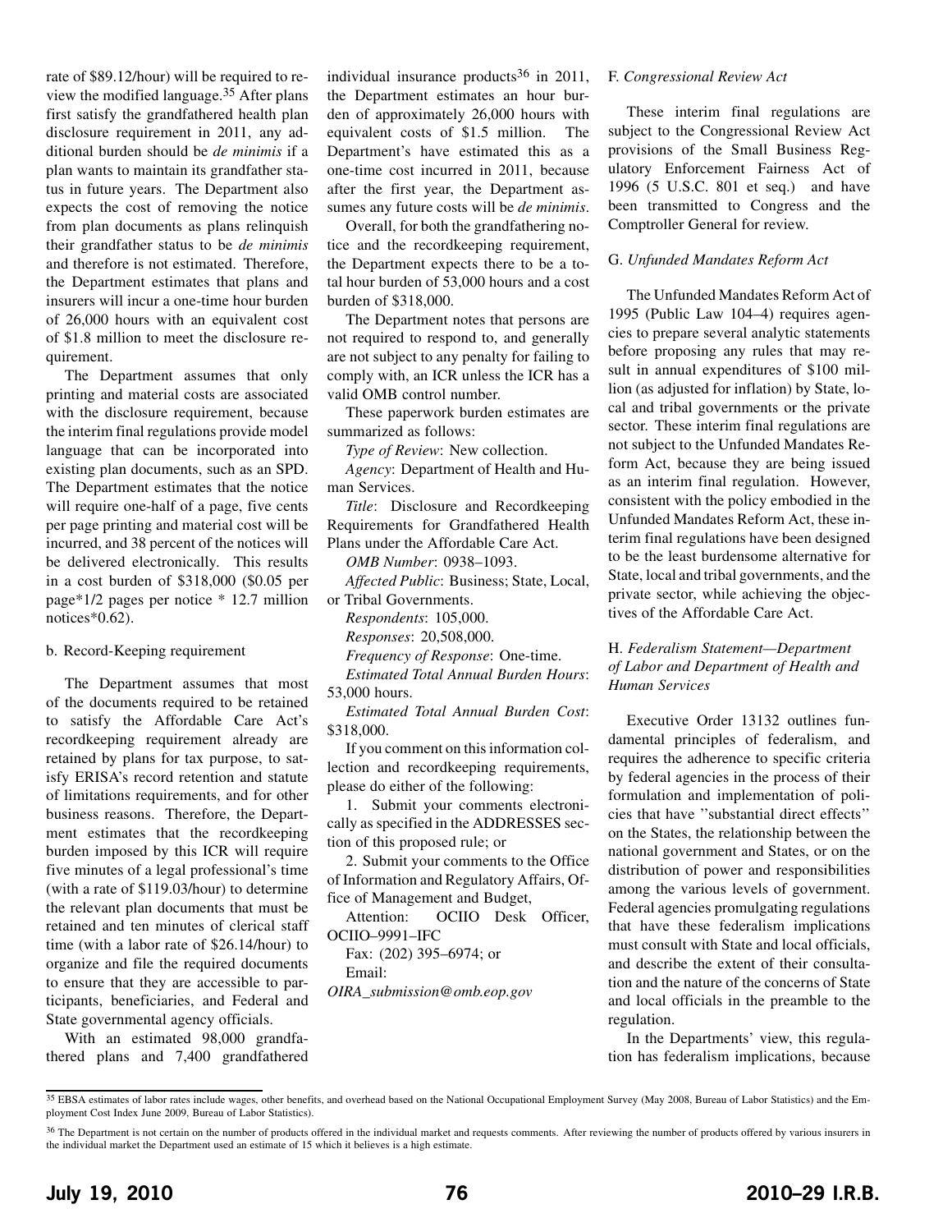rate of $89.12/hour) will be required to review the modified language.[35] After plans first satisfy the grandfathered health plan disclosure requirement in 2011, any additional burden should be *de minimis* if a plan wants to maintain its grandfather status in future years. The Department also expects the cost of removing the notice from plan documents as plans relinquish their grandfather status to be *de minimis* and therefore is not estimated. Therefore, the Department estimates that plans and insurers will incur a one-time hour burden of 26,000 hours with an equivalent cost of $1.8 million to meet the disclosure requirement.

The Department assumes that only printing and material costs are associated with the disclosure requirement, because the interim final regulations provide model language that can be incorporated into existing plan documents, such as an SPD. The Department estimates that the notice will require one-half of a page, five cents per page printing and material cost will be incurred, and 38 percent of the notices will be delivered electronically. This results in a cost burden of $318,000 ($0.05 per page*1/2 pages per notice * 12.7 million notices*0.62).

b. Record-Keeping requirement

The Department assumes that most of the documents required to be retained to satisfy the Affordable Care Act's recordkeeping requirement already are retained by plans for tax purpose, to satisfy ERISA's record retention and statute of limitations requirements, and for other business reasons. Therefore, the Department estimates that the recordkeeping burden imposed by this ICR will require five minutes of a legal professional's time (with a rate of $119.03/hour) to determine the relevant plan documents that must be retained and ten minutes of clerical staff time (with a labor rate of $26.14/hour) to organize and file the required documents to ensure that they are accessible to participants, beneficiaries, and Federal and State governmental agency officials.

With an estimated 98,000 grandfathered plans and 7,400 grandfathered individual insurance products[36] in 2011, the Department estimates an hour burden of approximately 26,000 hours with equivalent costs of $1.5 million. The Department's have estimated this as a one-time cost incurred in 2011, because after the first year, the Department assumes any future costs will be *de minimis*.

Overall, for both the grandfathering notice and the recordkeeping requirement, the Department expects there to be a total hour burden of 53,000 hours and a cost burden of $318,000.

The Department notes that persons are not required to respond to, and generally are not subject to any penalty for failing to comply with, an ICR unless the ICR has a valid OMB control number.

These paperwork burden estimates are summarized as follows:

*Type of Review*: New collection.

*Agency*: Department of Health and Human Services.

*Title*: Disclosure and Recordkeeping Requirements for Grandfathered Health Plans under the Affordable Care Act.

*OMB Number*: 0938–1093.

*Affected Public*: Business; State, Local, or Tribal Governments.

*Respondents*: 105,000.

*Responses*: 20,508,000.

*Frequency of Response*: One-time.

*Estimated Total Annual Burden Hours*: 53,000 hours.

*Estimated Total Annual Burden Cost*: $318,000.

If you comment on this information collection and recordkeeping requirements, please do either of the following:

1. Submit your comments electronically as specified in the ADDRESSES section of this proposed rule; or

2. Submit your comments to the Office of Information and Regulatory Affairs, Office of Management and Budget,

Attention: OCIIO Desk Officer, OCIIO–9991–IFC

Fax: (202) 395–6974; or

Email: *OIRA_submission@omb.eop.gov*

F. *Congressional Review Act*

These interim final regulations are subject to the Congressional Review Act provisions of the Small Business Regulatory Enforcement Fairness Act of 1996 (5 U.S.C. 801 et seq.) and have been transmitted to Congress and the Comptroller General for review.

G. *Unfunded Mandates Reform Act*

The Unfunded Mandates Reform Act of 1995 (Public Law 104–4) requires agencies to prepare several analytic statements before proposing any rules that may result in annual expenditures of $100 million (as adjusted for inflation) by State, local and tribal governments or the private sector. These interim final regulations are not subject to the Unfunded Mandates Reform Act, because they are being issued as an interim final regulation. However, consistent with the policy embodied in the Unfunded Mandates Reform Act, these interim final regulations have been designed to be the least burdensome alternative for State, local and tribal governments, and the private sector, while achieving the objectives of the Affordable Care Act.

H. *Federalism Statement—Department of Labor and Department of Health and Human Services*

Executive Order 13132 outlines fundamental principles of federalism, and requires the adherence to specific criteria by federal agencies in the process of their formulation and implementation of policies that have ''substantial direct effects'' on the States, the relationship between the national government and States, or on the distribution of power and responsibilities among the various levels of government. Federal agencies promulgating regulations that have these federalism implications must consult with State and local officials, and describe the extent of their consultation and the nature of the concerns of State and local officials in the preamble to the regulation.

In the Departments' view, this regulation has federalism implications, because

[35] EBSA estimates of labor rates include wages, other benefits, and overhead based on the National Occupational Employment Survey (May 2008, Bureau of Labor Statistics) and the Employment Cost Index June 2009, Bureau of Labor Statistics).

[36] The Department is not certain on the number of products offered in the individual market and requests comments. After reviewing the number of products offered by various insurers in the individual market the Department used an estimate of 15 which it believes is a high estimate.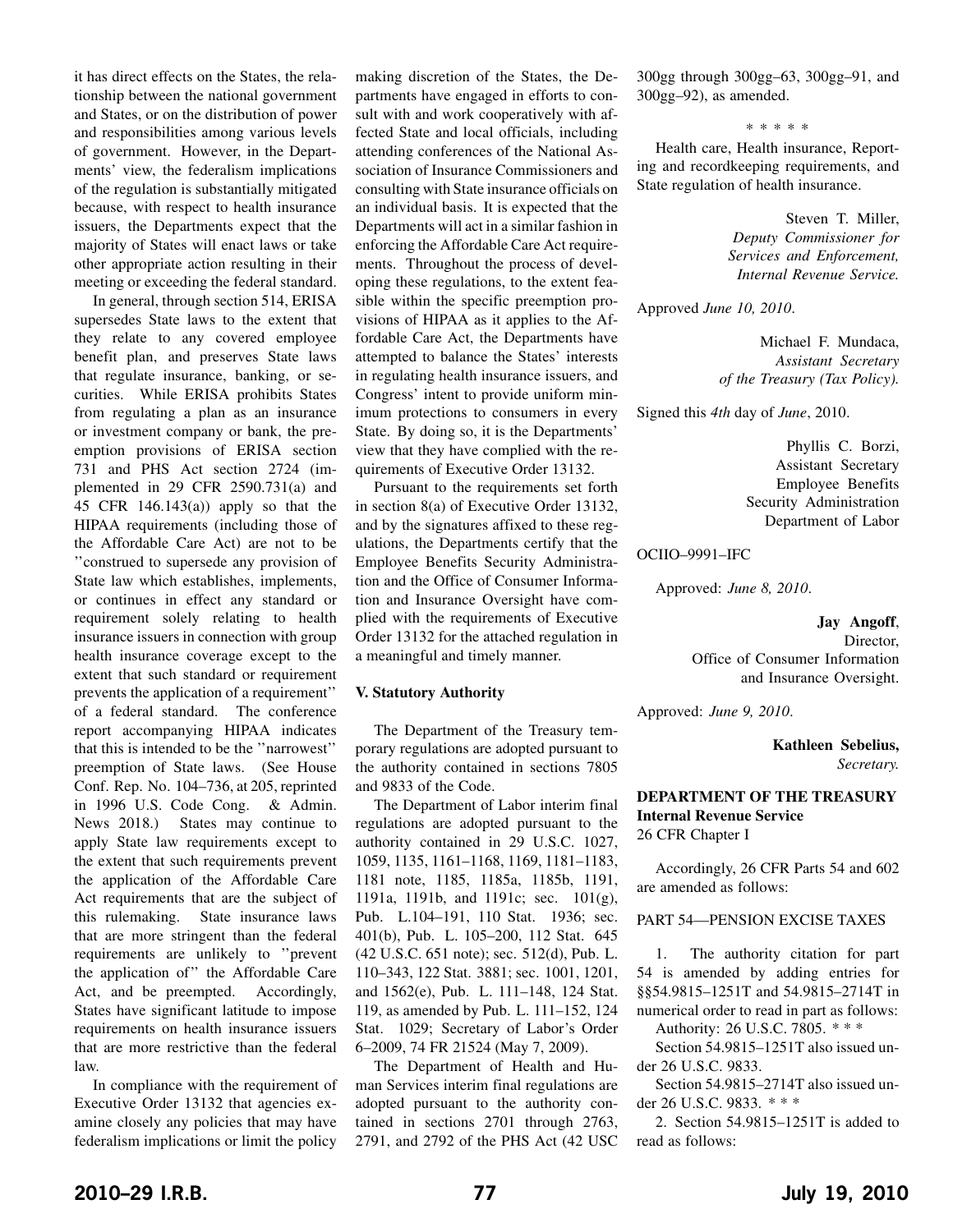it has direct effects on the States, the relationship between the national government and States, or on the distribution of power and responsibilities among various levels of government. However, in the Departments' view, the federalism implications of the regulation is substantially mitigated because, with respect to health insurance issuers, the Departments expect that the majority of States will enact laws or take other appropriate action resulting in their meeting or exceeding the federal standard.

In general, through section 514, ERISA supersedes State laws to the extent that they relate to any covered employee benefit plan, and preserves State laws that regulate insurance, banking, or securities. While ERISA prohibits States from regulating a plan as an insurance or investment company or bank, the preemption provisions of ERISA section 731 and PHS Act section 2724 (implemented in 29 CFR 2590.731(a) and 45 CFR 146.143(a)) apply so that the HIPAA requirements (including those of the Affordable Care Act) are not to be ''construed to supersede any provision of State law which establishes, implements, or continues in effect any standard or requirement solely relating to health insurance issuers in connection with group health insurance coverage except to the extent that such standard or requirement prevents the application of a requirement'' of a federal standard. The conference report accompanying HIPAA indicates that this is intended to be the ''narrowest'' preemption of State laws. (See House Conf. Rep. No. 104–736, at 205, reprinted in 1996 U.S. Code Cong. & Admin. News 2018.) States may continue to apply State law requirements except to the extent that such requirements prevent the application of the Affordable Care Act requirements that are the subject of this rulemaking. State insurance laws that are more stringent than the federal requirements are unlikely to ''prevent the application of'' the Affordable Care Act, and be preempted. Accordingly, States have significant latitude to impose requirements on health insurance issuers that are more restrictive than the federal law.

In compliance with the requirement of Executive Order 13132 that agencies examine closely any policies that may have federalism implications or limit the policy making discretion of the States, the Departments have engaged in efforts to consult with and work cooperatively with affected State and local officials, including attending conferences of the National Association of Insurance Commissioners and consulting with State insurance officials on an individual basis. It is expected that the Departments will act in a similar fashion in enforcing the Affordable Care Act requirements. Throughout the process of developing these regulations, to the extent feasible within the specific preemption provisions of HIPAA as it applies to the Affordable Care Act, the Departments have attempted to balance the States' interests in regulating health insurance issuers, and Congress' intent to provide uniform minimum protections to consumers in every State. By doing so, it is the Departments' view that they have complied with the requirements of Executive Order 13132.

Pursuant to the requirements set forth in section 8(a) of Executive Order 13132, and by the signatures affixed to these regulations, the Departments certify that the Employee Benefits Security Administration and the Office of Consumer Information and Insurance Oversight have complied with the requirements of Executive Order 13132 for the attached regulation in a meaningful and timely manner.

**V. Statutory Authority**

The Department of the Treasury temporary regulations are adopted pursuant to the authority contained in sections 7805 and 9833 of the Code.

The Department of Labor interim final regulations are adopted pursuant to the authority contained in 29 U.S.C. 1027, 1059, 1135, 1161–1168, 1169, 1181–1183, 1181 note, 1185, 1185a, 1185b, 1191, 1191a, 1191b, and 1191c; sec. 101(g), Pub. L.104–191, 110 Stat. 1936; sec. 401(b), Pub. L. 105–200, 112 Stat. 645 (42 U.S.C. 651 note); sec. 512(d), Pub. L. 110–343, 122 Stat. 3881; sec. 1001, 1201, and 1562(e), Pub. L. 111–148, 124 Stat. 119, as amended by Pub. L. 111–152, 124 Stat. 1029; Secretary of Labor's Order 6–2009, 74 FR 21524 (May 7, 2009).

The Department of Health and Human Services interim final regulations are adopted pursuant to the authority contained in sections 2701 through 2763, 2791, and 2792 of the PHS Act (42 USC 300gg through 300gg–63, 300gg–91, and 300gg–92), as amended.

\* \* \* \* \*

Health care, Health insurance, Reporting and recordkeeping requirements, and State regulation of health insurance.

Steven T. Miller,
*Deputy Commissioner for Services and Enforcement, Internal Revenue Service.*

Approved *June 10, 2010*.

Michael F. Mundaca,
*Assistant Secretary of the Treasury (Tax Policy).*

Signed this *4th* day of *June*, 2010.

Phyllis C. Borzi,
Assistant Secretary
Employee Benefits Security Administration
Department of Labor

OCIIO–9991–IFC

Approved: *June 8, 2010*.

**Jay Angoff**,
Director,
Office of Consumer Information and Insurance Oversight.

Approved: *June 9, 2010*.

**Kathleen Sebelius,**
*Secretary.*

**DEPARTMENT OF THE TREASURY**
**Internal Revenue Service**
26 CFR Chapter I

Accordingly, 26 CFR Parts 54 and 602 are amended as follows:

PART 54—PENSION EXCISE TAXES

1. The authority citation for part 54 is amended by adding entries for §§54.9815–1251T and 54.9815–2714T in numerical order to read in part as follows:

Authority: 26 U.S.C. 7805. \* \* \*

Section 54.9815–1251T also issued under 26 U.S.C. 9833.

Section 54.9815–2714T also issued under 26 U.S.C. 9833. \* \* \*

2. Section 54.9815–1251T is added to read as follows: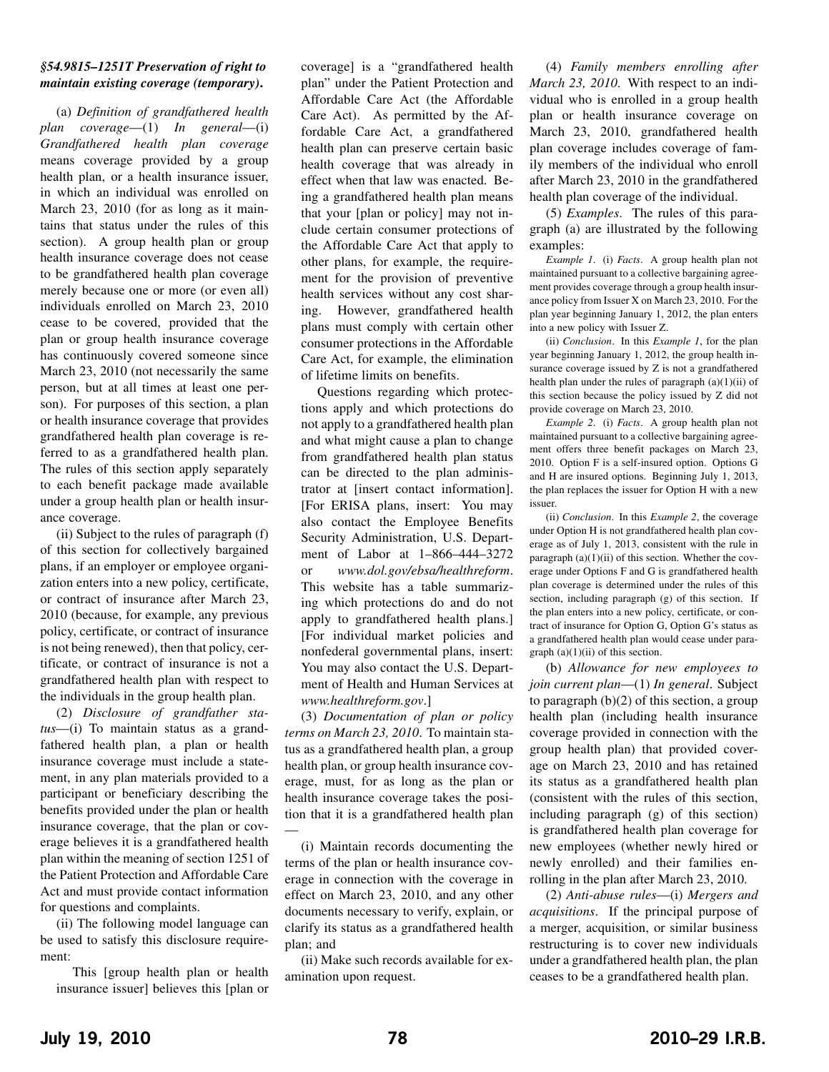**§54.9815–1251T Preservation of right to maintain existing coverage (temporary).**

(a) *Definition of grandfathered health plan coverage*—(1) *In general*—(i) *Grandfathered health plan coverage* means coverage provided by a group health plan, or a health insurance issuer, in which an individual was enrolled on March 23, 2010 (for as long as it maintains that status under the rules of this section). A group health plan or group health insurance coverage does not cease to be grandfathered health plan coverage merely because one or more (or even all) individuals enrolled on March 23, 2010 cease to be covered, provided that the plan or group health insurance coverage has continuously covered someone since March 23, 2010 (not necessarily the same person, but at all times at least one person). For purposes of this section, a plan or health insurance coverage that provides grandfathered health plan coverage is referred to as a grandfathered health plan. The rules of this section apply separately to each benefit package made available under a group health plan or health insurance coverage.

(ii) Subject to the rules of paragraph (f) of this section for collectively bargained plans, if an employer or employee organization enters into a new policy, certificate, or contract of insurance after March 23, 2010 (because, for example, any previous policy, certificate, or contract of insurance is not being renewed), then that policy, certificate, or contract of insurance is not a grandfathered health plan with respect to the individuals in the group health plan.

(2) *Disclosure of grandfather status*—(i) To maintain status as a grandfathered health plan, a plan or health insurance coverage must include a statement, in any plan materials provided to a participant or beneficiary describing the benefits provided under the plan or health insurance coverage, that the plan or coverage believes it is a grandfathered health plan within the meaning of section 1251 of the Patient Protection and Affordable Care Act and must provide contact information for questions and complaints.

(ii) The following model language can be used to satisfy this disclosure requirement:

> This [group health plan or health insurance issuer] believes this [plan or coverage] is a "grandfathered health plan" under the Patient Protection and Affordable Care Act (the Affordable Care Act). As permitted by the Affordable Care Act, a grandfathered health plan can preserve certain basic health coverage that was already in effect when that law was enacted. Being a grandfathered health plan means that your [plan or policy] may not include certain consumer protections of the Affordable Care Act that apply to other plans, for example, the requirement for the provision of preventive health services without any cost sharing. However, grandfathered health plans must comply with certain other consumer protections in the Affordable Care Act, for example, the elimination of lifetime limits on benefits.
>
> Questions regarding which protections apply and which protections do not apply to a grandfathered health plan and what might cause a plan to change from grandfathered health plan status can be directed to the plan administrator at [insert contact information]. [For ERISA plans, insert: You may also contact the Employee Benefits Security Administration, U.S. Department of Labor at 1–866–444–3272 or *www.dol.gov/ebsa/healthreform*. This website has a table summarizing which protections do and do not apply to grandfathered health plans.] [For individual market policies and nonfederal governmental plans, insert: You may also contact the U.S. Department of Health and Human Services at *www.healthreform.gov*.]

(3) *Documentation of plan or policy terms on March 23, 2010.* To maintain status as a grandfathered health plan, a group health plan, or group health insurance coverage, must, for as long as the plan or health insurance coverage takes the position that it is a grandfathered health plan —

(i) Maintain records documenting the terms of the plan or health insurance coverage in connection with the coverage in effect on March 23, 2010, and any other documents necessary to verify, explain, or clarify its status as a grandfathered health plan; and

(ii) Make such records available for examination upon request.

(4) *Family members enrolling after March 23, 2010.* With respect to an individual who is enrolled in a group health plan or health insurance coverage on March 23, 2010, grandfathered health plan coverage includes coverage of family members of the individual who enroll after March 23, 2010 in the grandfathered health plan coverage of the individual.

(5) *Examples.* The rules of this paragraph (a) are illustrated by the following examples:

*Example 1*. (i) *Facts*. A group health plan not maintained pursuant to a collective bargaining agreement provides coverage through a group health insurance policy from Issuer X on March 23, 2010. For the plan year beginning January 1, 2012, the plan enters into a new policy with Issuer Z.

(ii) *Conclusion*. In this *Example 1*, for the plan year beginning January 1, 2012, the group health insurance coverage issued by Z is not a grandfathered health plan under the rules of paragraph (a)(1)(ii) of this section because the policy issued by Z did not provide coverage on March 23, 2010.

*Example 2*. (i) *Facts*. A group health plan not maintained pursuant to a collective bargaining agreement offers three benefit packages on March 23, 2010. Option F is a self-insured option. Options G and H are insured options. Beginning July 1, 2013, the plan replaces the issuer for Option H with a new issuer.

(ii) *Conclusion*. In this *Example 2*, the coverage under Option H is not grandfathered health plan coverage as of July 1, 2013, consistent with the rule in paragraph (a)(1)(ii) of this section. Whether the coverage under Options F and G is grandfathered health plan coverage is determined under the rules of this section, including paragraph (g) of this section. If the plan enters into a new policy, certificate, or contract of insurance for Option G, Option G's status as a grandfathered health plan would cease under paragraph (a)(1)(ii) of this section.

(b) *Allowance for new employees to join current plan*—(1) *In general*. Subject to paragraph (b)(2) of this section, a group health plan (including health insurance coverage provided in connection with the group health plan) that provided coverage on March 23, 2010 and has retained its status as a grandfathered health plan (consistent with the rules of this section, including paragraph (g) of this section) is grandfathered health plan coverage for new employees (whether newly hired or newly enrolled) and their families enrolling in the plan after March 23, 2010.

(2) *Anti-abuse rules*—(i) *Mergers and acquisitions*. If the principal purpose of a merger, acquisition, or similar business restructuring is to cover new individuals under a grandfathered health plan, the plan ceases to be a grandfathered health plan.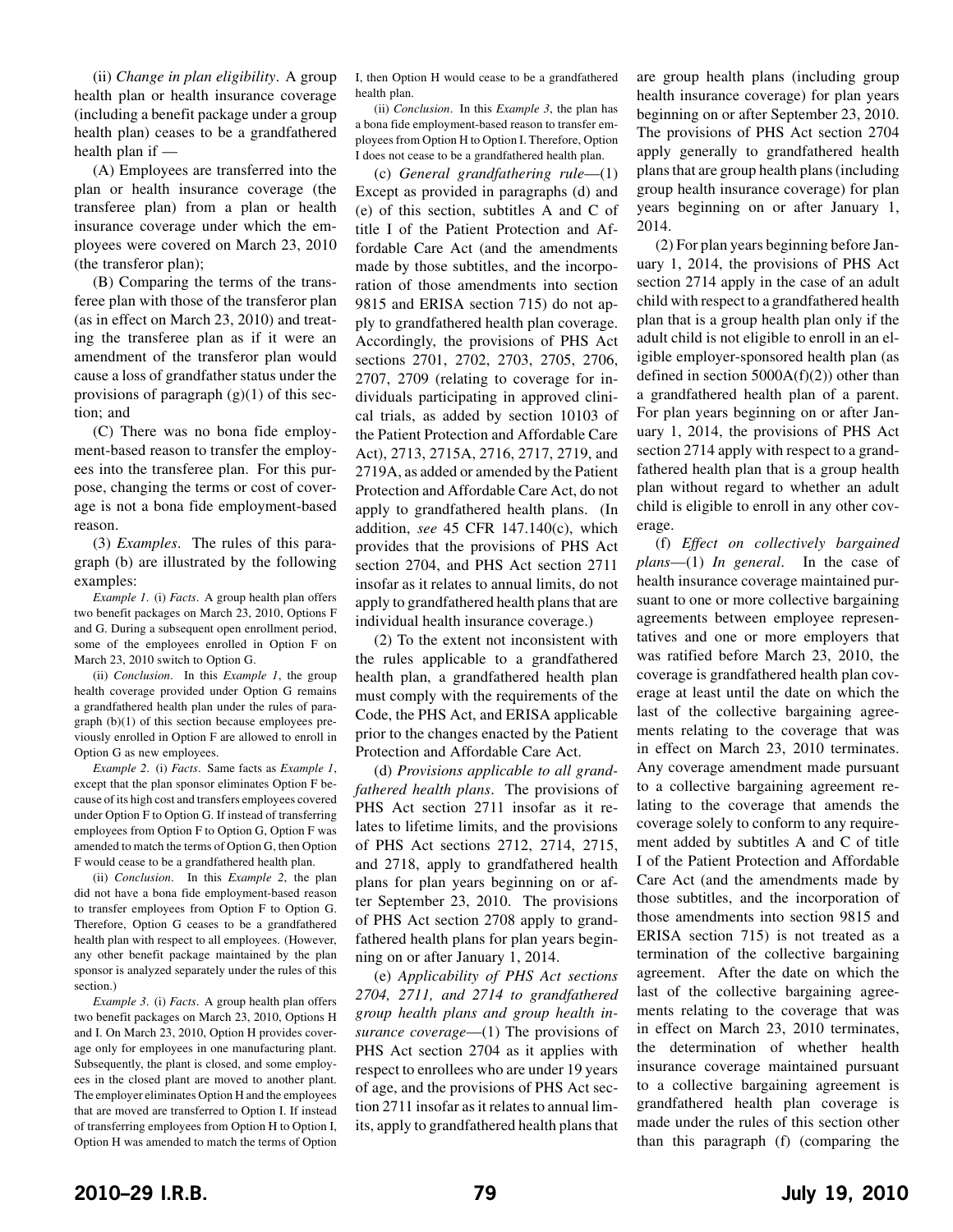(ii) *Change in plan eligibility*. A group health plan or health insurance coverage (including a benefit package under a group health plan) ceases to be a grandfathered health plan if —

(A) Employees are transferred into the plan or health insurance coverage (the transferee plan) from a plan or health insurance coverage under which the employees were covered on March 23, 2010 (the transferor plan);

(B) Comparing the terms of the transferee plan with those of the transferor plan (as in effect on March 23, 2010) and treating the transferee plan as if it were an amendment of the transferor plan would cause a loss of grandfather status under the provisions of paragraph (g)(1) of this section; and

(C) There was no bona fide employment-based reason to transfer the employees into the transferee plan. For this purpose, changing the terms or cost of coverage is not a bona fide employment-based reason.

(3) *Examples*. The rules of this paragraph (b) are illustrated by the following examples:

*Example 1*. (i) *Facts*. A group health plan offers two benefit packages on March 23, 2010, Options F and G. During a subsequent open enrollment period, some of the employees enrolled in Option F on March 23, 2010 switch to Option G.

(ii) *Conclusion*. In this *Example 1*, the group health coverage provided under Option G remains a grandfathered health plan under the rules of paragraph (b)(1) of this section because employees previously enrolled in Option F are allowed to enroll in Option G as new employees.

*Example 2*. (i) *Facts*. Same facts as *Example 1*, except that the plan sponsor eliminates Option F because of its high cost and transfers employees covered under Option F to Option G. If instead of transferring employees from Option F to Option G, Option F was amended to match the terms of Option G, then Option F would cease to be a grandfathered health plan.

(ii) *Conclusion*. In this *Example 2*, the plan did not have a bona fide employment-based reason to transfer employees from Option F to Option G. Therefore, Option G ceases to be a grandfathered health plan with respect to all employees. (However, any other benefit package maintained by the plan sponsor is analyzed separately under the rules of this section.)

*Example 3*. (i) *Facts*. A group health plan offers two benefit packages on March 23, 2010, Options H and I. On March 23, 2010, Option H provides coverage only for employees in one manufacturing plant. Subsequently, the plant is closed, and some employees in the closed plant are moved to another plant. The employer eliminates Option H and the employees that are moved are transferred to Option I. If instead of transferring employees from Option H to Option I, Option H was amended to match the terms of Option I, then Option H would cease to be a grandfathered health plan.

(ii) *Conclusion*. In this *Example 3*, the plan has a bona fide employment-based reason to transfer employees from Option H to Option I. Therefore, Option I does not cease to be a grandfathered health plan.

(c) *General grandfathering rule*—(1) Except as provided in paragraphs (d) and (e) of this section, subtitles A and C of title I of the Patient Protection and Affordable Care Act (and the amendments made by those subtitles, and the incorporation of those amendments into section 9815 and ERISA section 715) do not apply to grandfathered health plan coverage. Accordingly, the provisions of PHS Act sections 2701, 2702, 2703, 2705, 2706, 2707, 2709 (relating to coverage for individuals participating in approved clinical trials, as added by section 10103 of the Patient Protection and Affordable Care Act), 2713, 2715A, 2716, 2717, 2719, and 2719A, as added or amended by the Patient Protection and Affordable Care Act, do not apply to grandfathered health plans. (In addition, *see* 45 CFR 147.140(c), which provides that the provisions of PHS Act section 2704, and PHS Act section 2711 insofar as it relates to annual limits, do not apply to grandfathered health plans that are individual health insurance coverage.)

(2) To the extent not inconsistent with the rules applicable to a grandfathered health plan, a grandfathered health plan must comply with the requirements of the Code, the PHS Act, and ERISA applicable prior to the changes enacted by the Patient Protection and Affordable Care Act.

(d) *Provisions applicable to all grandfathered health plans*. The provisions of PHS Act section 2711 insofar as it relates to lifetime limits, and the provisions of PHS Act sections 2712, 2714, 2715, and 2718, apply to grandfathered health plans for plan years beginning on or after September 23, 2010. The provisions of PHS Act section 2708 apply to grandfathered health plans for plan years beginning on or after January 1, 2014.

(e) *Applicability of PHS Act sections 2704, 2711, and 2714 to grandfathered group health plans and group health insurance coverage*—(1) The provisions of PHS Act section 2704 as it applies with respect to enrollees who are under 19 years of age, and the provisions of PHS Act section 2711 insofar as it relates to annual limits, apply to grandfathered health plans that are group health plans (including group health insurance coverage) for plan years beginning on or after September 23, 2010. The provisions of PHS Act section 2704 apply generally to grandfathered health plans that are group health plans (including group health insurance coverage) for plan years beginning on or after January 1, 2014.

(2) For plan years beginning before January 1, 2014, the provisions of PHS Act section 2714 apply in the case of an adult child with respect to a grandfathered health plan that is a group health plan only if the adult child is not eligible to enroll in an eligible employer-sponsored health plan (as defined in section 5000A(f)(2)) other than a grandfathered health plan of a parent. For plan years beginning on or after January 1, 2014, the provisions of PHS Act section 2714 apply with respect to a grandfathered health plan that is a group health plan without regard to whether an adult child is eligible to enroll in any other coverage.

(f) *Effect on collectively bargained plans*—(1) *In general*. In the case of health insurance coverage maintained pursuant to one or more collective bargaining agreements between employee representatives and one or more employers that was ratified before March 23, 2010, the coverage is grandfathered health plan coverage at least until the date on which the last of the collective bargaining agreements relating to the coverage that was in effect on March 23, 2010 terminates. Any coverage amendment made pursuant to a collective bargaining agreement relating to the coverage that amends the coverage solely to conform to any requirement added by subtitles A and C of title I of the Patient Protection and Affordable Care Act (and the amendments made by those subtitles, and the incorporation of those amendments into section 9815 and ERISA section 715) is not treated as a termination of the collective bargaining agreement. After the date on which the last of the collective bargaining agreements relating to the coverage that was in effect on March 23, 2010 terminates, the determination of whether health insurance coverage maintained pursuant to a collective bargaining agreement is grandfathered health plan coverage is made under the rules of this section other than this paragraph (f) (comparing the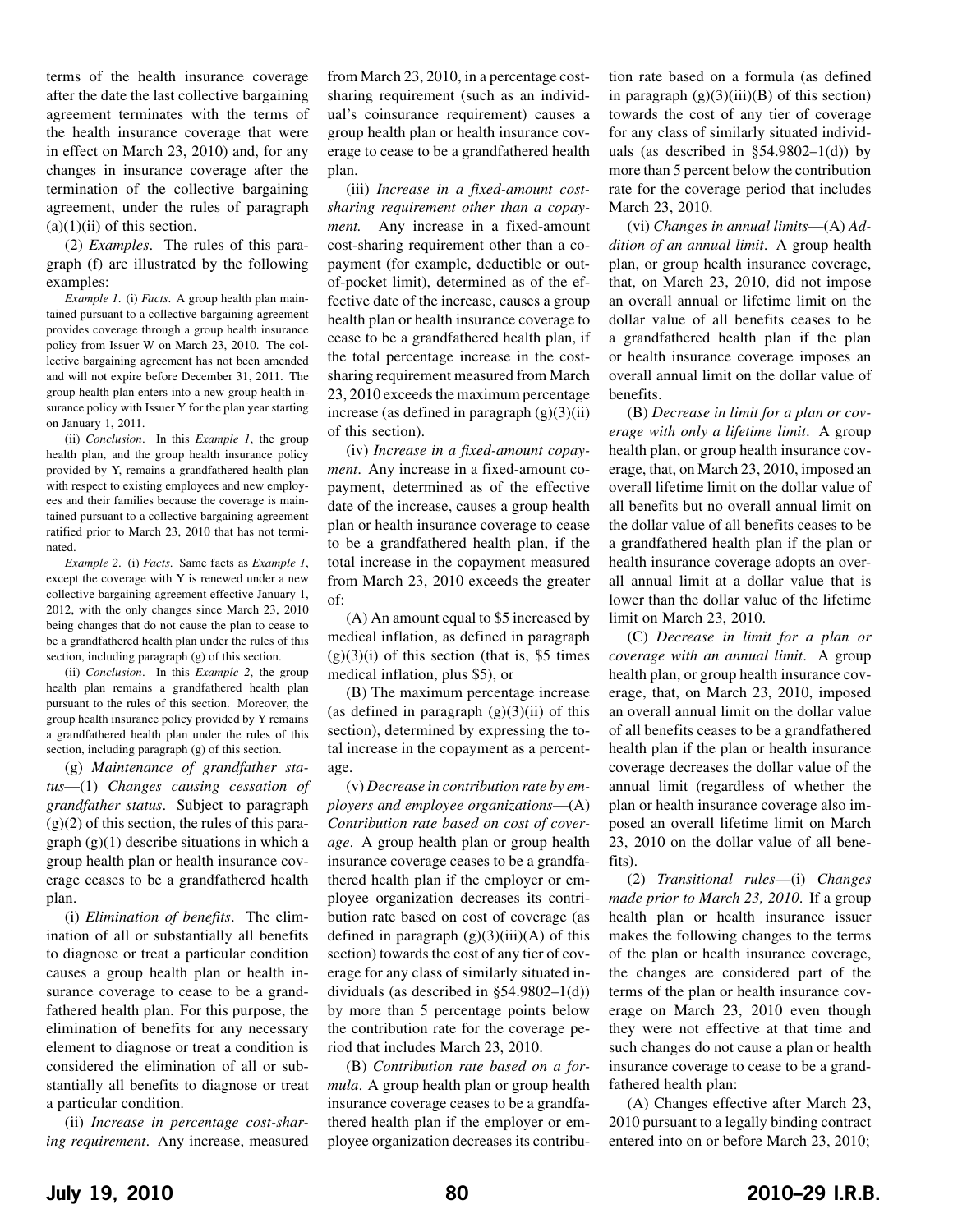terms of the health insurance coverage after the date the last collective bargaining agreement terminates with the terms of the health insurance coverage that were in effect on March 23, 2010) and, for any changes in insurance coverage after the termination of the collective bargaining agreement, under the rules of paragraph (a)(1)(ii) of this section.

(2) *Examples*. The rules of this paragraph (f) are illustrated by the following examples:

*Example 1*. (i) *Facts*. A group health plan maintained pursuant to a collective bargaining agreement provides coverage through a group health insurance policy from Issuer W on March 23, 2010. The collective bargaining agreement has not been amended and will not expire before December 31, 2011. The group health plan enters into a new group health insurance policy with Issuer Y for the plan year starting on January 1, 2011.

(ii) *Conclusion*. In this *Example 1*, the group health plan, and the group health insurance policy provided by Y, remains a grandfathered health plan with respect to existing employees and new employees and their families because the coverage is maintained pursuant to a collective bargaining agreement ratified prior to March 23, 2010 that has not terminated.

*Example 2*. (i) *Facts*. Same facts as *Example 1*, except the coverage with Y is renewed under a new collective bargaining agreement effective January 1, 2012, with the only changes since March 23, 2010 being changes that do not cause the plan to cease to be a grandfathered health plan under the rules of this section, including paragraph (g) of this section.

(ii) *Conclusion*. In this *Example 2*, the group health plan remains a grandfathered health plan pursuant to the rules of this section. Moreover, the group health insurance policy provided by Y remains a grandfathered health plan under the rules of this section, including paragraph (g) of this section.

(g) *Maintenance of grandfather status*—(1) *Changes causing cessation of grandfather status*. Subject to paragraph (g)(2) of this section, the rules of this paragraph (g)(1) describe situations in which a group health plan or health insurance coverage ceases to be a grandfathered health plan.

(i) *Elimination of benefits*. The elimination of all or substantially all benefits to diagnose or treat a particular condition causes a group health plan or health insurance coverage to cease to be a grandfathered health plan. For this purpose, the elimination of benefits for any necessary element to diagnose or treat a condition is considered the elimination of all or substantially all benefits to diagnose or treat a particular condition.

(ii) *Increase in percentage cost-sharing requirement*. Any increase, measured from March 23, 2010, in a percentage cost-sharing requirement (such as an individual's coinsurance requirement) causes a group health plan or health insurance coverage to cease to be a grandfathered health plan.

(iii) *Increase in a fixed-amount cost-sharing requirement other than a copayment.* Any increase in a fixed-amount cost-sharing requirement other than a copayment (for example, deductible or out-of-pocket limit), determined as of the effective date of the increase, causes a group health plan or health insurance coverage to cease to be a grandfathered health plan, if the total percentage increase in the cost-sharing requirement measured from March 23, 2010 exceeds the maximum percentage increase (as defined in paragraph (g)(3)(ii) of this section).

(iv) *Increase in a fixed-amount copayment*. Any increase in a fixed-amount copayment, determined as of the effective date of the increase, causes a group health plan or health insurance coverage to cease to be a grandfathered health plan, if the total increase in the copayment measured from March 23, 2010 exceeds the greater of:

(A) An amount equal to $5 increased by medical inflation, as defined in paragraph (g)(3)(i) of this section (that is, $5 times medical inflation, plus $5), or

(B) The maximum percentage increase (as defined in paragraph (g)(3)(ii) of this section), determined by expressing the total increase in the copayment as a percentage.

(v) *Decrease in contribution rate by employers and employee organizations*—(A) *Contribution rate based on cost of coverage*. A group health plan or group health insurance coverage ceases to be a grandfathered health plan if the employer or employee organization decreases its contribution rate based on cost of coverage (as defined in paragraph (g)(3)(iii)(A) of this section) towards the cost of any tier of coverage for any class of similarly situated individuals (as described in §54.9802–1(d)) by more than 5 percentage points below the contribution rate for the coverage period that includes March 23, 2010.

(B) *Contribution rate based on a formula*. A group health plan or group health insurance coverage ceases to be a grandfathered health plan if the employer or employee organization decreases its contribution rate based on a formula (as defined in paragraph (g)(3)(iii)(B) of this section) towards the cost of any tier of coverage for any class of similarly situated individuals (as described in §54.9802–1(d)) by more than 5 percent below the contribution rate for the coverage period that includes March 23, 2010.

(vi) *Changes in annual limits*—(A) *Addition of an annual limit*. A group health plan, or group health insurance coverage, that, on March 23, 2010, did not impose an overall annual or lifetime limit on the dollar value of all benefits ceases to be a grandfathered health plan if the plan or health insurance coverage imposes an overall annual limit on the dollar value of benefits.

(B) *Decrease in limit for a plan or coverage with only a lifetime limit*. A group health plan, or group health insurance coverage, that, on March 23, 2010, imposed an overall lifetime limit on the dollar value of all benefits but no overall annual limit on the dollar value of all benefits ceases to be a grandfathered health plan if the plan or health insurance coverage adopts an overall annual limit at a dollar value that is lower than the dollar value of the lifetime limit on March 23, 2010.

(C) *Decrease in limit for a plan or coverage with an annual limit*. A group health plan, or group health insurance coverage, that, on March 23, 2010, imposed an overall annual limit on the dollar value of all benefits ceases to be a grandfathered health plan if the plan or health insurance coverage decreases the dollar value of the annual limit (regardless of whether the plan or health insurance coverage also imposed an overall lifetime limit on March 23, 2010 on the dollar value of all benefits).

(2) *Transitional rules*—(i) *Changes made prior to March 23, 2010*. If a group health plan or health insurance issuer makes the following changes to the terms of the plan or health insurance coverage, the changes are considered part of the terms of the plan or health insurance coverage on March 23, 2010 even though they were not effective at that time and such changes do not cause a plan or health insurance coverage to cease to be a grandfathered health plan:

(A) Changes effective after March 23, 2010 pursuant to a legally binding contract entered into on or before March 23, 2010;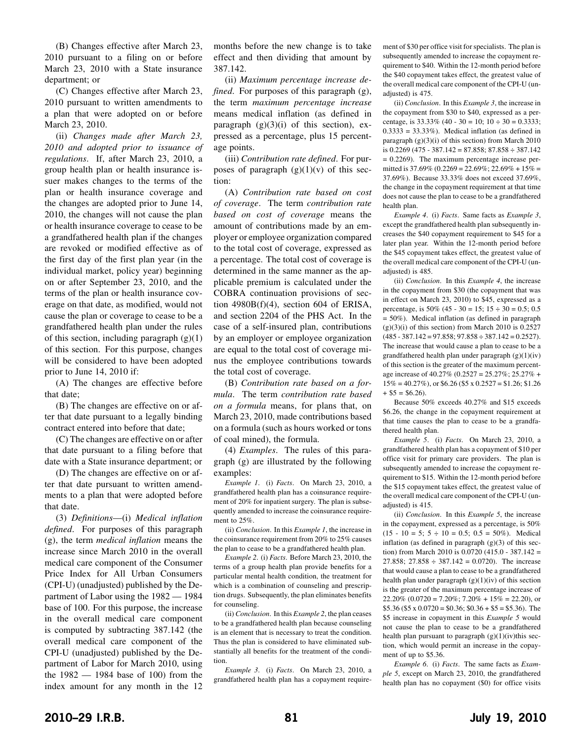(B) Changes effective after March 23, 2010 pursuant to a filing on or before March 23, 2010 with a State insurance department; or

(C) Changes effective after March 23, 2010 pursuant to written amendments to a plan that were adopted on or before March 23, 2010.

(ii) *Changes made after March 23, 2010 and adopted prior to issuance of regulations*. If, after March 23, 2010, a group health plan or health insurance issuer makes changes to the terms of the plan or health insurance coverage and the changes are adopted prior to June 14, 2010, the changes will not cause the plan or health insurance coverage to cease to be a grandfathered health plan if the changes are revoked or modified effective as of the first day of the first plan year (in the individual market, policy year) beginning on or after September 23, 2010, and the terms of the plan or health insurance coverage on that date, as modified, would not cause the plan or coverage to cease to be a grandfathered health plan under the rules of this section, including paragraph (g)(1) of this section. For this purpose, changes will be considered to have been adopted prior to June 14, 2010 if:

(A) The changes are effective before that date;

(B) The changes are effective on or after that date pursuant to a legally binding contract entered into before that date;

(C) The changes are effective on or after that date pursuant to a filing before that date with a State insurance department; or

(D) The changes are effective on or after that date pursuant to written amendments to a plan that were adopted before that date.

(3) *Definitions*—(i) *Medical inflation defined*. For purposes of this paragraph (g), the term *medical inflation* means the increase since March 2010 in the overall medical care component of the Consumer Price Index for All Urban Consumers (CPI-U) (unadjusted) published by the Department of Labor using the 1982 — 1984 base of 100. For this purpose, the increase in the overall medical care component is computed by subtracting 387.142 (the overall medical care component of the CPI-U (unadjusted) published by the Department of Labor for March 2010, using the 1982 — 1984 base of 100) from the index amount for any month in the 12 months before the new change is to take effect and then dividing that amount by 387.142.

(ii) *Maximum percentage increase defined*. For purposes of this paragraph (g), the term *maximum percentage increase* means medical inflation (as defined in paragraph (g)(3)(i) of this section), expressed as a percentage, plus 15 percentage points.

(iii) *Contribution rate defined*. For purposes of paragraph (g)(1)(v) of this section:

(A) *Contribution rate based on cost of coverage*. The term *contribution rate based on cost of coverage* means the amount of contributions made by an employer or employee organization compared to the total cost of coverage, expressed as a percentage. The total cost of coverage is determined in the same manner as the applicable premium is calculated under the COBRA continuation provisions of section 4980B(f)(4), section 604 of ERISA, and section 2204 of the PHS Act. In the case of a self-insured plan, contributions by an employer or employee organization are equal to the total cost of coverage minus the employee contributions towards the total cost of coverage.

(B) *Contribution rate based on a formula*. The term *contribution rate based on a formula* means, for plans that, on March 23, 2010, made contributions based on a formula (such as hours worked or tons of coal mined), the formula.

(4) *Examples*. The rules of this paragraph (g) are illustrated by the following examples:

*Example 1*. (i) *Facts*. On March 23, 2010, a grandfathered health plan has a coinsurance requirement of 20% for inpatient surgery. The plan is subsequently amended to increase the coinsurance requirement to 25%.

(ii) *Conclusion*. In this *Example 1*, the increase in the coinsurance requirement from 20% to 25% causes the plan to cease to be a grandfathered health plan.

*Example 2*. (i) *Facts*. Before March 23, 2010, the terms of a group health plan provide benefits for a particular mental health condition, the treatment for which is a combination of counseling and prescription drugs. Subsequently, the plan eliminates benefits for counseling.

(ii) *Conclusion*. In this *Example 2*, the plan ceases to be a grandfathered health plan because counseling is an element that is necessary to treat the condition. Thus the plan is considered to have eliminated substantially all benefits for the treatment of the condition.

*Example 3*. (i) *Facts*. On March 23, 2010, a grandfathered health plan has a copayment requirement of $30 per office visit for specialists. The plan is subsequently amended to increase the copayment requirement to $40. Within the 12-month period before the $40 copayment takes effect, the greatest value of the overall medical care component of the CPI-U (unadjusted) is 475.

(ii) *Conclusion*. In this *Example 3*, the increase in the copayment from $30 to $40, expressed as a percentage, is 33.33% (40 - 30 = 10; 10 ÷ 30 = 0.3333; 0.3333 = 33.33%). Medical inflation (as defined in paragraph (g)(3)(i) of this section) from March 2010 is 0.2269 (475 - 387.142 = 87.858; 87.858 ÷ 387.142 = 0.2269). The maximum percentage increase permitted is 37.69% (0.2269 = 22.69%; 22.69% + 15% = 37.69%). Because 33.33% does not exceed 37.69%, the change in the copayment requirement at that time does not cause the plan to cease to be a grandfathered health plan.

*Example 4*. (i) *Facts*. Same facts as *Example 3*, except the grandfathered health plan subsequently increases the $40 copayment requirement to $45 for a later plan year. Within the 12-month period before the $45 copayment takes effect, the greatest value of the overall medical care component of the CPI-U (unadjusted) is 485.

(ii) *Conclusion*. In this *Example 4*, the increase in the copayment from $30 (the copayment that was in effect on March 23, 2010) to $45, expressed as a percentage, is 50% (45 - 30 = 15; 15 ÷ 30 = 0.5; 0.5 = 50%). Medical inflation (as defined in paragraph (g)(3)(i) of this section) from March 2010 is 0.2527 (485 - 387.142 = 97.858; 97.858 ÷ 387.142 = 0.2527). The increase that would cause a plan to cease to be a grandfathered health plan under paragraph (g)(1)(iv) of this section is the greater of the maximum percentage increase of 40.27% (0.2527 = 25.27%; 25.27% + 15% = 40.27%), or $6.26 ($5 x 0.2527 = $1.26; $1.26 + $5 = $6.26).

Because 50% exceeds 40.27% and $15 exceeds $6.26, the change in the copayment requirement at that time causes the plan to cease to be a grandfathered health plan.

*Example 5*. (i) *Facts*. On March 23, 2010, a grandfathered health plan has a copayment of $10 per office visit for primary care providers. The plan is subsequently amended to increase the copayment requirement to $15. Within the 12-month period before the $15 copayment takes effect, the greatest value of the overall medical care component of the CPI-U (unadjusted) is 415.

(ii) *Conclusion*. In this *Example 5*, the increase in the copayment, expressed as a percentage, is 50% (15 - 10 = 5; 5 ÷ 10 = 0.5; 0.5 = 50%). Medical inflation (as defined in paragraph (g)(3) of this section) from March 2010 is 0.0720 (415.0 - 387.142 = 27.858; 27.858 ÷ 387.142 = 0.0720). The increase that would cause a plan to cease to be a grandfathered health plan under paragraph (g)(1)(iv) of this section is the greater of the maximum percentage increase of 22.20% (0.0720 = 7.20%; 7.20% + 15% = 22.20), or $5.36 ($5 x 0.0720 = $0.36; $0.36 + $5 = $5.36). The $5 increase in copayment in this *Example 5* would not cause the plan to cease to be a grandfathered health plan pursuant to paragraph (g)(1)(iv)this section, which would permit an increase in the copayment of up to $5.36.

*Example 6*. (i) *Facts*. The same facts as *Example 5*, except on March 23, 2010, the grandfathered health plan has no copayment ($0) for office visits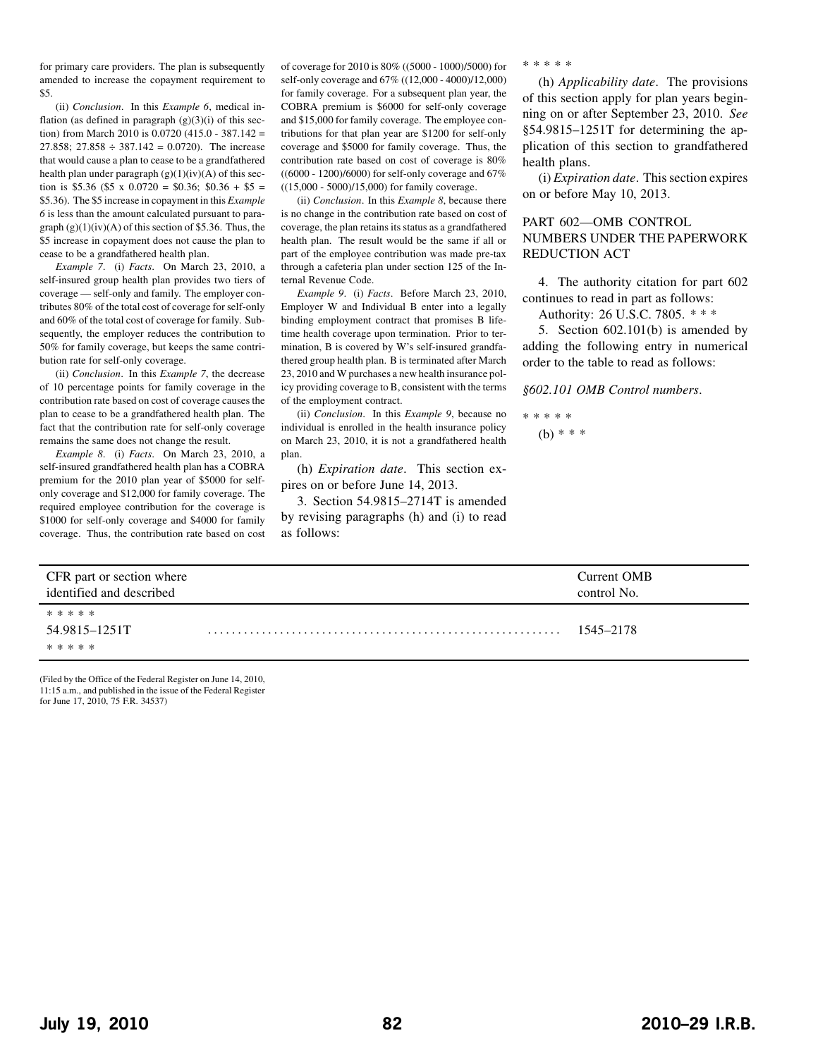for primary care providers. The plan is subsequently amended to increase the copayment requirement to $5.

(ii) *Conclusion*. In this *Example 6*, medical inflation (as defined in paragraph (g)(3)(i) of this section) from March 2010 is 0.0720 (415.0 - 387.142 = 27.858; 27.858 ÷ 387.142 = 0.0720). The increase that would cause a plan to cease to be a grandfathered health plan under paragraph (g)(1)(iv)(A) of this section is $5.36 ($5 x 0.0720 = $0.36; $0.36 + $5 = $5.36). The $5 increase in copayment in this *Example 6* is less than the amount calculated pursuant to paragraph (g)(1)(iv)(A) of this section of $5.36. Thus, the $5 increase in copayment does not cause the plan to cease to be a grandfathered health plan.

*Example 7*. (i) *Facts*. On March 23, 2010, a self-insured group health plan provides two tiers of coverage — self-only and family. The employer contributes 80% of the total cost of coverage for self-only and 60% of the total cost of coverage for family. Subsequently, the employer reduces the contribution to 50% for family coverage, but keeps the same contribution rate for self-only coverage.

(ii) *Conclusion*. In this *Example 7*, the decrease of 10 percentage points for family coverage in the contribution rate based on cost of coverage causes the plan to cease to be a grandfathered health plan. The fact that the contribution rate for self-only coverage remains the same does not change the result.

*Example 8*. (i) *Facts*. On March 23, 2010, a self-insured grandfathered health plan has a COBRA premium for the 2010 plan year of $5000 for self-only coverage and $12,000 for family coverage. The required employee contribution for the coverage is $1000 for self-only coverage and $4000 for family coverage. Thus, the contribution rate based on cost of coverage for 2010 is 80% ((5000 - 1000)/5000) for self-only coverage and 67% ((12,000 - 4000)/12,000) for family coverage. For a subsequent plan year, the COBRA premium is $6000 for self-only coverage and $15,000 for family coverage. The employee contributions for that plan year are $1200 for self-only coverage and $5000 for family coverage. Thus, the contribution rate based on cost of coverage is 80% ((6000 - 1200)/6000) for self-only coverage and 67% ((15,000 - 5000)/15,000) for family coverage.

(ii) *Conclusion*. In this *Example 8*, because there is no change in the contribution rate based on cost of coverage, the plan retains its status as a grandfathered health plan. The result would be the same if all or part of the employee contribution was made pre-tax through a cafeteria plan under section 125 of the Internal Revenue Code.

*Example 9*. (i) *Facts*. Before March 23, 2010, Employer W and Individual B enter into a legally binding employment contract that promises B lifetime health coverage upon termination. Prior to termination, B is covered by W's self-insured grandfathered group health plan. B is terminated after March 23, 2010 and W purchases a new health insurance policy providing coverage to B, consistent with the terms of the employment contract.

(ii) *Conclusion*. In this *Example 9*, because no individual is enrolled in the health insurance policy on March 23, 2010, it is not a grandfathered health plan.

(h) *Expiration date*. This section expires on or before June 14, 2013.

3. Section 54.9815–2714T is amended by revising paragraphs (h) and (i) to read as follows:

* * * * *

(h) *Applicability date*. The provisions of this section apply for plan years beginning on or after September 23, 2010. *See* §54.9815–1251T for determining the application of this section to grandfathered health plans.

(i) *Expiration date*. This section expires on or before May 10, 2013.

PART 602—OMB CONTROL NUMBERS UNDER THE PAPERWORK REDUCTION ACT

4. The authority citation for part 602 continues to read in part as follows:

Authority: 26 U.S.C. 7805. * * *

5. Section 602.101(b) is amended by adding the following entry in numerical order to the table to read as follows:

*§602.101 OMB Control numbers.*

* * * * *

(b) * * *

| CFR part or section where identified and described | Current OMB control No. |
|---|---|
| * * * * * | |
| 54.9815–1251T | 1545–2178 |
| * * * * * | |

(Filed by the Office of the Federal Register on June 14, 2010, 11:15 a.m., and published in the issue of the Federal Register for June 17, 2010, 75 F.R. 34537)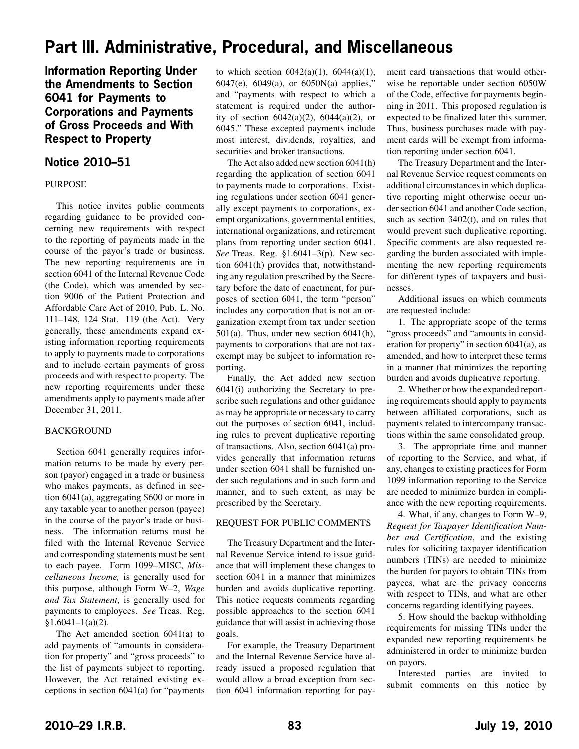# Part III. Administrative, Procedural, and Miscellaneous

## Information Reporting Under the Amendments to Section 6041 for Payments to Corporations and Payments of Gross Proceeds and With Respect to Property

## Notice 2010–51

PURPOSE

This notice invites public comments regarding guidance to be provided concerning new requirements with respect to the reporting of payments made in the course of the payor's trade or business. The new reporting requirements are in section 6041 of the Internal Revenue Code (the Code), which was amended by section 9006 of the Patient Protection and Affordable Care Act of 2010, Pub. L. No. 111–148, 124 Stat. 119 (the Act). Very generally, these amendments expand existing information reporting requirements to apply to payments made to corporations and to include certain payments of gross proceeds and with respect to property. The new reporting requirements under these amendments apply to payments made after December 31, 2011.

BACKGROUND

Section 6041 generally requires information returns to be made by every person (payor) engaged in a trade or business who makes payments, as defined in section 6041(a), aggregating $600 or more in any taxable year to another person (payee) in the course of the payor's trade or business. The information returns must be filed with the Internal Revenue Service and corresponding statements must be sent to each payee. Form 1099–MISC, *Miscellaneous Income,* is generally used for this purpose, although Form W–2, *Wage and Tax Statement*, is generally used for payments to employees. *See* Treas. Reg. §1.6041–1(a)(2).

The Act amended section 6041(a) to add payments of "amounts in consideration for property" and "gross proceeds" to the list of payments subject to reporting. However, the Act retained existing exceptions in section 6041(a) for "payments to which section 6042(a)(1), 6044(a)(1), 6047(e), 6049(a), or 6050N(a) applies," and "payments with respect to which a statement is required under the authority of section 6042(a)(2), 6044(a)(2), or 6045." These excepted payments include most interest, dividends, royalties, and securities and broker transactions.

The Act also added new section 6041(h) regarding the application of section 6041 to payments made to corporations. Existing regulations under section 6041 generally except payments to corporations, exempt organizations, governmental entities, international organizations, and retirement plans from reporting under section 6041. *See* Treas. Reg. §1.6041–3(p). New section 6041(h) provides that, notwithstanding any regulation prescribed by the Secretary before the date of enactment, for purposes of section 6041, the term "person" includes any corporation that is not an organization exempt from tax under section 501(a). Thus, under new section 6041(h), payments to corporations that are not tax-exempt may be subject to information reporting.

Finally, the Act added new section 6041(i) authorizing the Secretary to prescribe such regulations and other guidance as may be appropriate or necessary to carry out the purposes of section 6041, including rules to prevent duplicative reporting of transactions. Also, section 6041(a) provides generally that information returns under section 6041 shall be furnished under such regulations and in such form and manner, and to such extent, as may be prescribed by the Secretary.

REQUEST FOR PUBLIC COMMENTS

The Treasury Department and the Internal Revenue Service intend to issue guidance that will implement these changes to section 6041 in a manner that minimizes burden and avoids duplicative reporting. This notice requests comments regarding possible approaches to the section 6041 guidance that will assist in achieving those goals.

For example, the Treasury Department and the Internal Revenue Service have already issued a proposed regulation that would allow a broad exception from section 6041 information reporting for payment card transactions that would otherwise be reportable under section 6050W of the Code, effective for payments beginning in 2011. This proposed regulation is expected to be finalized later this summer. Thus, business purchases made with payment cards will be exempt from information reporting under section 6041.

The Treasury Department and the Internal Revenue Service request comments on additional circumstances in which duplicative reporting might otherwise occur under section 6041 and another Code section, such as section 3402(t), and on rules that would prevent such duplicative reporting. Specific comments are also requested regarding the burden associated with implementing the new reporting requirements for different types of taxpayers and businesses.

Additional issues on which comments are requested include:

1. The appropriate scope of the terms "gross proceeds" and "amounts in consideration for property" in section 6041(a), as amended, and how to interpret these terms in a manner that minimizes the reporting burden and avoids duplicative reporting.

2. Whether or how the expanded reporting requirements should apply to payments between affiliated corporations, such as payments related to intercompany transactions within the same consolidated group.

3. The appropriate time and manner of reporting to the Service, and what, if any, changes to existing practices for Form 1099 information reporting to the Service are needed to minimize burden in compliance with the new reporting requirements.

4. What, if any, changes to Form W–9, *Request for Taxpayer Identification Number and Certification*, and the existing rules for soliciting taxpayer identification numbers (TINs) are needed to minimize the burden for payors to obtain TINs from payees, what are the privacy concerns with respect to TINs, and what are other concerns regarding identifying payees.

5. How should the backup withholding requirements for missing TINs under the expanded new reporting requirements be administered in order to minimize burden on payors.

Interested parties are invited to submit comments on this notice by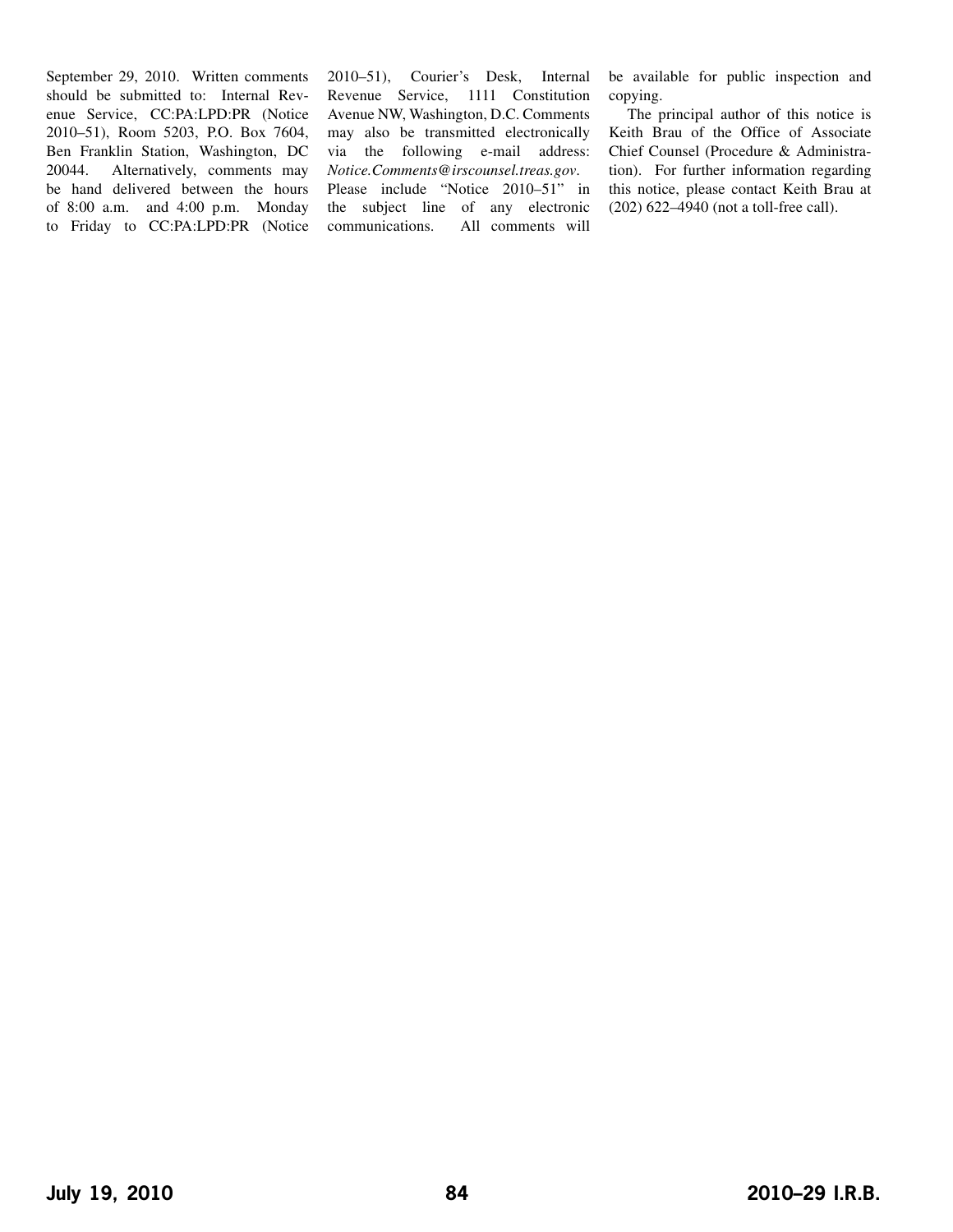September 29, 2010. Written comments should be submitted to: Internal Revenue Service, CC:PA:LPD:PR (Notice 2010–51), Room 5203, P.O. Box 7604, Ben Franklin Station, Washington, DC 20044. Alternatively, comments may be hand delivered between the hours of 8:00 a.m. and 4:00 p.m. Monday to Friday to CC:PA:LPD:PR (Notice 2010–51), Courier's Desk, Internal Revenue Service, 1111 Constitution Avenue NW, Washington, D.C. Comments may also be transmitted electronically via the following e-mail address: *Notice.Comments@irscounsel.treas.gov*. Please include "Notice 2010–51" in the subject line of any electronic communications. All comments will be available for public inspection and copying.

The principal author of this notice is Keith Brau of the Office of Associate Chief Counsel (Procedure & Administration). For further information regarding this notice, please contact Keith Brau at (202) 622–4940 (not a toll-free call).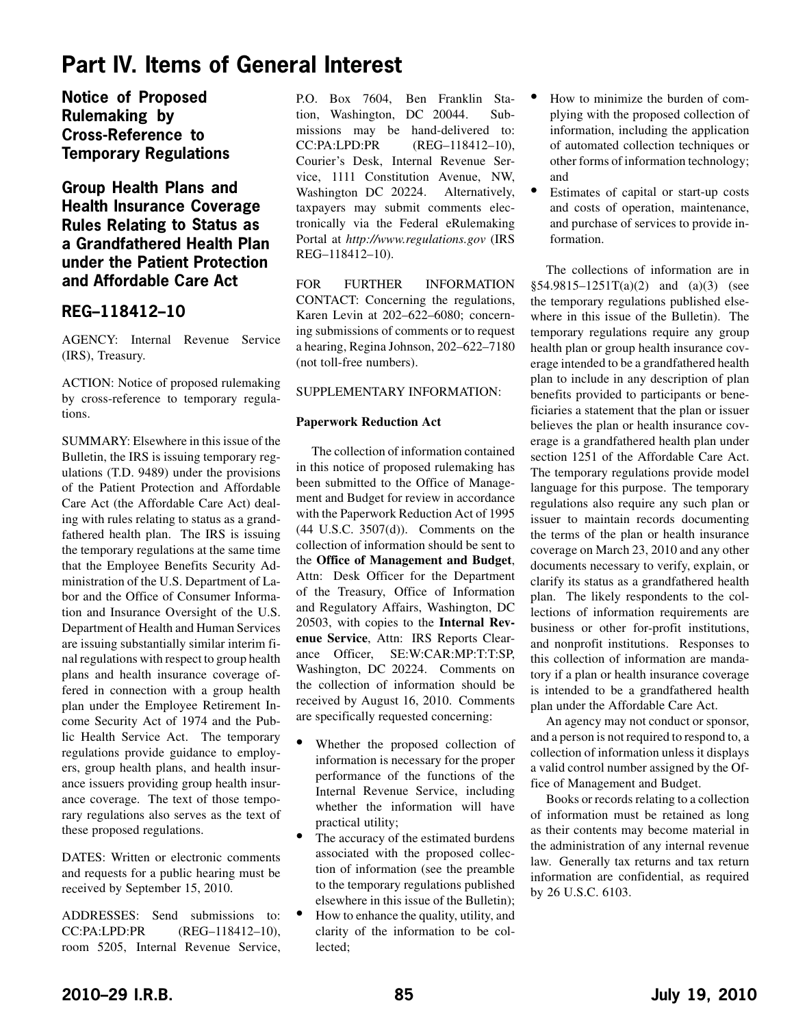# Part IV. Items of General Interest

## Notice of Proposed Rulemaking by Cross-Reference to Temporary Regulations

## Group Health Plans and Health Insurance Coverage Rules Relating to Status as a Grandfathered Health Plan under the Patient Protection and Affordable Care Act

## REG–118412–10

AGENCY: Internal Revenue Service (IRS), Treasury.

ACTION: Notice of proposed rulemaking by cross-reference to temporary regulations.

SUMMARY: Elsewhere in this issue of the Bulletin, the IRS is issuing temporary regulations (T.D. 9489) under the provisions of the Patient Protection and Affordable Care Act (the Affordable Care Act) dealing with rules relating to status as a grandfathered health plan. The IRS is issuing the temporary regulations at the same time that the Employee Benefits Security Administration of the U.S. Department of Labor and the Office of Consumer Information and Insurance Oversight of the U.S. Department of Health and Human Services are issuing substantially similar interim final regulations with respect to group health plans and health insurance coverage offered in connection with a group health plan under the Employee Retirement Income Security Act of 1974 and the Public Health Service Act. The temporary regulations provide guidance to employers, group health plans, and health insurance issuers providing group health insurance coverage. The text of those temporary regulations also serves as the text of these proposed regulations.

DATES: Written or electronic comments and requests for a public hearing must be received by September 15, 2010.

ADDRESSES: Send submissions to: CC:PA:LPD:PR (REG–118412–10), room 5205, Internal Revenue Service, P.O. Box 7604, Ben Franklin Station, Washington, DC 20044. Submissions may be hand-delivered to: CC:PA:LPD:PR (REG–118412–10), Courier's Desk, Internal Revenue Service, 1111 Constitution Avenue, NW, Washington DC 20224. Alternatively, taxpayers may submit comments electronically via the Federal eRulemaking Portal at *http://www.regulations.gov* (IRS REG–118412–10).

FOR FURTHER INFORMATION CONTACT: Concerning the regulations, Karen Levin at 202–622–6080; concerning submissions of comments or to request a hearing, Regina Johnson, 202–622–7180 (not toll-free numbers).

SUPPLEMENTARY INFORMATION:

**Paperwork Reduction Act**

The collection of information contained in this notice of proposed rulemaking has been submitted to the Office of Management and Budget for review in accordance with the Paperwork Reduction Act of 1995 (44 U.S.C. 3507(d)). Comments on the collection of information should be sent to the **Office of Management and Budget**, Attn: Desk Officer for the Department of the Treasury, Office of Information and Regulatory Affairs, Washington, DC 20503, with copies to the **Internal Revenue Service**, Attn: IRS Reports Clearance Officer, SE:W:CAR:MP:T:T:SP, Washington, DC 20224. Comments on the collection of information should be received by August 16, 2010. Comments are specifically requested concerning:

- Whether the proposed collection of information is necessary for the proper performance of the functions of the Internal Revenue Service, including whether the information will have practical utility;
- The accuracy of the estimated burdens associated with the proposed collection of information (see the preamble to the temporary regulations published elsewhere in this issue of the Bulletin);
- How to enhance the quality, utility, and clarity of the information to be collected;
- How to minimize the burden of complying with the proposed collection of information, including the application of automated collection techniques or other forms of information technology; and
- Estimates of capital or start-up costs and costs of operation, maintenance, and purchase of services to provide information.

The collections of information are in §54.9815–1251T(a)(2) and (a)(3) (see the temporary regulations published elsewhere in this issue of the Bulletin). The temporary regulations require any group health plan or group health insurance coverage intended to be a grandfathered health plan to include in any description of plan benefits provided to participants or beneficiaries a statement that the plan or issuer believes the plan or health insurance coverage is a grandfathered health plan under section 1251 of the Affordable Care Act. The temporary regulations provide model language for this purpose. The temporary regulations also require any such plan or issuer to maintain records documenting the terms of the plan or health insurance coverage on March 23, 2010 and any other documents necessary to verify, explain, or clarify its status as a grandfathered health plan. The likely respondents to the collections of information requirements are business or other for-profit institutions, and nonprofit institutions. Responses to this collection of information are mandatory if a plan or health insurance coverage is intended to be a grandfathered health plan under the Affordable Care Act.

An agency may not conduct or sponsor, and a person is not required to respond to, a collection of information unless it displays a valid control number assigned by the Office of Management and Budget.

Books or records relating to a collection of information must be retained as long as their contents may become material in the administration of any internal revenue law. Generally tax returns and tax return information are confidential, as required by 26 U.S.C. 6103.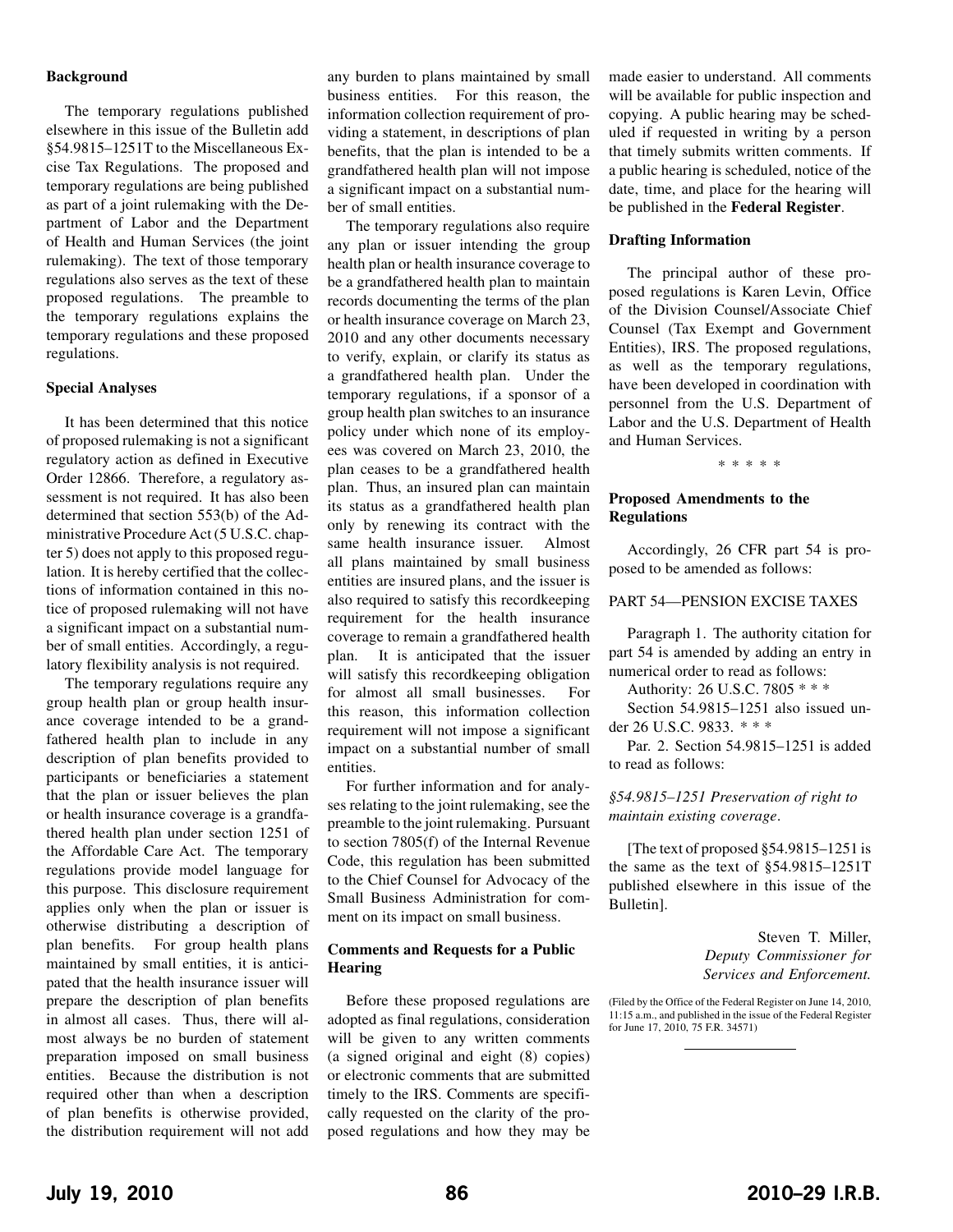**Background**

The temporary regulations published elsewhere in this issue of the Bulletin add §54.9815–1251T to the Miscellaneous Excise Tax Regulations. The proposed and temporary regulations are being published as part of a joint rulemaking with the Department of Labor and the Department of Health and Human Services (the joint rulemaking). The text of those temporary regulations also serves as the text of these proposed regulations. The preamble to the temporary regulations explains the temporary regulations and these proposed regulations.

**Special Analyses**

It has been determined that this notice of proposed rulemaking is not a significant regulatory action as defined in Executive Order 12866. Therefore, a regulatory assessment is not required. It has also been determined that section 553(b) of the Administrative Procedure Act (5 U.S.C. chapter 5) does not apply to this proposed regulation. It is hereby certified that the collections of information contained in this notice of proposed rulemaking will not have a significant impact on a substantial number of small entities. Accordingly, a regulatory flexibility analysis is not required.

The temporary regulations require any group health plan or group health insurance coverage intended to be a grandfathered health plan to include in any description of plan benefits provided to participants or beneficiaries a statement that the plan or issuer believes the plan or health insurance coverage is a grandfathered health plan under section 1251 of the Affordable Care Act. The temporary regulations provide model language for this purpose. This disclosure requirement applies only when the plan or issuer is otherwise distributing a description of plan benefits. For group health plans maintained by small entities, it is anticipated that the health insurance issuer will prepare the description of plan benefits in almost all cases. Thus, there will almost always be no burden of statement preparation imposed on small business entities. Because the distribution is not required other than when a description of plan benefits is otherwise provided, the distribution requirement will not add any burden to plans maintained by small business entities. For this reason, the information collection requirement of providing a statement, in descriptions of plan benefits, that the plan is intended to be a grandfathered health plan will not impose a significant impact on a substantial number of small entities.

The temporary regulations also require any plan or issuer intending the group health plan or health insurance coverage to be a grandfathered health plan to maintain records documenting the terms of the plan or health insurance coverage on March 23, 2010 and any other documents necessary to verify, explain, or clarify its status as a grandfathered health plan. Under the temporary regulations, if a sponsor of a group health plan switches to an insurance policy under which none of its employees was covered on March 23, 2010, the plan ceases to be a grandfathered health plan. Thus, an insured plan can maintain its status as a grandfathered health plan only by renewing its contract with the same health insurance issuer. Almost all plans maintained by small business entities are insured plans, and the issuer is also required to satisfy this recordkeeping requirement for the health insurance coverage to remain a grandfathered health plan. It is anticipated that the issuer will satisfy this recordkeeping obligation for almost all small businesses. For this reason, this information collection requirement will not impose a significant impact on a substantial number of small entities.

For further information and for analyses relating to the joint rulemaking, see the preamble to the joint rulemaking. Pursuant to section 7805(f) of the Internal Revenue Code, this regulation has been submitted to the Chief Counsel for Advocacy of the Small Business Administration for comment on its impact on small business.

**Comments and Requests for a Public Hearing**

Before these proposed regulations are adopted as final regulations, consideration will be given to any written comments (a signed original and eight (8) copies) or electronic comments that are submitted timely to the IRS. Comments are specifically requested on the clarity of the proposed regulations and how they may be made easier to understand. All comments will be available for public inspection and copying. A public hearing may be scheduled if requested in writing by a person that timely submits written comments. If a public hearing is scheduled, notice of the date, time, and place for the hearing will be published in the **Federal Register**.

**Drafting Information**

The principal author of these proposed regulations is Karen Levin, Office of the Division Counsel/Associate Chief Counsel (Tax Exempt and Government Entities), IRS. The proposed regulations, as well as the temporary regulations, have been developed in coordination with personnel from the U.S. Department of Labor and the U.S. Department of Health and Human Services.

\* \* \* \* \*

**Proposed Amendments to the Regulations**

Accordingly, 26 CFR part 54 is proposed to be amended as follows:

PART 54—PENSION EXCISE TAXES

Paragraph 1. The authority citation for part 54 is amended by adding an entry in numerical order to read as follows:

Authority: 26 U.S.C. 7805 * * *

Section 54.9815–1251 also issued under 26 U.S.C. 9833. * * *

Par. 2. Section 54.9815–1251 is added to read as follows:

*§54.9815–1251 Preservation of right to maintain existing coverage.*

[The text of proposed §54.9815–1251 is the same as the text of §54.9815–1251T published elsewhere in this issue of the Bulletin].

Steven T. Miller,
*Deputy Commissioner for Services and Enforcement.*

(Filed by the Office of the Federal Register on June 14, 2010, 11:15 a.m., and published in the issue of the Federal Register for June 17, 2010, 75 F.R. 34571)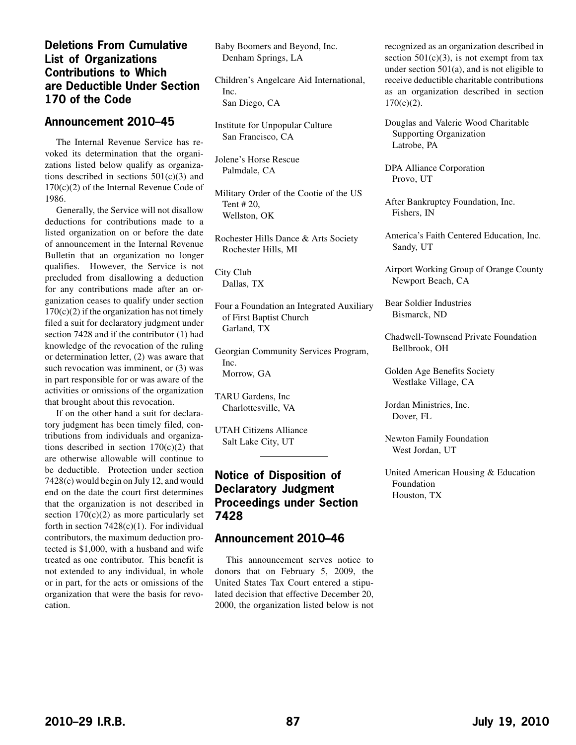## Deletions From Cumulative List of Organizations Contributions to Which are Deductible Under Section 170 of the Code

### Announcement 2010–45

The Internal Revenue Service has revoked its determination that the organizations listed below qualify as organizations described in sections 501(c)(3) and 170(c)(2) of the Internal Revenue Code of 1986.

Generally, the Service will not disallow deductions for contributions made to a listed organization on or before the date of announcement in the Internal Revenue Bulletin that an organization no longer qualifies. However, the Service is not precluded from disallowing a deduction for any contributions made after an organization ceases to qualify under section 170(c)(2) if the organization has not timely filed a suit for declaratory judgment under section 7428 and if the contributor (1) had knowledge of the revocation of the ruling or determination letter, (2) was aware that such revocation was imminent, or (3) was in part responsible for or was aware of the activities or omissions of the organization that brought about this revocation.

If on the other hand a suit for declaratory judgment has been timely filed, contributions from individuals and organizations described in section 170(c)(2) that are otherwise allowable will continue to be deductible. Protection under section 7428(c) would begin on July 12, and would end on the date the court first determines that the organization is not described in section 170(c)(2) as more particularly set forth in section 7428(c)(1). For individual contributors, the maximum deduction protected is $1,000, with a husband and wife treated as one contributor. This benefit is not extended to any individual, in whole or in part, for the acts or omissions of the organization that were the basis for revocation.

Baby Boomers and Beyond, Inc.
Denham Springs, LA

Children's Angelcare Aid International, Inc.
San Diego, CA

Institute for Unpopular Culture
San Francisco, CA

Jolene's Horse Rescue
Palmdale, CA

Military Order of the Cootie of the US Tent # 20,
Wellston, OK

Rochester Hills Dance & Arts Society
Rochester Hills, MI

City Club
Dallas, TX

Four a Foundation an Integrated Auxiliary of First Baptist Church
Garland, TX

Georgian Community Services Program, Inc.
Morrow, GA

TARU Gardens, Inc
Charlottesville, VA

UTAH Citizens Alliance
Salt Lake City, UT

## Notice of Disposition of Declaratory Judgment Proceedings under Section 7428

### Announcement 2010–46

This announcement serves notice to donors that on February 5, 2009, the United States Tax Court entered a stipulated decision that effective December 20, 2000, the organization listed below is not recognized as an organization described in section 501(c)(3), is not exempt from tax under section 501(a), and is not eligible to receive deductible charitable contributions as an organization described in section 170(c)(2).

Douglas and Valerie Wood Charitable Supporting Organization
Latrobe, PA

DPA Alliance Corporation
Provo, UT

After Bankruptcy Foundation, Inc.
Fishers, IN

America's Faith Centered Education, Inc.
Sandy, UT

Airport Working Group of Orange County
Newport Beach, CA

Bear Soldier Industries
Bismarck, ND

Chadwell-Townsend Private Foundation
Bellbrook, OH

Golden Age Benefits Society
Westlake Village, CA

Jordan Ministries, Inc.
Dover, FL

Newton Family Foundation
West Jordan, UT

United American Housing & Education Foundation
Houston, TX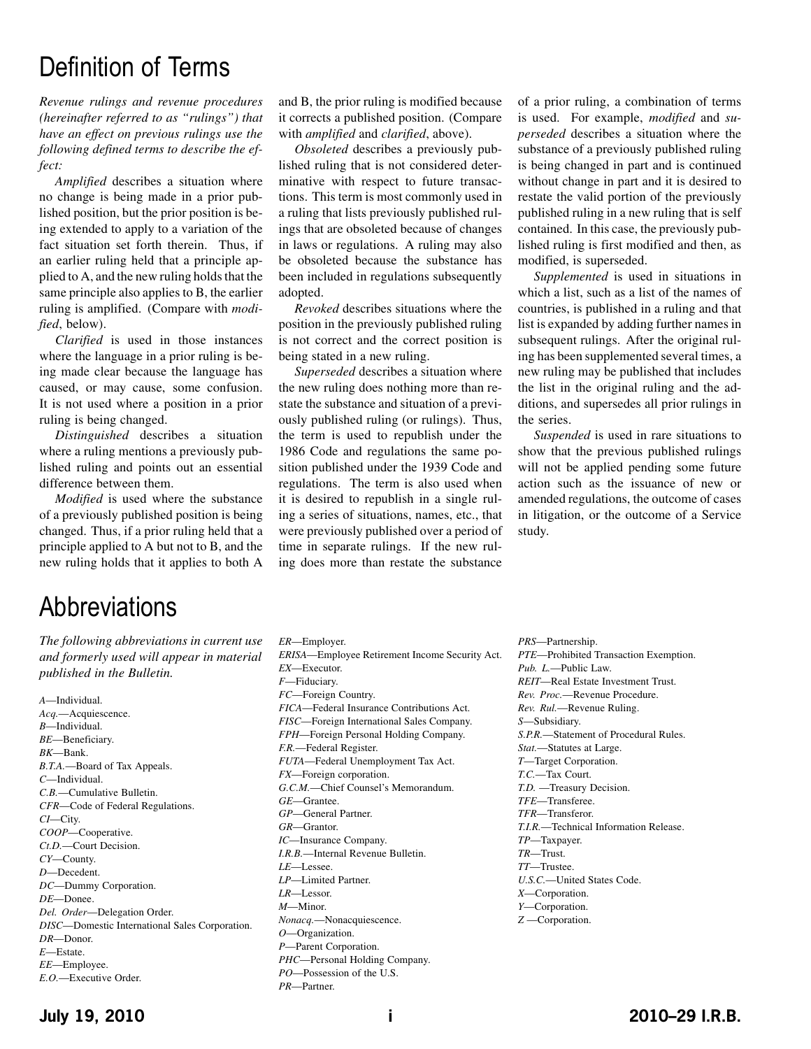# Definition of Terms

*Revenue rulings and revenue procedures (hereinafter referred to as "rulings") that have an effect on previous rulings use the following defined terms to describe the effect:*

*Amplified* describes a situation where no change is being made in a prior published position, but the prior position is being extended to apply to a variation of the fact situation set forth therein. Thus, if an earlier ruling held that a principle applied to A, and the new ruling holds that the same principle also applies to B, the earlier ruling is amplified. (Compare with *modified*, below).

*Clarified* is used in those instances where the language in a prior ruling is being made clear because the language has caused, or may cause, some confusion. It is not used where a position in a prior ruling is being changed.

*Distinguished* describes a situation where a ruling mentions a previously published ruling and points out an essential difference between them.

*Modified* is used where the substance of a previously published position is being changed. Thus, if a prior ruling held that a principle applied to A but not to B, and the new ruling holds that it applies to both A and B, the prior ruling is modified because it corrects a published position. (Compare with *amplified* and *clarified*, above).

*Obsoleted* describes a previously published ruling that is not considered determinative with respect to future transactions. This term is most commonly used in a ruling that lists previously published rulings that are obsoleted because of changes in laws or regulations. A ruling may also be obsoleted because the substance has been included in regulations subsequently adopted.

*Revoked* describes situations where the position in the previously published ruling is not correct and the correct position is being stated in a new ruling.

*Superseded* describes a situation where the new ruling does nothing more than restate the substance and situation of a previously published ruling (or rulings). Thus, the term is used to republish under the 1986 Code and regulations the same position published under the 1939 Code and regulations. The term is also used when it is desired to republish in a single ruling a series of situations, names, etc., that were previously published over a period of time in separate rulings. If the new ruling does more than restate the substance of a prior ruling, a combination of terms is used. For example, *modified* and *superseded* describes a situation where the substance of a previously published ruling is being changed in part and is continued without change in part and it is desired to restate the valid portion of the previously published ruling in a new ruling that is self contained. In this case, the previously published ruling is first modified and then, as modified, is superseded.

*Supplemented* is used in situations in which a list, such as a list of the names of countries, is published in a ruling and that list is expanded by adding further names in subsequent rulings. After the original ruling has been supplemented several times, a new ruling may be published that includes the list in the original ruling and the additions, and supersedes all prior rulings in the series.

*Suspended* is used in rare situations to show that the previous published rulings will not be applied pending some future action such as the issuance of new or amended regulations, the outcome of cases in litigation, or the outcome of a Service study.

# Abbreviations

*The following abbreviations in current use and formerly used will appear in material published in the Bulletin.*

*A*—Individual.
*Acq.*—Acquiescence.
*B*—Individual.
*BE*—Beneficiary.
*BK*—Bank.
*B.T.A.*—Board of Tax Appeals.
*C*—Individual.
*C.B.*—Cumulative Bulletin.
*CFR*—Code of Federal Regulations.
*CI*—City.
*COOP*—Cooperative.
*Ct.D.*—Court Decision.
*CY*—County.
*D*—Decedent.
*DC*—Dummy Corporation.
*DE*—Donee.
*Del. Order*—Delegation Order.
*DISC*—Domestic International Sales Corporation.
*DR*—Donor.
*E*—Estate.
*EE*—Employee.
*E.O.*—Executive Order.
*ER*—Employer.
*ERISA*—Employee Retirement Income Security Act.
*EX*—Executor.
*F*—Fiduciary.
*FC*—Foreign Country.
*FICA*—Federal Insurance Contributions Act.
*FISC*—Foreign International Sales Company.
*FPH*—Foreign Personal Holding Company.
*F.R.*—Federal Register.
*FUTA*—Federal Unemployment Tax Act.
*FX*—Foreign corporation.
*G.C.M.*—Chief Counsel's Memorandum.
*GE*—Grantee.
*GP*—General Partner.
*GR*—Grantor.
*IC*—Insurance Company.
*I.R.B.*—Internal Revenue Bulletin.
*LE*—Lessee.
*LP*—Limited Partner.
*LR*—Lessor.
*M*—Minor.
*Nonacq.*—Nonacquiescence.
*O*—Organization.
*P*—Parent Corporation.
*PHC*—Personal Holding Company.
*PO*—Possession of the U.S.
*PR*—Partner.
*PRS*—Partnership.
*PTE*—Prohibited Transaction Exemption.
*Pub. L.*—Public Law.
*REIT*—Real Estate Investment Trust.
*Rev. Proc.*—Revenue Procedure.
*Rev. Rul.*—Revenue Ruling.
*S*—Subsidiary.
*S.P.R.*—Statement of Procedural Rules.
*Stat.*—Statutes at Large.
*T*—Target Corporation.
*T.C.*—Tax Court.
*T.D.* —Treasury Decision.
*TFE*—Transferee.
*TFR*—Transferor.
*T.I.R.*—Technical Information Release.
*TP*—Taxpayer.
*TR*—Trust.
*TT*—Trustee.
*U.S.C.*—United States Code.
*X*—Corporation.
*Y*—Corporation.
*Z* —Corporation.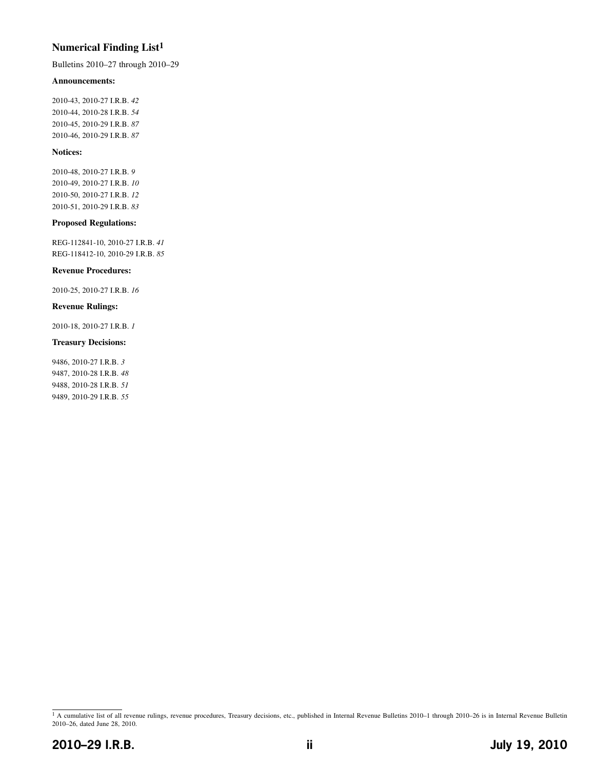# Numerical Finding List[1]

Bulletins 2010–27 through 2010–29

### Announcements:

2010-43, 2010-27 I.R.B. *42*
2010-44, 2010-28 I.R.B. *54*
2010-45, 2010-29 I.R.B. *87*
2010-46, 2010-29 I.R.B. *87*

### Notices:

2010-48, 2010-27 I.R.B. *9*
2010-49, 2010-27 I.R.B. *10*
2010-50, 2010-27 I.R.B. *12*
2010-51, 2010-29 I.R.B. *83*

### Proposed Regulations:

REG-112841-10, 2010-27 I.R.B. *41*
REG-118412-10, 2010-29 I.R.B. *85*

### Revenue Procedures:

2010-25, 2010-27 I.R.B. *16*

### Revenue Rulings:

2010-18, 2010-27 I.R.B. *1*

### Treasury Decisions:

9486, 2010-27 I.R.B. *3*
9487, 2010-28 I.R.B. *48*
9488, 2010-28 I.R.B. *51*
9489, 2010-29 I.R.B. *55*

---

[1] A cumulative list of all revenue rulings, revenue procedures, Treasury decisions, etc., published in Internal Revenue Bulletins 2010–1 through 2010–26 is in Internal Revenue Bulletin 2010–26, dated June 28, 2010.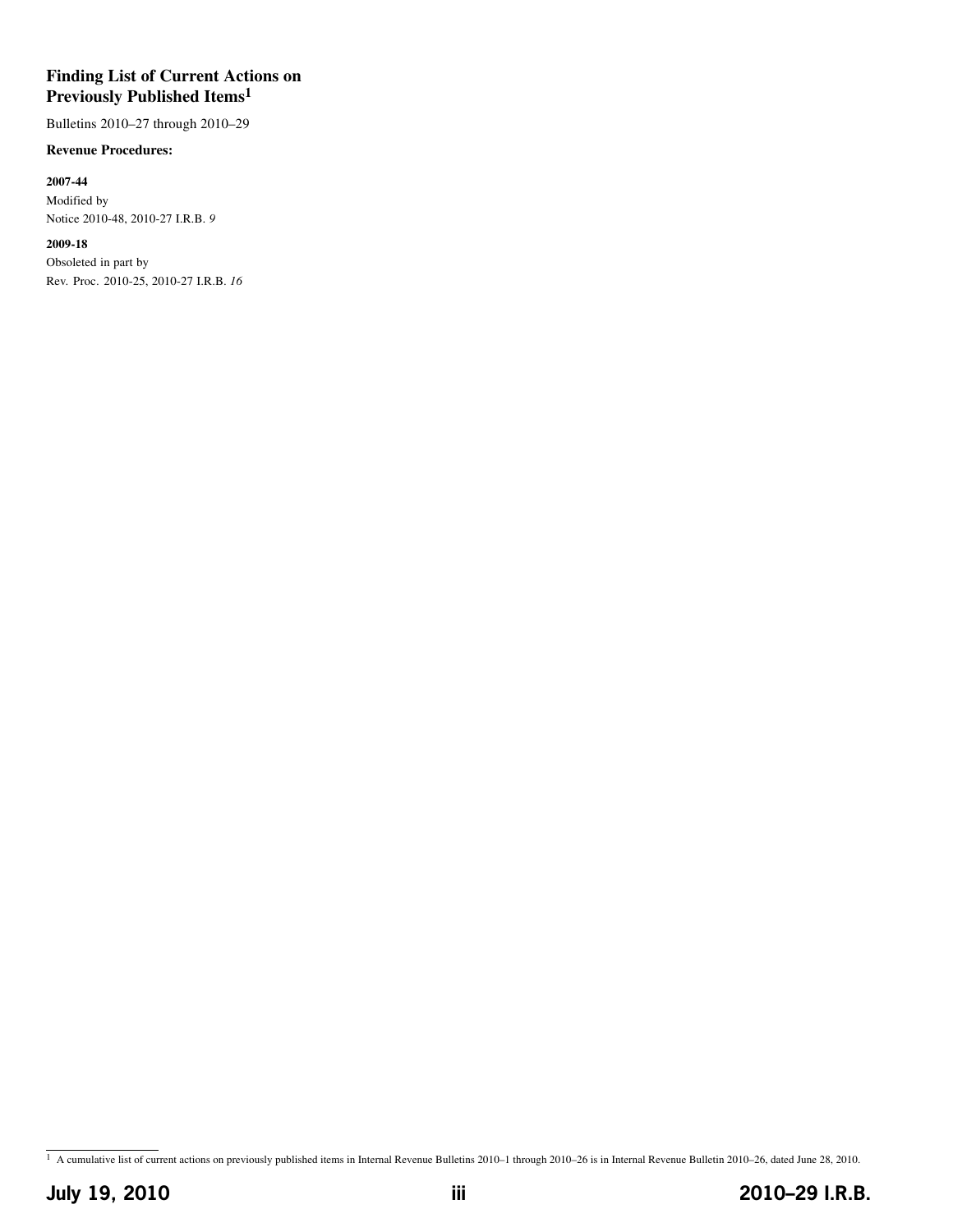## Finding List of Current Actions on Previously Published Items[1]

Bulletins 2010–27 through 2010–29

**Revenue Procedures:**

**2007-44**

Modified by

Notice 2010-48, 2010-27 I.R.B. *9*

**2009-18**

Obsoleted in part by

Rev. Proc. 2010-25, 2010-27 I.R.B. *16*

[1] A cumulative list of current actions on previously published items in Internal Revenue Bulletins 2010–1 through 2010–26 is in Internal Revenue Bulletin 2010–26, dated June 28, 2010.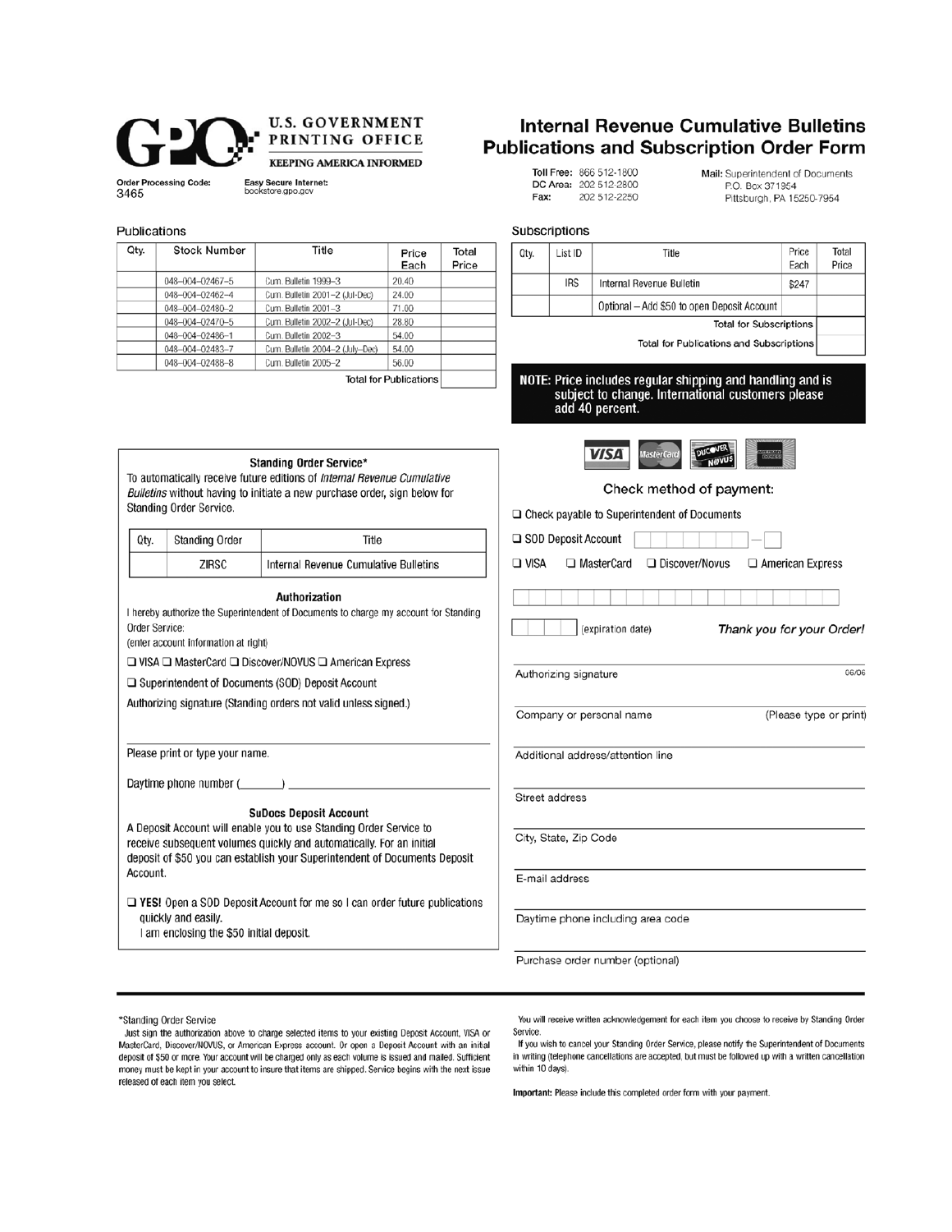**U.S. GOVERNMENT PRINTING OFFICE**
KEEPING AMERICA INFORMED

# Internal Revenue Cumulative Bulletins Publications and Subscription Order Form

**Order Processing Code:**
3465

**Easy Secure Internet:**
bookstore.gpo.gov

**Toll Free:** 866 512-1800
**DC Area:** 202 512-2800
**Fax:** 202 512-2250

**Mail:** Superintendent of Documents
P.O. Box 371954
Pittsburgh, PA 15250-7954

## Publications

| Qty. | Stock Number | Title | Price Each | Total Price |
|---|---|---|---|---|
| | 048-004-02467-5 | Cum. Bulletin 1999–3 | 20.40 | |
| | 048-004-02462-4 | Cum. Bulletin 2001–2 (Jul-Dec) | 24.00 | |
| | 048-004-02480-2 | Cum. Bulletin 2001–3 | 71.00 | |
| | 048-004-02470-5 | Cum. Bulletin 2002–2 (Jul-Dec) | 28.80 | |
| | 048-004-02486-1 | Cum. Bulletin 2002–3 | 54.00 | |
| | 048-004-02483-7 | Cum. Bulletin 2004–2 (July–Dec) | 54.00 | |
| | 048-004-02488-8 | Cum. Bulletin 2005–2 | 56.00 | |
| | | | Total for Publications | |

## Subscriptions

| Qty. | List ID | Title | Price Each | Total Price |
|---|---|---|---|---|
| | IRS | Internal Revenue Bulletin | $247 | |
| | | Optional – Add $50 to open Deposit Account | | |
| | | | Total for Subscriptions | |
| | | | Total for Publications and Subscriptions | |

**NOTE: Price includes regular shipping and handling and is subject to change. International customers please add 40 percent.**

### Standing Order Service*

To automatically receive future editions of *Internal Revenue Cumulative Bulletins* without having to initiate a new purchase order, sign below for Standing Order Service.

| Qty. | Standing Order | Title |
|---|---|---|
| | ZIRSC | Internal Revenue Cumulative Bulletins |

### Authorization

I hereby authorize the Superintendent of Documents to charge my account for Standing Order Service:
(enter account information at right)

❑ VISA ❑ MasterCard ❑ Discover/NOVUS ❑ American Express

❑ Superintendent of Documents (SOD) Deposit Account

Authorizing signature (Standing orders not valid unless signed.)

Please print or type your name.

Daytime phone number (_______) ____________________

### SuDocs Deposit Account

A Deposit Account will enable you to use Standing Order Service to receive subsequent volumes quickly and automatically. For an initial deposit of $50 you can establish your Superintendent of Documents Deposit Account.

❑ **YES!** Open a SOD Deposit Account for me so I can order future publications quickly and easily.
I am enclosing the $50 initial deposit.

### Check method of payment:

❑ Check payable to Superintendent of Documents

❑ SOD Deposit Account

❑ VISA ❑ MasterCard ❑ Discover/Novus ❑ American Express

(expiration date)

*Thank you for your Order!*

Authorizing signature — 06/06

Company or personal name — (Please type or print)

Additional address/attention line

Street address

City, State, Zip Code

E-mail address

Daytime phone including area code

Purchase order number (optional)

---

*Standing Order Service

Just sign the authorization above to charge selected items to your existing Deposit Account, VISA or MasterCard, Discover/NOVUS, or American Express account. Or open a Deposit Account with an initial deposit of $50 or more. Your account will be charged only as each volume is issued and mailed. Sufficient money must be kept in your account to insure that items are shipped. Service begins with the next issue released of each item you select.

You will receive written acknowledgement for each item you choose to receive by Standing Order Service.

If you wish to cancel your Standing Order Service, please notify the Superintendent of Documents in writing (telephone cancellations are accepted, but must be followed up with a written cancellation within 10 days).

**Important:** Please include this completed order form with your payment.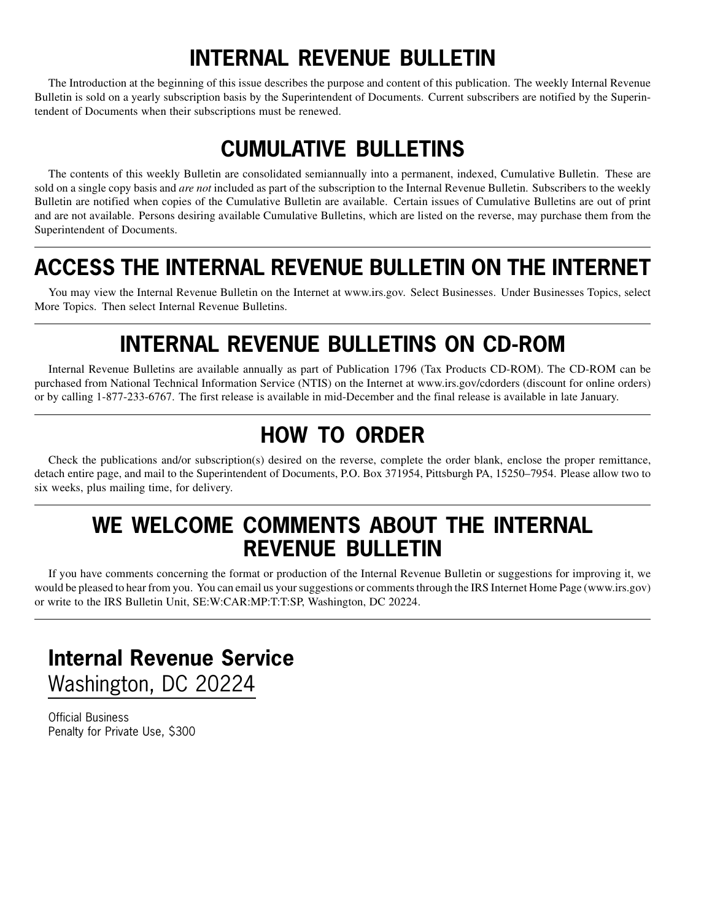# INTERNAL REVENUE BULLETIN

The Introduction at the beginning of this issue describes the purpose and content of this publication. The weekly Internal Revenue Bulletin is sold on a yearly subscription basis by the Superintendent of Documents. Current subscribers are notified by the Superintendent of Documents when their subscriptions must be renewed.

# CUMULATIVE BULLETINS

The contents of this weekly Bulletin are consolidated semiannually into a permanent, indexed, Cumulative Bulletin. These are sold on a single copy basis and *are not* included as part of the subscription to the Internal Revenue Bulletin. Subscribers to the weekly Bulletin are notified when copies of the Cumulative Bulletin are available. Certain issues of Cumulative Bulletins are out of print and are not available. Persons desiring available Cumulative Bulletins, which are listed on the reverse, may purchase them from the Superintendent of Documents.

# ACCESS THE INTERNAL REVENUE BULLETIN ON THE INTERNET

You may view the Internal Revenue Bulletin on the Internet at www.irs.gov. Select Businesses. Under Businesses Topics, select More Topics. Then select Internal Revenue Bulletins.

# INTERNAL REVENUE BULLETINS ON CD-ROM

Internal Revenue Bulletins are available annually as part of Publication 1796 (Tax Products CD-ROM). The CD-ROM can be purchased from National Technical Information Service (NTIS) on the Internet at www.irs.gov/cdorders (discount for online orders) or by calling 1-877-233-6767. The first release is available in mid-December and the final release is available in late January.

# HOW TO ORDER

Check the publications and/or subscription(s) desired on the reverse, complete the order blank, enclose the proper remittance, detach entire page, and mail to the Superintendent of Documents, P.O. Box 371954, Pittsburgh PA, 15250–7954. Please allow two to six weeks, plus mailing time, for delivery.

# WE WELCOME COMMENTS ABOUT THE INTERNAL REVENUE BULLETIN

If you have comments concerning the format or production of the Internal Revenue Bulletin or suggestions for improving it, we would be pleased to hear from you. You can email us your suggestions or comments through the IRS Internet Home Page (www.irs.gov) or write to the IRS Bulletin Unit, SE:W:CAR:MP:T:T:SP, Washington, DC 20224.

**Internal Revenue Service**
Washington, DC 20224

Official Business
Penalty for Private Use, $300